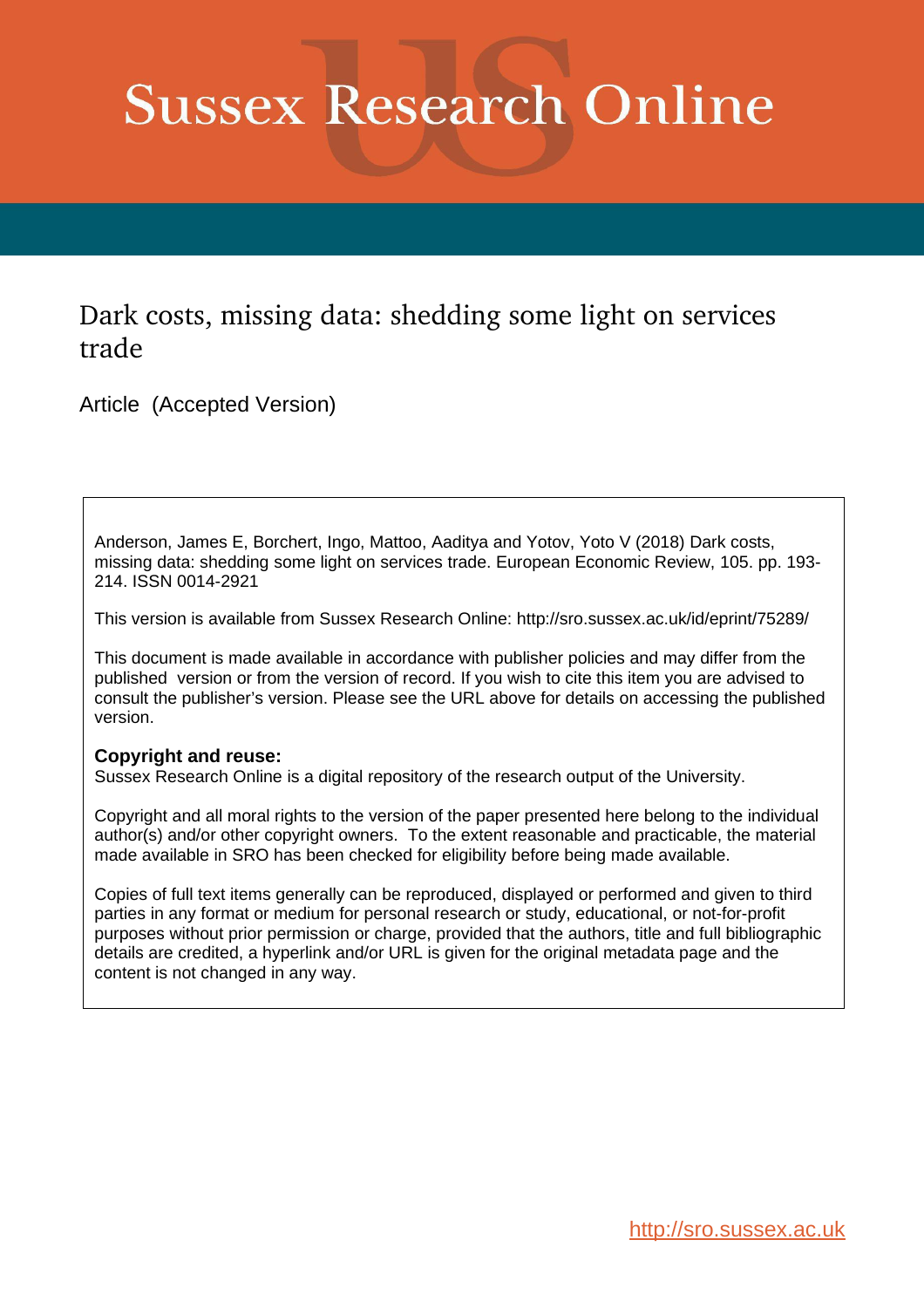# Sussex Research Online

## Dark costs, missing data: shedding some light on services trade

Article (Accepted Version)

Anderson, James E, Borchert, Ingo, Mattoo, Aaditya and Yotov, Yoto V (2018) Dark costs, missing data: shedding some light on services trade. European Economic Review, 105. pp. 193-214. ISSN 0014-2921

This version is available from Sussex Research Online: http://sro.sussex.ac.uk/id/eprint/75289/

This document is made available in accordance with publisher policies and may differ from the published version or from the version of record. If you wish to cite this item you are advised to consult the publisher's version. Please see the URL above for details on accessing the published version.

**Copyright and reuse:**
Sussex Research Online is a digital repository of the research output of the University.

Copyright and all moral rights to the version of the paper presented here belong to the individual author(s) and/or other copyright owners. To the extent reasonable and practicable, the material made available in SRO has been checked for eligibility before being made available.

Copies of full text items generally can be reproduced, displayed or performed and given to third parties in any format or medium for personal research or study, educational, or not-for-profit purposes without prior permission or charge, provided that the authors, title and full bibliographic details are credited, a hyperlink and/or URL is given for the original metadata page and the content is not changed in any way.

http://sro.sussex.ac.uk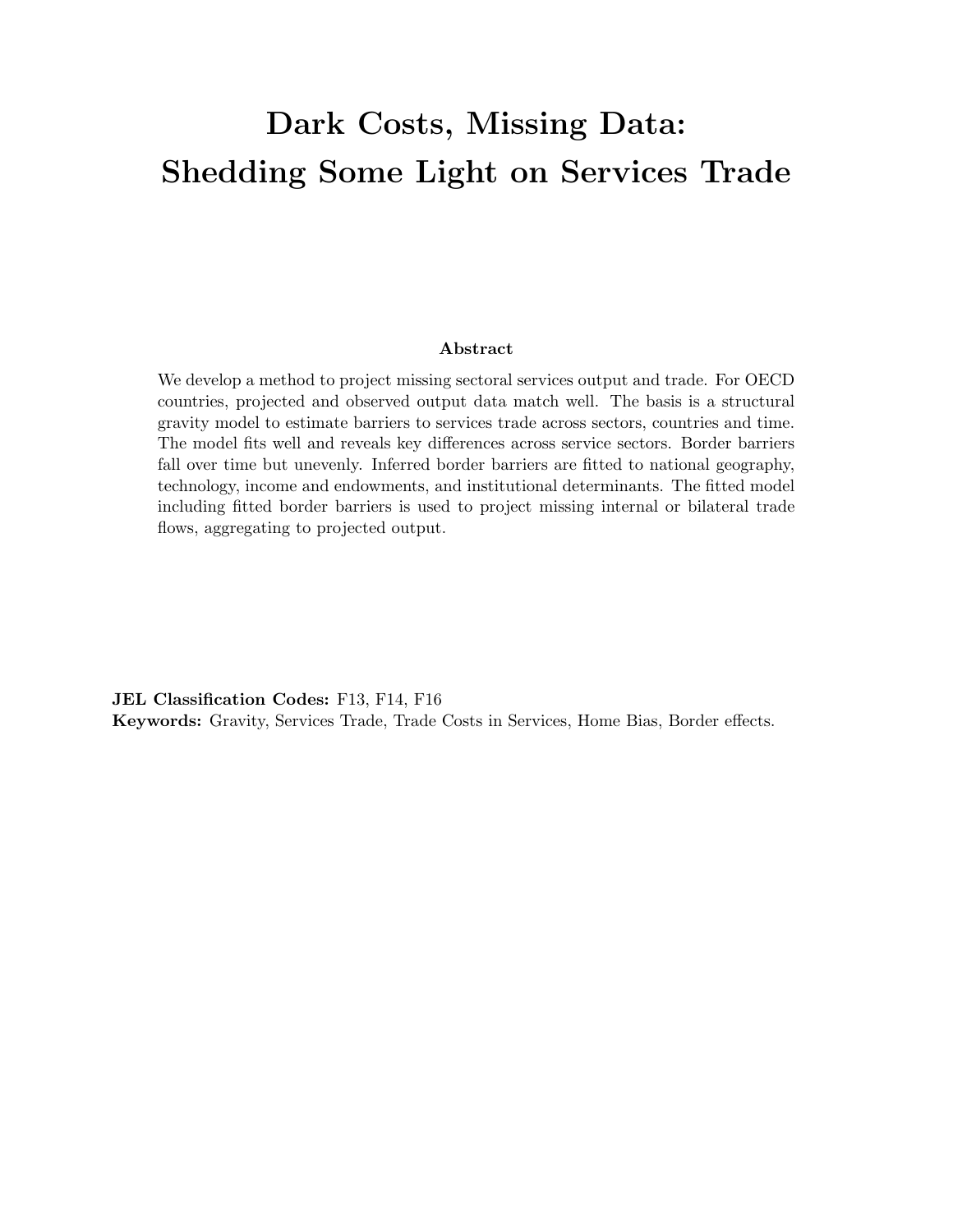# Dark Costs, Missing Data: Shedding Some Light on Services Trade

## Abstract

We develop a method to project missing sectoral services output and trade. For OECD countries, projected and observed output data match well. The basis is a structural gravity model to estimate barriers to services trade across sectors, countries and time. The model fits well and reveals key differences across service sectors. Border barriers fall over time but unevenly. Inferred border barriers are fitted to national geography, technology, income and endowments, and institutional determinants. The fitted model including fitted border barriers is used to project missing internal or bilateral trade flows, aggregating to projected output.

**JEL Classification Codes:** F13, F14, F16
**Keywords:** Gravity, Services Trade, Trade Costs in Services, Home Bias, Border effects.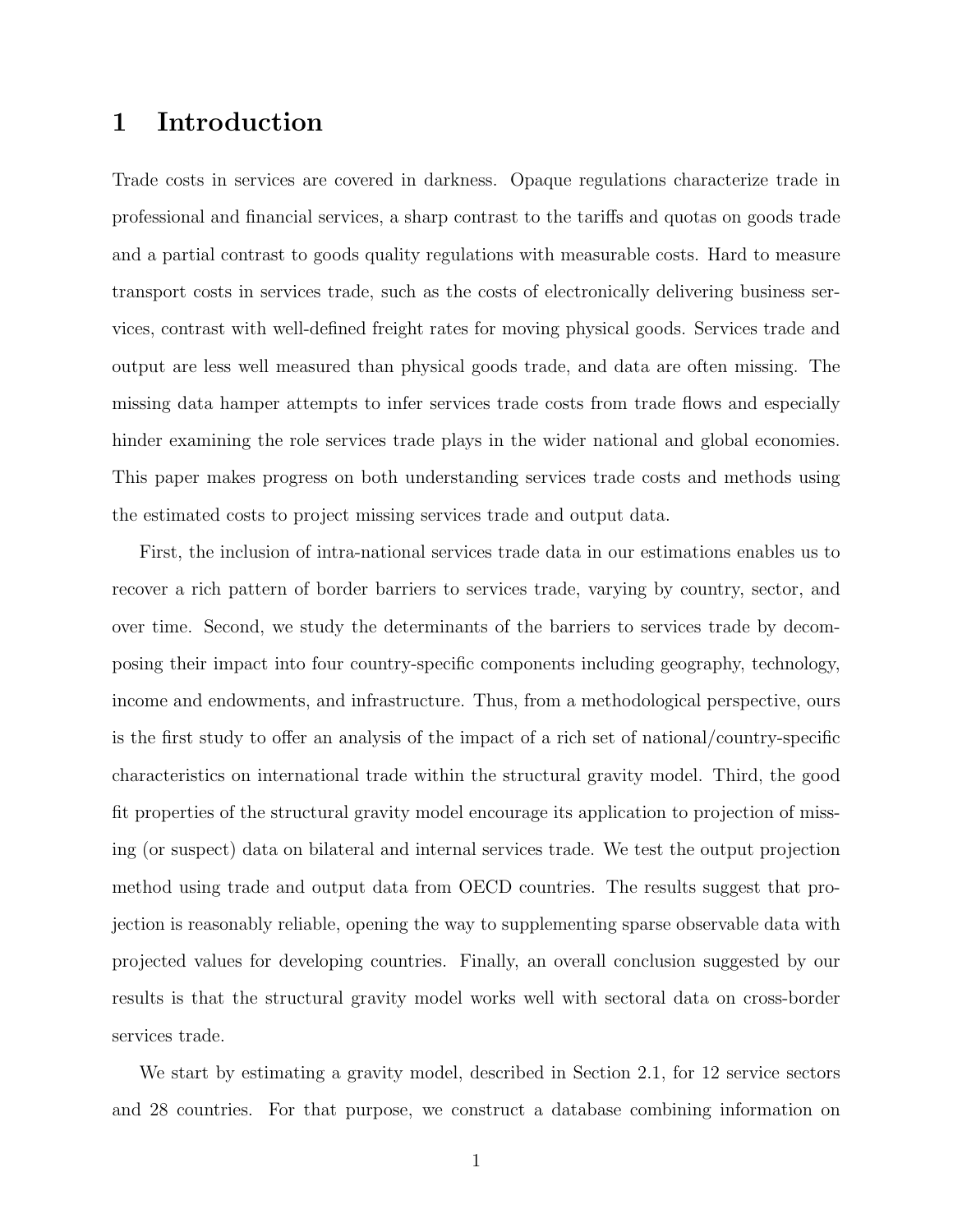# 1 Introduction

Trade costs in services are covered in darkness. Opaque regulations characterize trade in professional and financial services, a sharp contrast to the tariffs and quotas on goods trade and a partial contrast to goods quality regulations with measurable costs. Hard to measure transport costs in services trade, such as the costs of electronically delivering business services, contrast with well-defined freight rates for moving physical goods. Services trade and output are less well measured than physical goods trade, and data are often missing. The missing data hamper attempts to infer services trade costs from trade flows and especially hinder examining the role services trade plays in the wider national and global economies. This paper makes progress on both understanding services trade costs and methods using the estimated costs to project missing services trade and output data.

First, the inclusion of intra-national services trade data in our estimations enables us to recover a rich pattern of border barriers to services trade, varying by country, sector, and over time. Second, we study the determinants of the barriers to services trade by decomposing their impact into four country-specific components including geography, technology, income and endowments, and infrastructure. Thus, from a methodological perspective, ours is the first study to offer an analysis of the impact of a rich set of national/country-specific characteristics on international trade within the structural gravity model. Third, the good fit properties of the structural gravity model encourage its application to projection of missing (or suspect) data on bilateral and internal services trade. We test the output projection method using trade and output data from OECD countries. The results suggest that projection is reasonably reliable, opening the way to supplementing sparse observable data with projected values for developing countries. Finally, an overall conclusion suggested by our results is that the structural gravity model works well with sectoral data on cross-border services trade.

We start by estimating a gravity model, described in Section 2.1, for 12 service sectors and 28 countries. For that purpose, we construct a database combining information on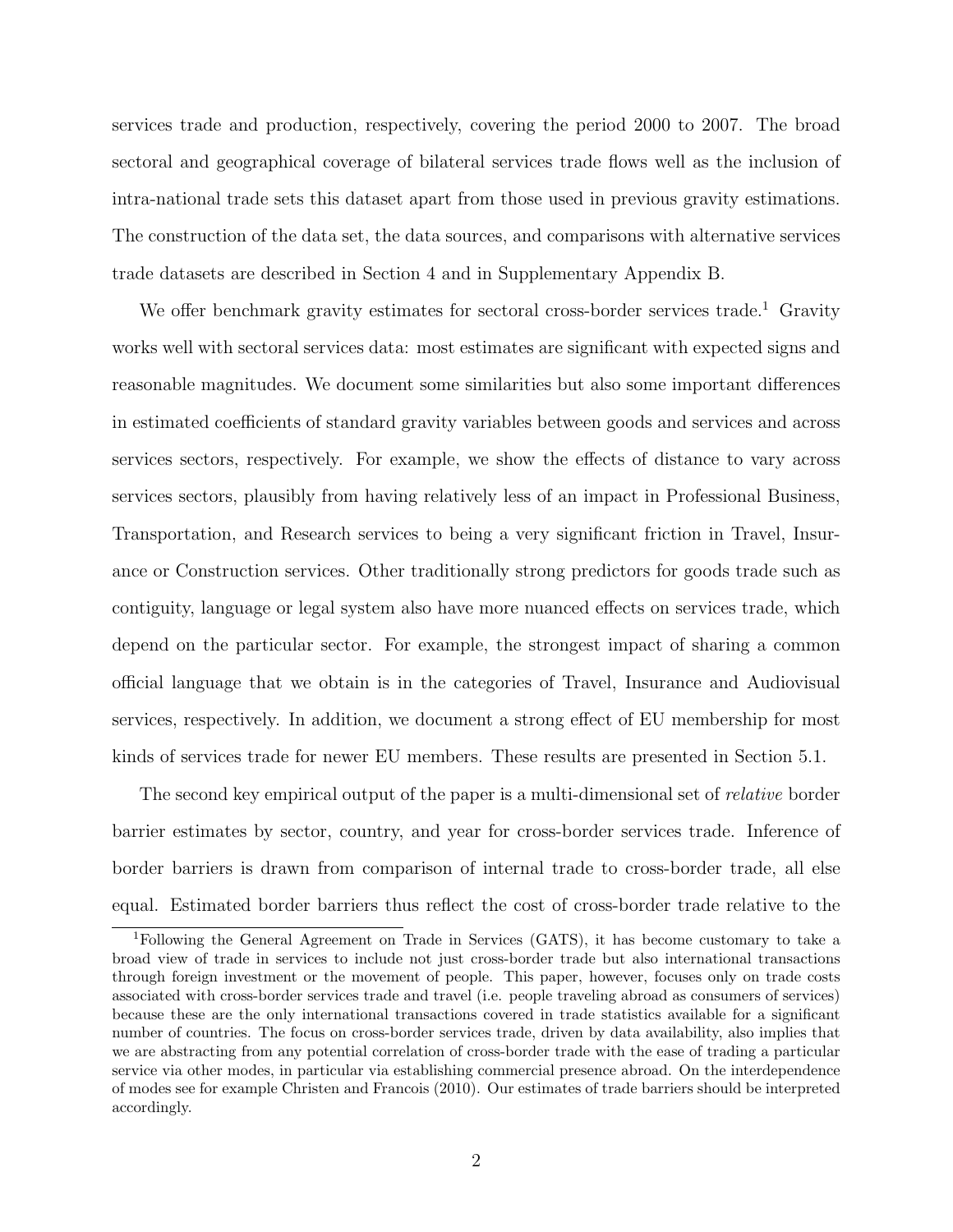services trade and production, respectively, covering the period 2000 to 2007. The broad sectoral and geographical coverage of bilateral services trade flows well as the inclusion of intra-national trade sets this dataset apart from those used in previous gravity estimations. The construction of the data set, the data sources, and comparisons with alternative services trade datasets are described in Section 4 and in Supplementary Appendix B.

We offer benchmark gravity estimates for sectoral cross-border services trade.[1] Gravity works well with sectoral services data: most estimates are significant with expected signs and reasonable magnitudes. We document some similarities but also some important differences in estimated coefficients of standard gravity variables between goods and services and across services sectors, respectively. For example, we show the effects of distance to vary across services sectors, plausibly from having relatively less of an impact in Professional Business, Transportation, and Research services to being a very significant friction in Travel, Insurance or Construction services. Other traditionally strong predictors for goods trade such as contiguity, language or legal system also have more nuanced effects on services trade, which depend on the particular sector. For example, the strongest impact of sharing a common official language that we obtain is in the categories of Travel, Insurance and Audiovisual services, respectively. In addition, we document a strong effect of EU membership for most kinds of services trade for newer EU members. These results are presented in Section 5.1.

The second key empirical output of the paper is a multi-dimensional set of *relative* border barrier estimates by sector, country, and year for cross-border services trade. Inference of border barriers is drawn from comparison of internal trade to cross-border trade, all else equal. Estimated border barriers thus reflect the cost of cross-border trade relative to the

[1] Following the General Agreement on Trade in Services (GATS), it has become customary to take a broad view of trade in services to include not just cross-border trade but also international transactions through foreign investment or the movement of people. This paper, however, focuses only on trade costs associated with cross-border services trade and travel (i.e. people traveling abroad as consumers of services) because these are the only international transactions covered in trade statistics available for a significant number of countries. The focus on cross-border services trade, driven by data availability, also implies that we are abstracting from any potential correlation of cross-border trade with the ease of trading a particular service via other modes, in particular via establishing commercial presence abroad. On the interdependence of modes see for example Christen and Francois (2010). Our estimates of trade barriers should be interpreted accordingly.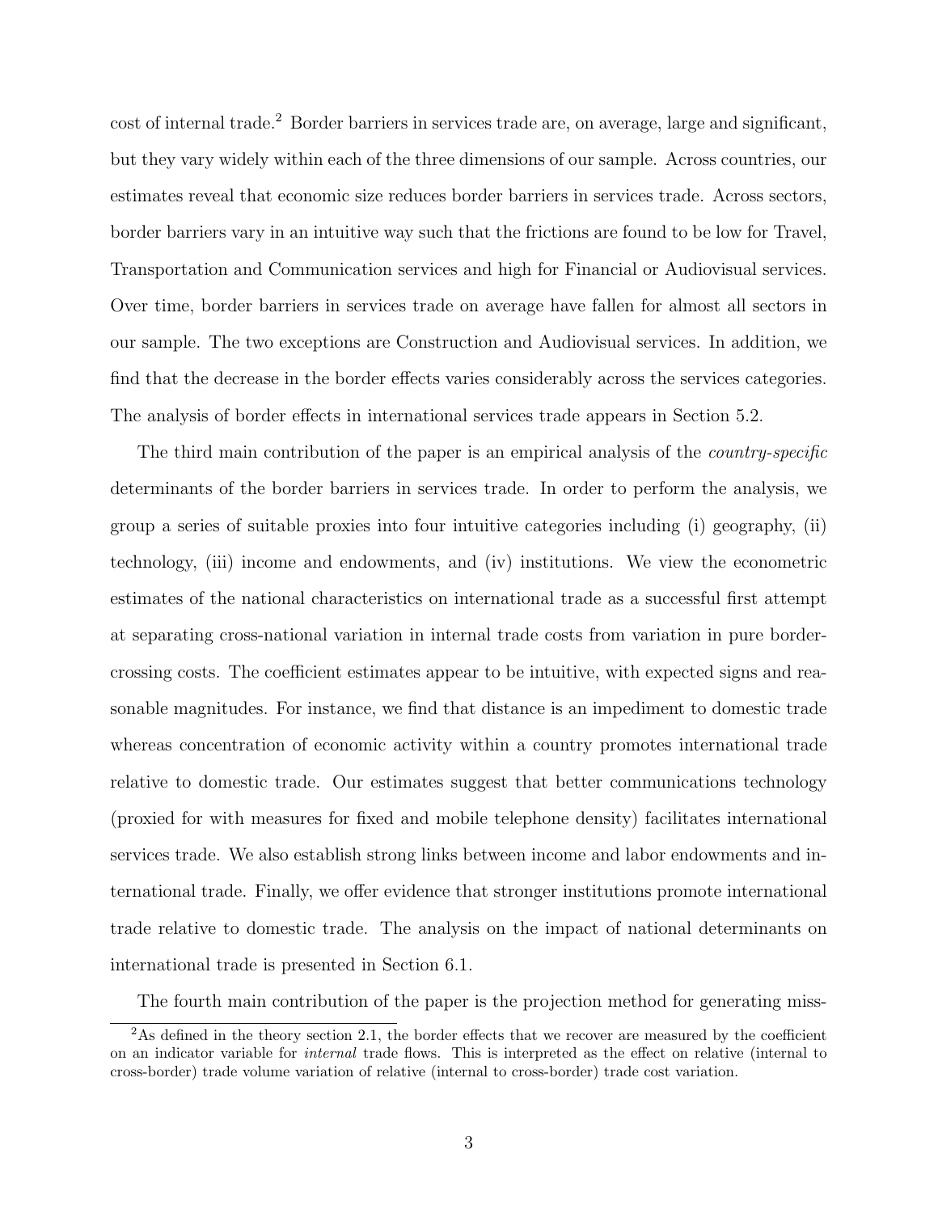cost of internal trade.[2] Border barriers in services trade are, on average, large and significant, but they vary widely within each of the three dimensions of our sample. Across countries, our estimates reveal that economic size reduces border barriers in services trade. Across sectors, border barriers vary in an intuitive way such that the frictions are found to be low for Travel, Transportation and Communication services and high for Financial or Audiovisual services. Over time, border barriers in services trade on average have fallen for almost all sectors in our sample. The two exceptions are Construction and Audiovisual services. In addition, we find that the decrease in the border effects varies considerably across the services categories. The analysis of border effects in international services trade appears in Section 5.2.

The third main contribution of the paper is an empirical analysis of the *country-specific* determinants of the border barriers in services trade. In order to perform the analysis, we group a series of suitable proxies into four intuitive categories including (i) geography, (ii) technology, (iii) income and endowments, and (iv) institutions. We view the econometric estimates of the national characteristics on international trade as a successful first attempt at separating cross-national variation in internal trade costs from variation in pure border-crossing costs. The coefficient estimates appear to be intuitive, with expected signs and reasonable magnitudes. For instance, we find that distance is an impediment to domestic trade whereas concentration of economic activity within a country promotes international trade relative to domestic trade. Our estimates suggest that better communications technology (proxied for with measures for fixed and mobile telephone density) facilitates international services trade. We also establish strong links between income and labor endowments and international trade. Finally, we offer evidence that stronger institutions promote international trade relative to domestic trade. The analysis on the impact of national determinants on international trade is presented in Section 6.1.

The fourth main contribution of the paper is the projection method for generating miss-

[2] As defined in the theory section 2.1, the border effects that we recover are measured by the coefficient on an indicator variable for *internal* trade flows. This is interpreted as the effect on relative (internal to cross-border) trade volume variation of relative (internal to cross-border) trade cost variation.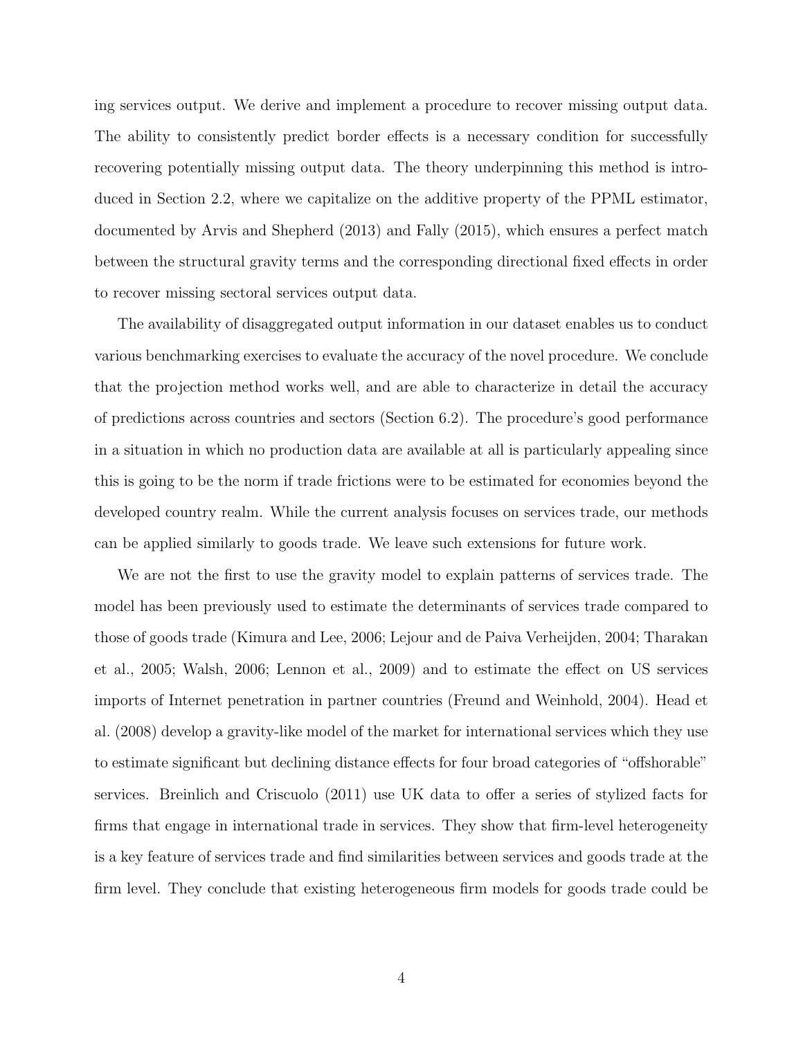ing services output. We derive and implement a procedure to recover missing output data. The ability to consistently predict border effects is a necessary condition for successfully recovering potentially missing output data. The theory underpinning this method is introduced in Section 2.2, where we capitalize on the additive property of the PPML estimator, documented by Arvis and Shepherd (2013) and Fally (2015), which ensures a perfect match between the structural gravity terms and the corresponding directional fixed effects in order to recover missing sectoral services output data.

The availability of disaggregated output information in our dataset enables us to conduct various benchmarking exercises to evaluate the accuracy of the novel procedure. We conclude that the projection method works well, and are able to characterize in detail the accuracy of predictions across countries and sectors (Section 6.2). The procedure's good performance in a situation in which no production data are available at all is particularly appealing since this is going to be the norm if trade frictions were to be estimated for economies beyond the developed country realm. While the current analysis focuses on services trade, our methods can be applied similarly to goods trade. We leave such extensions for future work.

We are not the first to use the gravity model to explain patterns of services trade. The model has been previously used to estimate the determinants of services trade compared to those of goods trade (Kimura and Lee, 2006; Lejour and de Paiva Verheijden, 2004; Tharakan et al., 2005; Walsh, 2006; Lennon et al., 2009) and to estimate the effect on US services imports of Internet penetration in partner countries (Freund and Weinhold, 2004). Head et al. (2008) develop a gravity-like model of the market for international services which they use to estimate significant but declining distance effects for four broad categories of "offshorable" services. Breinlich and Criscuolo (2011) use UK data to offer a series of stylized facts for firms that engage in international trade in services. They show that firm-level heterogeneity is a key feature of services trade and find similarities between services and goods trade at the firm level. They conclude that existing heterogeneous firm models for goods trade could be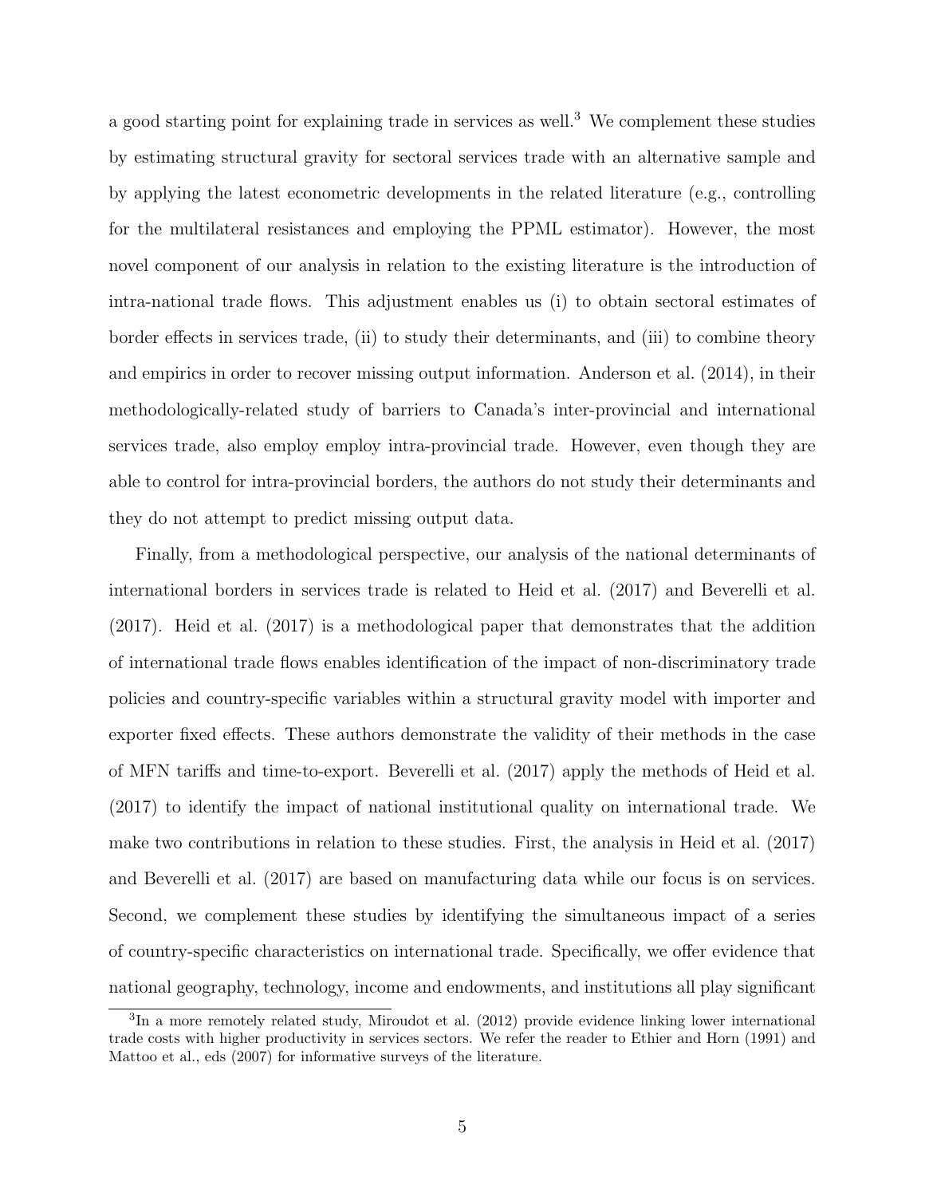a good starting point for explaining trade in services as well.[3] We complement these studies by estimating structural gravity for sectoral services trade with an alternative sample and by applying the latest econometric developments in the related literature (e.g., controlling for the multilateral resistances and employing the PPML estimator). However, the most novel component of our analysis in relation to the existing literature is the introduction of intra-national trade flows. This adjustment enables us (i) to obtain sectoral estimates of border effects in services trade, (ii) to study their determinants, and (iii) to combine theory and empirics in order to recover missing output information. Anderson et al. (2014), in their methodologically-related study of barriers to Canada's inter-provincial and international services trade, also employ employ intra-provincial trade. However, even though they are able to control for intra-provincial borders, the authors do not study their determinants and they do not attempt to predict missing output data.

Finally, from a methodological perspective, our analysis of the national determinants of international borders in services trade is related to Heid et al. (2017) and Beverelli et al. (2017). Heid et al. (2017) is a methodological paper that demonstrates that the addition of international trade flows enables identification of the impact of non-discriminatory trade policies and country-specific variables within a structural gravity model with importer and exporter fixed effects. These authors demonstrate the validity of their methods in the case of MFN tariffs and time-to-export. Beverelli et al. (2017) apply the methods of Heid et al. (2017) to identify the impact of national institutional quality on international trade. We make two contributions in relation to these studies. First, the analysis in Heid et al. (2017) and Beverelli et al. (2017) are based on manufacturing data while our focus is on services. Second, we complement these studies by identifying the simultaneous impact of a series of country-specific characteristics on international trade. Specifically, we offer evidence that national geography, technology, income and endowments, and institutions all play significant

[3] In a more remotely related study, Miroudot et al. (2012) provide evidence linking lower international trade costs with higher productivity in services sectors. We refer the reader to Ethier and Horn (1991) and Mattoo et al., eds (2007) for informative surveys of the literature.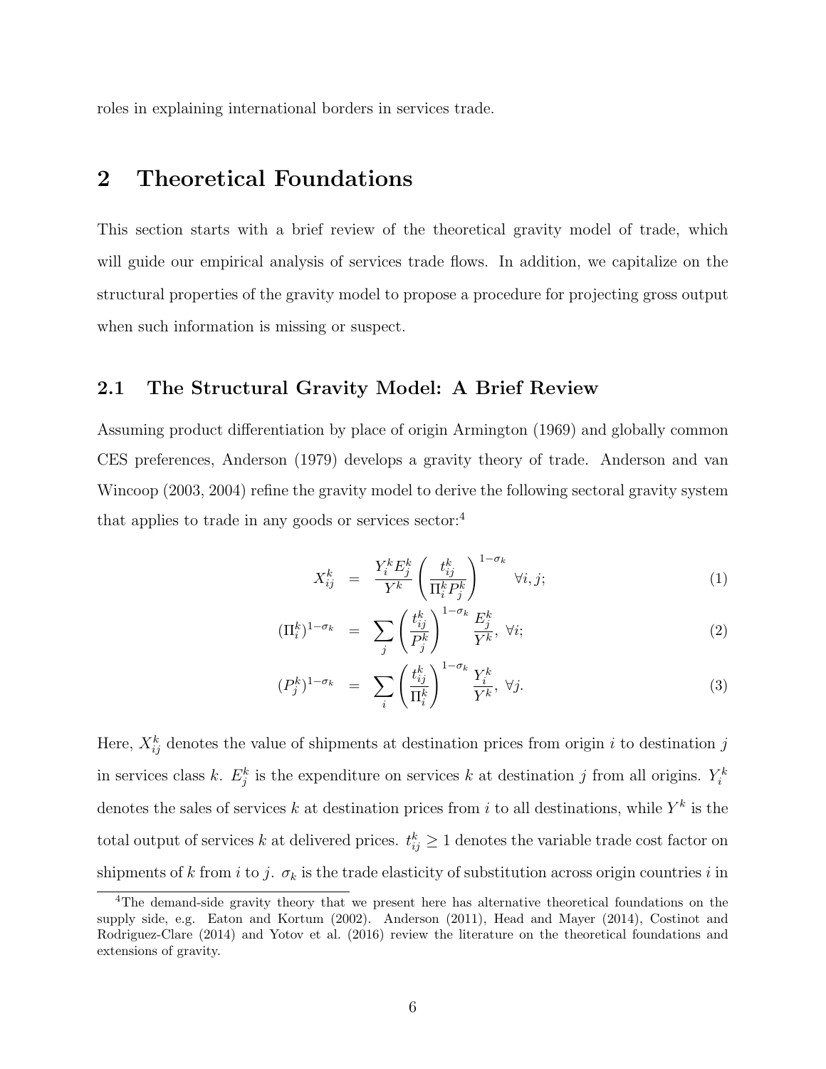roles in explaining international borders in services trade.

# 2 Theoretical Foundations

This section starts with a brief review of the theoretical gravity model of trade, which will guide our empirical analysis of services trade flows. In addition, we capitalize on the structural properties of the gravity model to propose a procedure for projecting gross output when such information is missing or suspect.

## 2.1 The Structural Gravity Model: A Brief Review

Assuming product differentiation by place of origin Armington (1969) and globally common CES preferences, Anderson (1979) develops a gravity theory of trade. Anderson and van Wincoop (2003, 2004) refine the gravity model to derive the following sectoral gravity system that applies to trade in any goods or services sector:[4]

$$X_{ij}^k = \frac{Y_i^k E_j^k}{Y^k} \left( \frac{t_{ij}^k}{\Pi_i^k P_j^k} \right)^{1-\sigma_k} \quad \forall i, j; \tag{1}$$

$$(\Pi_i^k)^{1-\sigma_k} = \sum_j \left( \frac{t_{ij}^k}{P_j^k} \right)^{1-\sigma_k} \frac{E_j^k}{Y^k}, \ \forall i; \tag{2}$$

$$(P_j^k)^{1-\sigma_k} = \sum_i \left( \frac{t_{ij}^k}{\Pi_i^k} \right)^{1-\sigma_k} \frac{Y_i^k}{Y^k}, \ \forall j. \tag{3}$$

Here, $X_{ij}^k$ denotes the value of shipments at destination prices from origin $i$ to destination $j$ in services class $k$. $E_j^k$ is the expenditure on services $k$ at destination $j$ from all origins. $Y_i^k$ denotes the sales of services $k$ at destination prices from $i$ to all destinations, while $Y^k$ is the total output of services $k$ at delivered prices. $t_{ij}^k \geq 1$ denotes the variable trade cost factor on shipments of $k$ from $i$ to $j$. $\sigma_k$ is the trade elasticity of substitution across origin countries $i$ in

[4] The demand-side gravity theory that we present here has alternative theoretical foundations on the supply side, e.g. Eaton and Kortum (2002). Anderson (2011), Head and Mayer (2014), Costinot and Rodriguez-Clare (2014) and Yotov et al. (2016) review the literature on the theoretical foundations and extensions of gravity.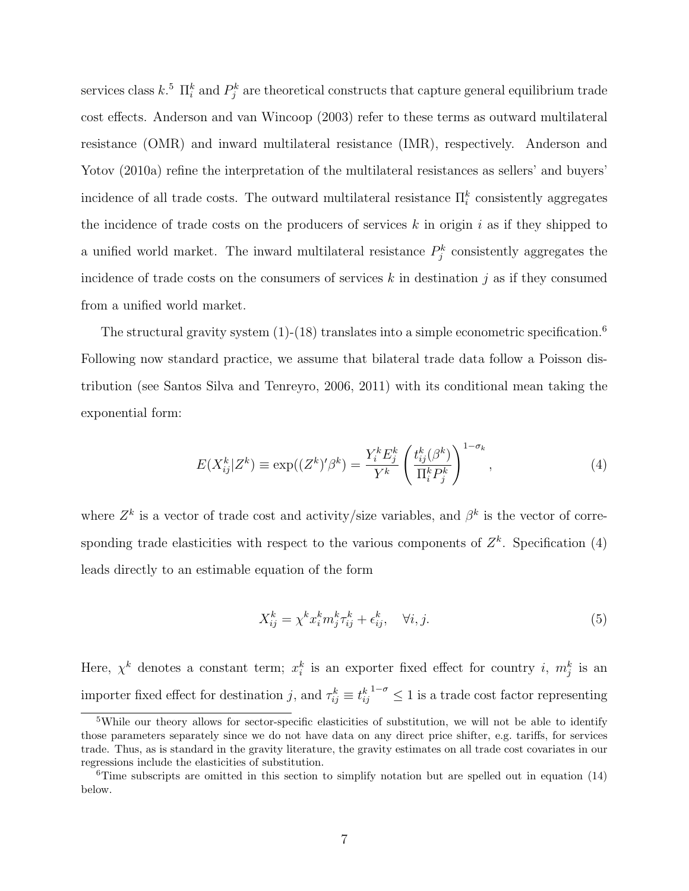services class $k$.[5] $\Pi_i^k$ and $P_j^k$ are theoretical constructs that capture general equilibrium trade cost effects. Anderson and van Wincoop (2003) refer to these terms as outward multilateral resistance (OMR) and inward multilateral resistance (IMR), respectively. Anderson and Yotov (2010a) refine the interpretation of the multilateral resistances as sellers' and buyers' incidence of all trade costs. The outward multilateral resistance $\Pi_i^k$ consistently aggregates the incidence of trade costs on the producers of services $k$ in origin $i$ as if they shipped to a unified world market. The inward multilateral resistance $P_j^k$ consistently aggregates the incidence of trade costs on the consumers of services $k$ in destination $j$ as if they consumed from a unified world market.

The structural gravity system (1)-(18) translates into a simple econometric specification.[6] Following now standard practice, we assume that bilateral trade data follow a Poisson distribution (see Santos Silva and Tenreyro, 2006, 2011) with its conditional mean taking the exponential form:

$$E(X_{ij}^k|Z^k) \equiv \exp((Z^k)'\beta^k) = \frac{Y_i^k E_j^k}{Y^k}\left(\frac{t_{ij}^k(\beta^k)}{\Pi_i^k P_j^k}\right)^{1-\sigma_k}, \tag{4}$$

where $Z^k$ is a vector of trade cost and activity/size variables, and $\beta^k$ is the vector of corresponding trade elasticities with respect to the various components of $Z^k$. Specification (4) leads directly to an estimable equation of the form

$$X_{ij}^k = \chi^k x_i^k m_j^k \tau_{ij}^k + \epsilon_{ij}^k, \quad \forall i,j. \tag{5}$$

Here, $\chi^k$ denotes a constant term; $x_i^k$ is an exporter fixed effect for country $i$, $m_j^k$ is an importer fixed effect for destination $j$, and $\tau_{ij}^k \equiv {t_{ij}^k}^{1-\sigma} \leq 1$ is a trade cost factor representing

[5]While our theory allows for sector-specific elasticities of substitution, we will not be able to identify those parameters separately since we do not have data on any direct price shifter, e.g. tariffs, for services trade. Thus, as is standard in the gravity literature, the gravity estimates on all trade cost covariates in our regressions include the elasticities of substitution.

[6]Time subscripts are omitted in this section to simplify notation but are spelled out in equation (14) below.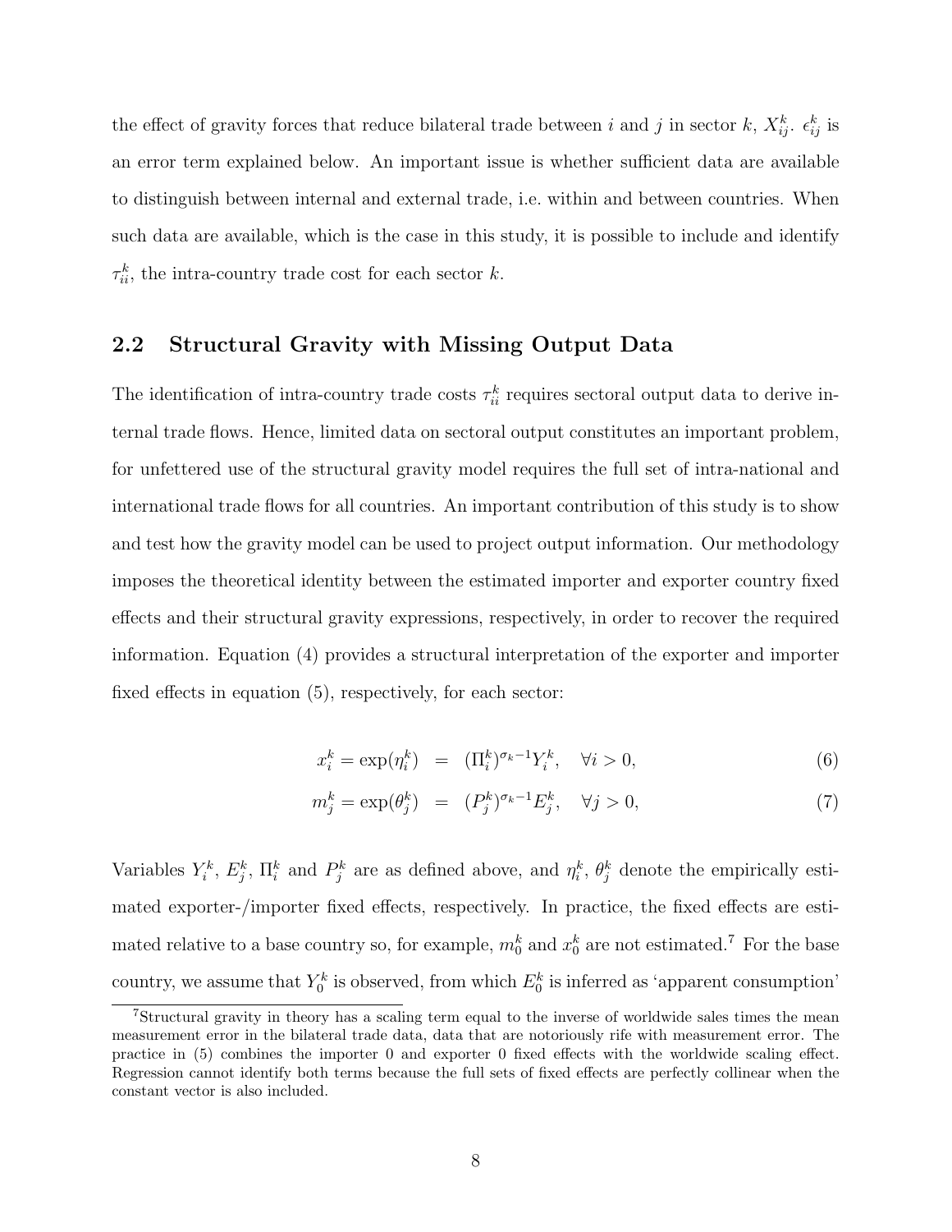the effect of gravity forces that reduce bilateral trade between $i$ and $j$ in sector $k$, $X_{ij}^k$. $\epsilon_{ij}^k$ is an error term explained below. An important issue is whether sufficient data are available to distinguish between internal and external trade, i.e. within and between countries. When such data are available, which is the case in this study, it is possible to include and identify $\tau_{ii}^k$, the intra-country trade cost for each sector $k$.

## 2.2 Structural Gravity with Missing Output Data

The identification of intra-country trade costs $\tau_{ii}^k$ requires sectoral output data to derive internal trade flows. Hence, limited data on sectoral output constitutes an important problem, for unfettered use of the structural gravity model requires the full set of intra-national and international trade flows for all countries. An important contribution of this study is to show and test how the gravity model can be used to project output information. Our methodology imposes the theoretical identity between the estimated importer and exporter country fixed effects and their structural gravity expressions, respectively, in order to recover the required information. Equation (4) provides a structural interpretation of the exporter and importer fixed effects in equation (5), respectively, for each sector:

$$x_i^k = \exp(\eta_i^k) = (\Pi_i^k)^{\sigma_k - 1} Y_i^k, \quad \forall i > 0, \tag{6}$$

$$m_j^k = \exp(\theta_j^k) = (P_j^k)^{\sigma_k - 1} E_j^k, \quad \forall j > 0, \tag{7}$$

Variables $Y_i^k$, $E_j^k$, $\Pi_i^k$ and $P_j^k$ are as defined above, and $\eta_i^k$, $\theta_j^k$ denote the empirically estimated exporter-/importer fixed effects, respectively. In practice, the fixed effects are estimated relative to a base country so, for example, $m_0^k$ and $x_0^k$ are not estimated.[7] For the base country, we assume that $Y_0^k$ is observed, from which $E_0^k$ is inferred as 'apparent consumption'

[7] Structural gravity in theory has a scaling term equal to the inverse of worldwide sales times the mean measurement error in the bilateral trade data, data that are notoriously rife with measurement error. The practice in (5) combines the importer 0 and exporter 0 fixed effects with the worldwide scaling effect. Regression cannot identify both terms because the full sets of fixed effects are perfectly collinear when the constant vector is also included.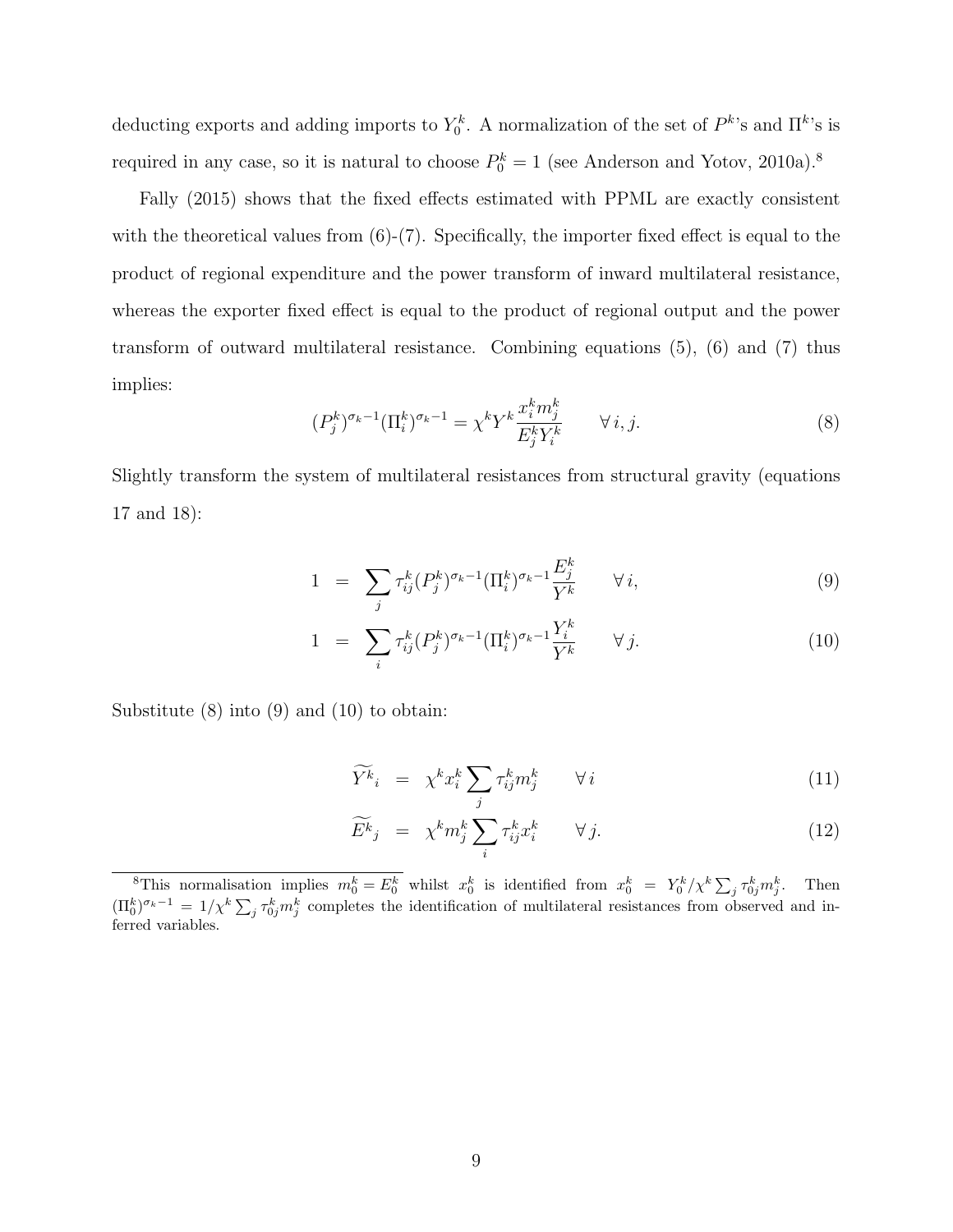deducting exports and adding imports to $Y_0^k$. A normalization of the set of $P^k$'s and $\Pi^k$'s is required in any case, so it is natural to choose $P_0^k = 1$ (see Anderson and Yotov, 2010a).[8]

Fally (2015) shows that the fixed effects estimated with PPML are exactly consistent with the theoretical values from (6)-(7). Specifically, the importer fixed effect is equal to the product of regional expenditure and the power transform of inward multilateral resistance, whereas the exporter fixed effect is equal to the product of regional output and the power transform of outward multilateral resistance. Combining equations (5), (6) and (7) thus implies:

$$(P_j^k)^{\sigma_k - 1}(\Pi_i^k)^{\sigma_k - 1} = \chi^k Y^k \frac{x_i^k m_j^k}{E_j^k Y_i^k} \qquad \forall\, i, j. \tag{8}$$

Slightly transform the system of multilateral resistances from structural gravity (equations 17 and 18):

$$1 = \sum_j \tau_{ij}^k (P_j^k)^{\sigma_k - 1}(\Pi_i^k)^{\sigma_k - 1} \frac{E_j^k}{Y^k} \qquad \forall\, i, \tag{9}$$

$$1 = \sum_i \tau_{ij}^k (P_j^k)^{\sigma_k - 1}(\Pi_i^k)^{\sigma_k - 1} \frac{Y_i^k}{Y^k} \qquad \forall\, j. \tag{10}$$

Substitute (8) into (9) and (10) to obtain:

$$\widetilde{Y^k}_i = \chi^k x_i^k \sum_j \tau_{ij}^k m_j^k \qquad \forall\, i \tag{11}$$

$$\widetilde{E^k}_j = \chi^k m_j^k \sum_i \tau_{ij}^k x_i^k \qquad \forall\, j. \tag{12}$$

[8] This normalisation implies $m_0^k = E_0^k$ whilst $x_0^k$ is identified from $x_0^k = Y_0^k / \chi^k \sum_j \tau_{0j}^k m_j^k$. Then $(\Pi_0^k)^{\sigma_k - 1} = 1/\chi^k \sum_j \tau_{0j}^k m_j^k$ completes the identification of multilateral resistances from observed and inferred variables.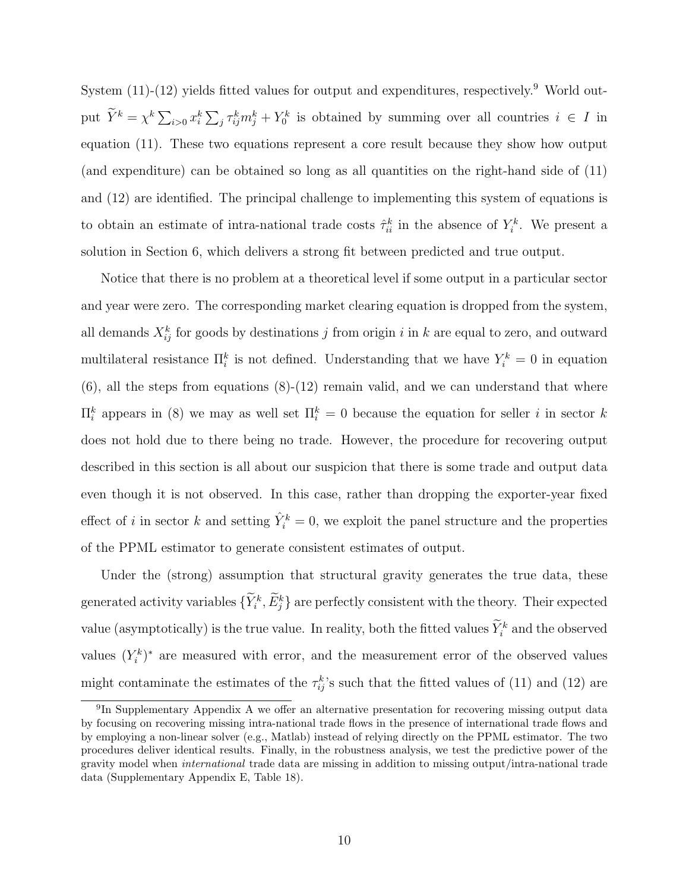System (11)-(12) yields fitted values for output and expenditures, respectively.[9] World output $\widetilde{Y}^k = \chi^k \sum_{i>0} x_i^k \sum_j \tau_{ij}^k m_j^k + Y_0^k$ is obtained by summing over all countries $i \in I$ in equation (11). These two equations represent a core result because they show how output (and expenditure) can be obtained so long as all quantities on the right-hand side of (11) and (12) are identified. The principal challenge to implementing this system of equations is to obtain an estimate of intra-national trade costs $\hat{\tau}_{ii}^k$ in the absence of $Y_i^k$. We present a solution in Section 6, which delivers a strong fit between predicted and true output.

Notice that there is no problem at a theoretical level if some output in a particular sector and year were zero. The corresponding market clearing equation is dropped from the system, all demands $X_{ij}^k$ for goods by destinations $j$ from origin $i$ in $k$ are equal to zero, and outward multilateral resistance $\Pi_i^k$ is not defined. Understanding that we have $Y_i^k = 0$ in equation (6), all the steps from equations (8)-(12) remain valid, and we can understand that where $\Pi_i^k$ appears in (8) we may as well set $\Pi_i^k = 0$ because the equation for seller $i$ in sector $k$ does not hold due to there being no trade. However, the procedure for recovering output described in this section is all about our suspicion that there is some trade and output data even though it is not observed. In this case, rather than dropping the exporter-year fixed effect of $i$ in sector $k$ and setting $\hat{Y}_i^k = 0$, we exploit the panel structure and the properties of the PPML estimator to generate consistent estimates of output.

Under the (strong) assumption that structural gravity generates the true data, these generated activity variables $\{\widetilde{Y}_i^k, \widetilde{E}_j^k\}$ are perfectly consistent with the theory. Their expected value (asymptotically) is the true value. In reality, both the fitted values $\widetilde{Y}_i^k$ and the observed values $(Y_i^k)^*$ are measured with error, and the measurement error of the observed values might contaminate the estimates of the $\tau_{ij}^k$'s such that the fitted values of (11) and (12) are

[9] In Supplementary Appendix A we offer an alternative presentation for recovering missing output data by focusing on recovering missing intra-national trade flows in the presence of international trade flows and by employing a non-linear solver (e.g., Matlab) instead of relying directly on the PPML estimator. The two procedures deliver identical results. Finally, in the robustness analysis, we test the predictive power of the gravity model when *international* trade data are missing in addition to missing output/intra-national trade data (Supplementary Appendix E, Table 18).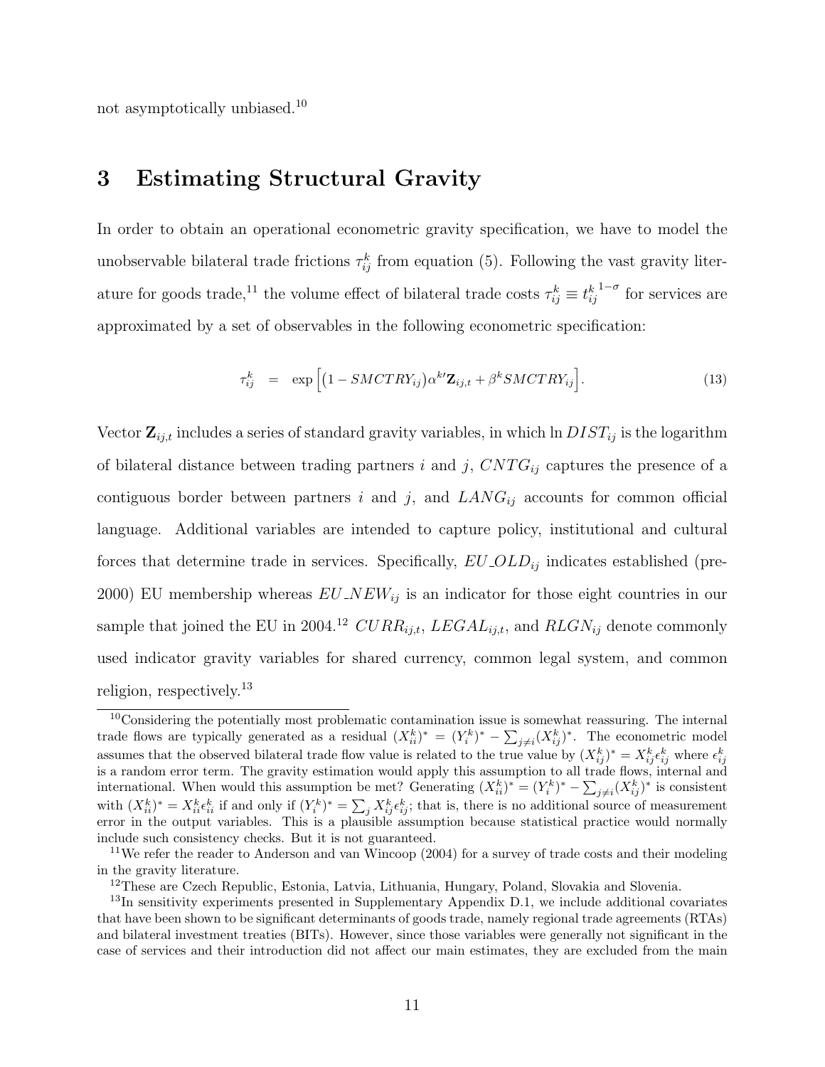not asymptotically unbiased.[10]

# 3 Estimating Structural Gravity

In order to obtain an operational econometric gravity specification, we have to model the unobservable bilateral trade frictions $\tau_{ij}^{k}$ from equation (5). Following the vast gravity literature for goods trade,[11] the volume effect of bilateral trade costs $\tau_{ij}^{k} \equiv {t_{ij}^{k}}^{1-\sigma}$ for services are approximated by a set of observables in the following econometric specification:

$$\tau_{ij}^{k} \;\; = \;\; \exp\Big[\big(1 - SMCTRY_{ij}\big)\alpha^{k\prime}\mathbf{Z}_{ij,t} + \beta^{k} SMCTRY_{ij}\Big]. \tag{13}$$

Vector $\mathbf{Z}_{ij,t}$ includes a series of standard gravity variables, in which $\ln DIST_{ij}$ is the logarithm of bilateral distance between trading partners $i$ and $j$, $CNTG_{ij}$ captures the presence of a contiguous border between partners $i$ and $j$, and $LANG_{ij}$ accounts for common official language. Additional variables are intended to capture policy, institutional and cultural forces that determine trade in services. Specifically, $EU\_OLD_{ij}$ indicates established (pre-2000) EU membership whereas $EU\_NEW_{ij}$ is an indicator for those eight countries in our sample that joined the EU in 2004.[12] $CURR_{ij,t}$, $LEGAL_{ij,t}$, and $RLGN_{ij}$ denote commonly used indicator gravity variables for shared currency, common legal system, and common religion, respectively.[13]

---

[10] Considering the potentially most problematic contamination issue is somewhat reassuring. The internal trade flows are typically generated as a residual $(X_{ii}^{k})^{*} = (Y_{i}^{k})^{*} - \sum_{j \neq i}(X_{ij}^{k})^{*}$. The econometric model assumes that the observed bilateral trade flow value is related to the true value by $(X_{ij}^{k})^{*} = X_{ij}^{k}\epsilon_{ij}^{k}$ where $\epsilon_{ij}^{k}$ is a random error term. The gravity estimation would apply this assumption to all trade flows, internal and international. When would this assumption be met? Generating $(X_{ii}^{k})^{*} = (Y_{i}^{k})^{*} - \sum_{j \neq i}(X_{ij}^{k})^{*}$ is consistent with $(X_{ii}^{k})^{*} = X_{ii}^{k}\epsilon_{ii}^{k}$ if and only if $(Y_{i}^{k})^{*} = \sum_{j} X_{ij}^{k}\epsilon_{ij}^{k}$; that is, there is no additional source of measurement error in the output variables. This is a plausible assumption because statistical practice would normally include such consistency checks. But it is not guaranteed.

[11] We refer the reader to Anderson and van Wincoop (2004) for a survey of trade costs and their modeling in the gravity literature.

[12] These are Czech Republic, Estonia, Latvia, Lithuania, Hungary, Poland, Slovakia and Slovenia.

[13] In sensitivity experiments presented in Supplementary Appendix D.1, we include additional covariates that have been shown to be significant determinants of goods trade, namely regional trade agreements (RTAs) and bilateral investment treaties (BITs). However, since those variables were generally not significant in the case of services and their introduction did not affect our main estimates, they are excluded from the main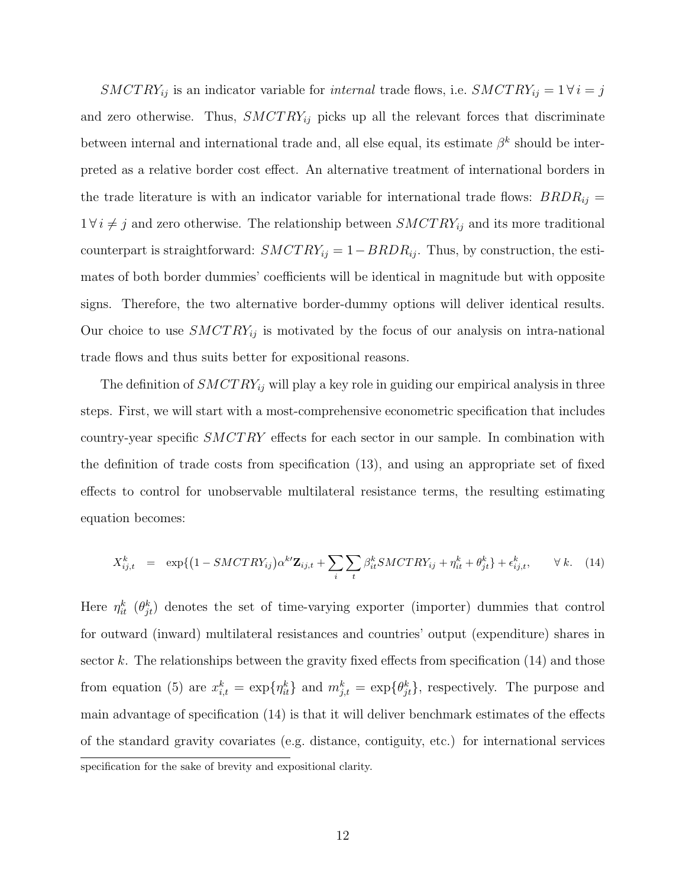$SMCTRY_{ij}$ is an indicator variable for *internal* trade flows, i.e. $SMCTRY_{ij} = 1 \, \forall \, i = j$ and zero otherwise. Thus, $SMCTRY_{ij}$ picks up all the relevant forces that discriminate between internal and international trade and, all else equal, its estimate $\beta^k$ should be interpreted as a relative border cost effect. An alternative treatment of international borders in the trade literature is with an indicator variable for international trade flows: $BRDR_{ij} = 1 \, \forall \, i \neq j$ and zero otherwise. The relationship between $SMCTRY_{ij}$ and its more traditional counterpart is straightforward: $SMCTRY_{ij} = 1 - BRDR_{ij}$. Thus, by construction, the estimates of both border dummies' coefficients will be identical in magnitude but with opposite signs. Therefore, the two alternative border-dummy options will deliver identical results. Our choice to use $SMCTRY_{ij}$ is motivated by the focus of our analysis on intra-national trade flows and thus suits better for expositional reasons.

The definition of $SMCTRY_{ij}$ will play a key role in guiding our empirical analysis in three steps. First, we will start with a most-comprehensive econometric specification that includes country-year specific $SMCTRY$ effects for each sector in our sample. In combination with the definition of trade costs from specification (13), and using an appropriate set of fixed effects to control for unobservable multilateral resistance terms, the resulting estimating equation becomes:

$$X_{ij,t}^k = \exp\{(1 - SMCTRY_{ij})\alpha^{k\prime}\mathbf{Z}_{ij,t} + \sum_i \sum_t \beta_{it}^k SMCTRY_{ij} + \eta_{it}^k + \theta_{jt}^k\} + \epsilon_{ij,t}^k, \qquad \forall \, k. \quad (14)$$

Here $\eta_{it}^k$ ($\theta_{jt}^k$) denotes the set of time-varying exporter (importer) dummies that control for outward (inward) multilateral resistances and countries' output (expenditure) shares in sector $k$. The relationships between the gravity fixed effects from specification (14) and those from equation (5) are $x_{i,t}^k = \exp\{\eta_{it}^k\}$ and $m_{j,t}^k = \exp\{\theta_{jt}^k\}$, respectively. The purpose and main advantage of specification (14) is that it will deliver benchmark estimates of the effects of the standard gravity covariates (e.g. distance, contiguity, etc.) for international services

specification for the sake of brevity and expositional clarity.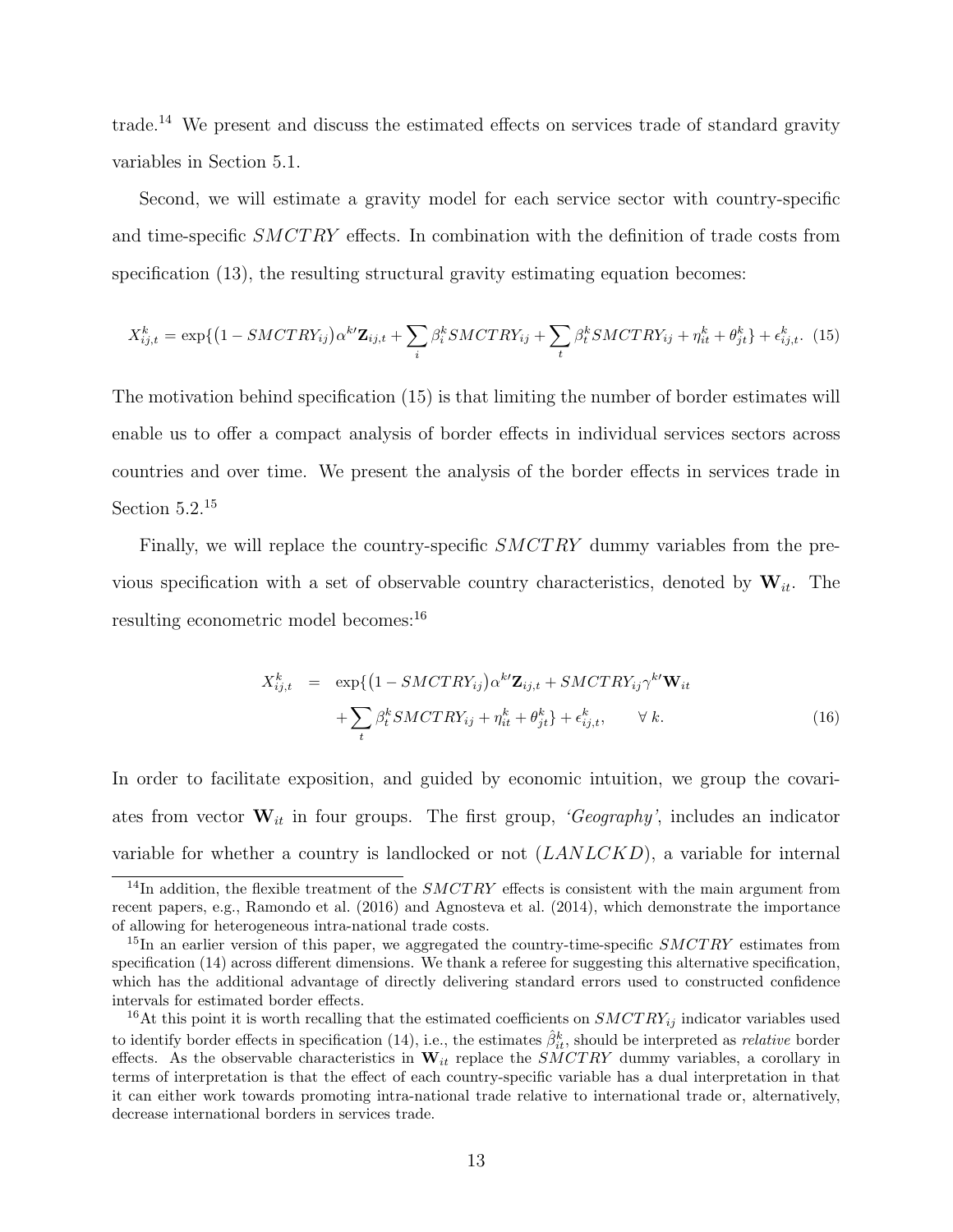trade.[14] We present and discuss the estimated effects on services trade of standard gravity variables in Section 5.1.

Second, we will estimate a gravity model for each service sector with country-specific and time-specific $SMCTRY$ effects. In combination with the definition of trade costs from specification (13), the resulting structural gravity estimating equation becomes:

$$X^k_{ij,t} = \exp\{(1 - SMCTRY_{ij})\alpha^{k\prime}\mathbf{Z}_{ij,t} + \sum_i \beta^k_i SMCTRY_{ij} + \sum_t \beta^k_t SMCTRY_{ij} + \eta^k_{it} + \theta^k_{jt}\} + \epsilon^k_{ij,t}. \quad (15)$$

The motivation behind specification (15) is that limiting the number of border estimates will enable us to offer a compact analysis of border effects in individual services sectors across countries and over time. We present the analysis of the border effects in services trade in Section 5.2.[15]

Finally, we will replace the country-specific $SMCTRY$ dummy variables from the previous specification with a set of observable country characteristics, denoted by $\mathbf{W}_{it}$. The resulting econometric model becomes:[16]

$$\begin{aligned} X^k_{ij,t} &= \exp\{(1 - SMCTRY_{ij})\alpha^{k\prime}\mathbf{Z}_{ij,t} + SMCTRY_{ij}\gamma^{k\prime}\mathbf{W}_{it} \\ &\quad + \sum_t \beta^k_t SMCTRY_{ij} + \eta^k_{it} + \theta^k_{jt}\} + \epsilon^k_{ij,t}, \qquad \forall\ k. \end{aligned} \quad (16)$$

In order to facilitate exposition, and guided by economic intuition, we group the covariates from vector $\mathbf{W}_{it}$ in four groups. The first group, *'Geography'*, includes an indicator variable for whether a country is landlocked or not ($LANLCKD$), a variable for internal

[14] In addition, the flexible treatment of the $SMCTRY$ effects is consistent with the main argument from recent papers, e.g., Ramondo et al. (2016) and Agnosteva et al. (2014), which demonstrate the importance of allowing for heterogeneous intra-national trade costs.

[15] In an earlier version of this paper, we aggregated the country-time-specific $SMCTRY$ estimates from specification (14) across different dimensions. We thank a referee for suggesting this alternative specification, which has the additional advantage of directly delivering standard errors used to constructed confidence intervals for estimated border effects.

[16] At this point it is worth recalling that the estimated coefficients on $SMCTRY_{ij}$ indicator variables used to identify border effects in specification (14), i.e., the estimates $\hat{\beta}^k_{it}$, should be interpreted as *relative* border effects. As the observable characteristics in $\mathbf{W}_{it}$ replace the $SMCTRY$ dummy variables, a corollary in terms of interpretation is that the effect of each country-specific variable has a dual interpretation in that it can either work towards promoting intra-national trade relative to international trade or, alternatively, decrease international borders in services trade.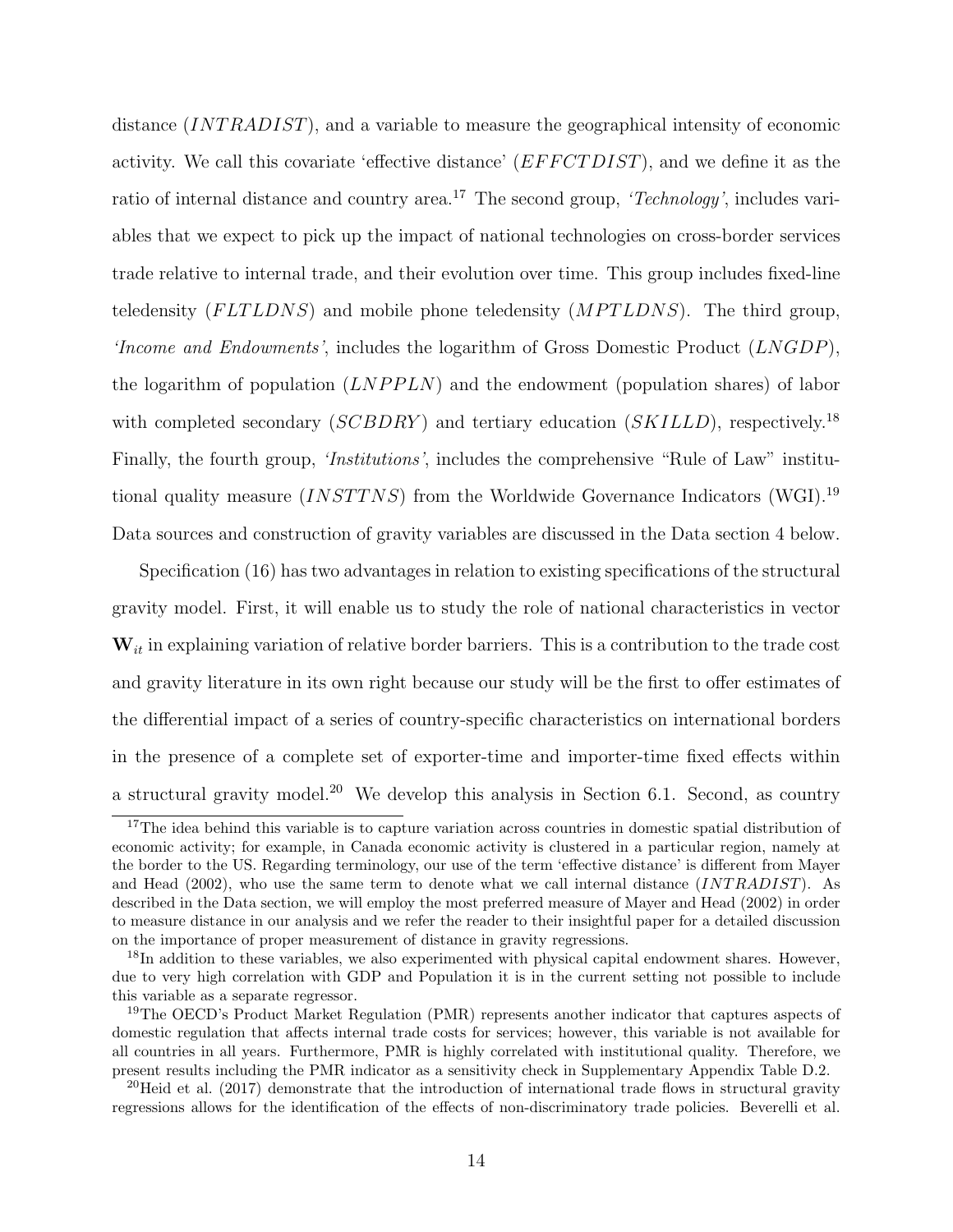distance ($INTRADIST$), and a variable to measure the geographical intensity of economic activity. We call this covariate 'effective distance' ($EFFCTDIST$), and we define it as the ratio of internal distance and country area.[17] The second group, *'Technology'*, includes variables that we expect to pick up the impact of national technologies on cross-border services trade relative to internal trade, and their evolution over time. This group includes fixed-line teledensity ($FLTLDNS$) and mobile phone teledensity ($MPTLDNS$). The third group, *'Income and Endowments'*, includes the logarithm of Gross Domestic Product ($LNGDP$), the logarithm of population ($LNPPLN$) and the endowment (population shares) of labor with completed secondary ($SCBDRY$) and tertiary education ($SKILLD$), respectively.[18] Finally, the fourth group, *'Institutions'*, includes the comprehensive "Rule of Law" institutional quality measure ($INSTTNS$) from the Worldwide Governance Indicators (WGI).[19] Data sources and construction of gravity variables are discussed in the Data section 4 below.

Specification (16) has two advantages in relation to existing specifications of the structural gravity model. First, it will enable us to study the role of national characteristics in vector $\mathbf{W}_{it}$ in explaining variation of relative border barriers. This is a contribution to the trade cost and gravity literature in its own right because our study will be the first to offer estimates of the differential impact of a series of country-specific characteristics on international borders in the presence of a complete set of exporter-time and importer-time fixed effects within a structural gravity model.[20] We develop this analysis in Section 6.1. Second, as country

[17] The idea behind this variable is to capture variation across countries in domestic spatial distribution of economic activity; for example, in Canada economic activity is clustered in a particular region, namely at the border to the US. Regarding terminology, our use of the term 'effective distance' is different from Mayer and Head (2002), who use the same term to denote what we call internal distance ($INTRADIST$). As described in the Data section, we will employ the most preferred measure of Mayer and Head (2002) in order to measure distance in our analysis and we refer the reader to their insightful paper for a detailed discussion on the importance of proper measurement of distance in gravity regressions.

[18] In addition to these variables, we also experimented with physical capital endowment shares. However, due to very high correlation with GDP and Population it is in the current setting not possible to include this variable as a separate regressor.

[19] The OECD's Product Market Regulation (PMR) represents another indicator that captures aspects of domestic regulation that affects internal trade costs for services; however, this variable is not available for all countries in all years. Furthermore, PMR is highly correlated with institutional quality. Therefore, we present results including the PMR indicator as a sensitivity check in Supplementary Appendix Table D.2.

[20] Heid et al. (2017) demonstrate that the introduction of international trade flows in structural gravity regressions allows for the identification of the effects of non-discriminatory trade policies. Beverelli et al.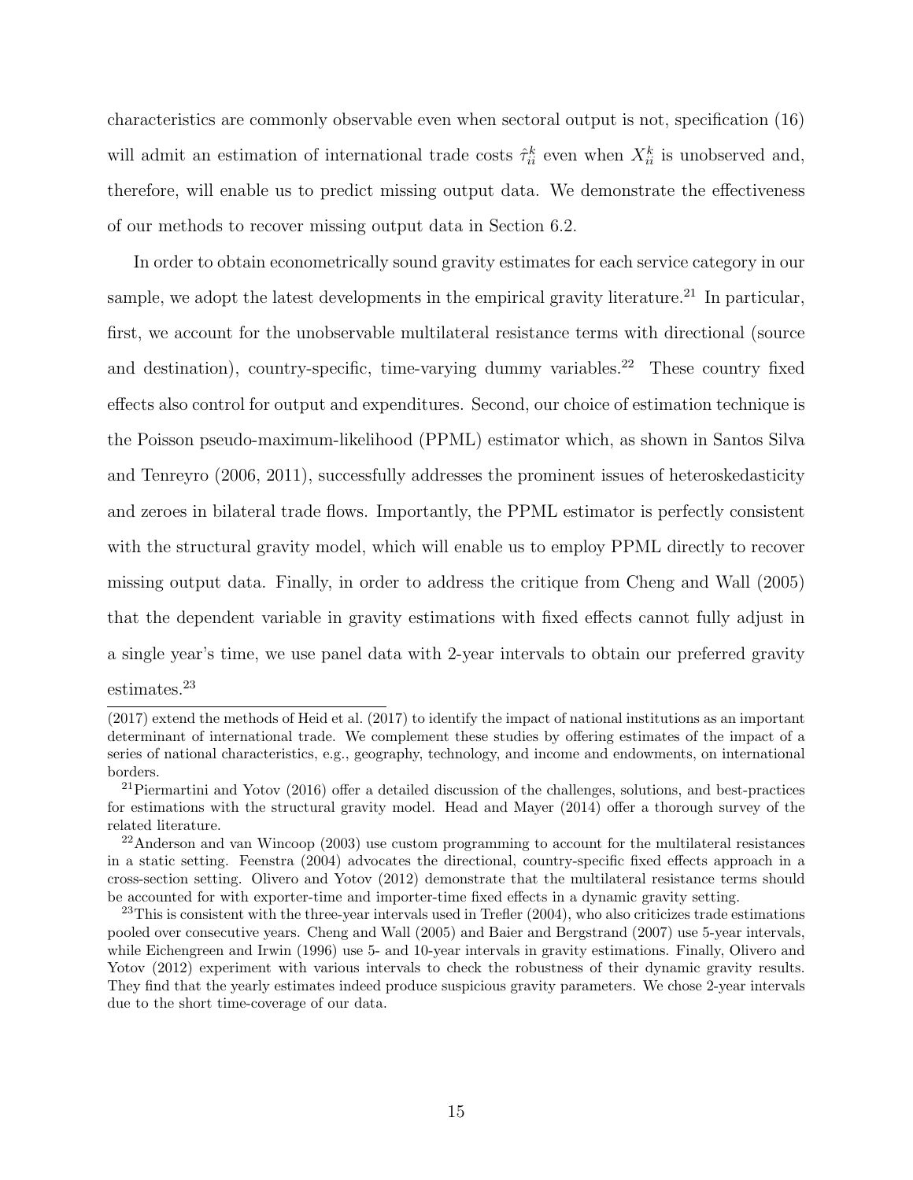characteristics are commonly observable even when sectoral output is not, specification (16) will admit an estimation of international trade costs $\hat{\tau}_{ii}^{k}$ even when $X_{ii}^{k}$ is unobserved and, therefore, will enable us to predict missing output data. We demonstrate the effectiveness of our methods to recover missing output data in Section 6.2.

In order to obtain econometrically sound gravity estimates for each service category in our sample, we adopt the latest developments in the empirical gravity literature.[21] In particular, first, we account for the unobservable multilateral resistance terms with directional (source and destination), country-specific, time-varying dummy variables.[22] These country fixed effects also control for output and expenditures. Second, our choice of estimation technique is the Poisson pseudo-maximum-likelihood (PPML) estimator which, as shown in Santos Silva and Tenreyro (2006, 2011), successfully addresses the prominent issues of heteroskedasticity and zeroes in bilateral trade flows. Importantly, the PPML estimator is perfectly consistent with the structural gravity model, which will enable us to employ PPML directly to recover missing output data. Finally, in order to address the critique from Cheng and Wall (2005) that the dependent variable in gravity estimations with fixed effects cannot fully adjust in a single year's time, we use panel data with 2-year intervals to obtain our preferred gravity estimates.[23]

---

(2017) extend the methods of Heid et al. (2017) to identify the impact of national institutions as an important determinant of international trade. We complement these studies by offering estimates of the impact of a series of national characteristics, e.g., geography, technology, and income and endowments, on international borders.

[21] Piermartini and Yotov (2016) offer a detailed discussion of the challenges, solutions, and best-practices for estimations with the structural gravity model. Head and Mayer (2014) offer a thorough survey of the related literature.

[22] Anderson and van Wincoop (2003) use custom programming to account for the multilateral resistances in a static setting. Feenstra (2004) advocates the directional, country-specific fixed effects approach in a cross-section setting. Olivero and Yotov (2012) demonstrate that the multilateral resistance terms should be accounted for with exporter-time and importer-time fixed effects in a dynamic gravity setting.

[23] This is consistent with the three-year intervals used in Trefler (2004), who also criticizes trade estimations pooled over consecutive years. Cheng and Wall (2005) and Baier and Bergstrand (2007) use 5-year intervals, while Eichengreen and Irwin (1996) use 5- and 10-year intervals in gravity estimations. Finally, Olivero and Yotov (2012) experiment with various intervals to check the robustness of their dynamic gravity results. They find that the yearly estimates indeed produce suspicious gravity parameters. We chose 2-year intervals due to the short time-coverage of our data.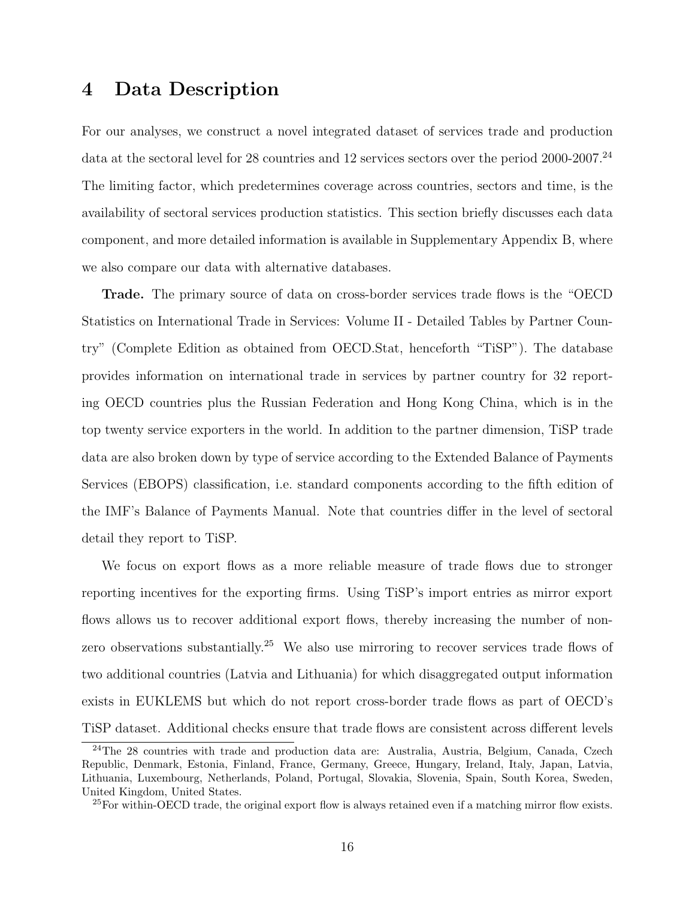# 4 Data Description

For our analyses, we construct a novel integrated dataset of services trade and production data at the sectoral level for 28 countries and 12 services sectors over the period 2000-2007.[24] The limiting factor, which predetermines coverage across countries, sectors and time, is the availability of sectoral services production statistics. This section briefly discusses each data component, and more detailed information is available in Supplementary Appendix B, where we also compare our data with alternative databases.

**Trade.** The primary source of data on cross-border services trade flows is the "OECD Statistics on International Trade in Services: Volume II - Detailed Tables by Partner Country" (Complete Edition as obtained from OECD.Stat, henceforth "TiSP"). The database provides information on international trade in services by partner country for 32 reporting OECD countries plus the Russian Federation and Hong Kong China, which is in the top twenty service exporters in the world. In addition to the partner dimension, TiSP trade data are also broken down by type of service according to the Extended Balance of Payments Services (EBOPS) classification, i.e. standard components according to the fifth edition of the IMF's Balance of Payments Manual. Note that countries differ in the level of sectoral detail they report to TiSP.

We focus on export flows as a more reliable measure of trade flows due to stronger reporting incentives for the exporting firms. Using TiSP's import entries as mirror export flows allows us to recover additional export flows, thereby increasing the number of non-zero observations substantially.[25] We also use mirroring to recover services trade flows of two additional countries (Latvia and Lithuania) for which disaggregated output information exists in EUKLEMS but which do not report cross-border trade flows as part of OECD's TiSP dataset. Additional checks ensure that trade flows are consistent across different levels

[24] The 28 countries with trade and production data are: Australia, Austria, Belgium, Canada, Czech Republic, Denmark, Estonia, Finland, France, Germany, Greece, Hungary, Ireland, Italy, Japan, Latvia, Lithuania, Luxembourg, Netherlands, Poland, Portugal, Slovakia, Slovenia, Spain, South Korea, Sweden, United Kingdom, United States.

[25] For within-OECD trade, the original export flow is always retained even if a matching mirror flow exists.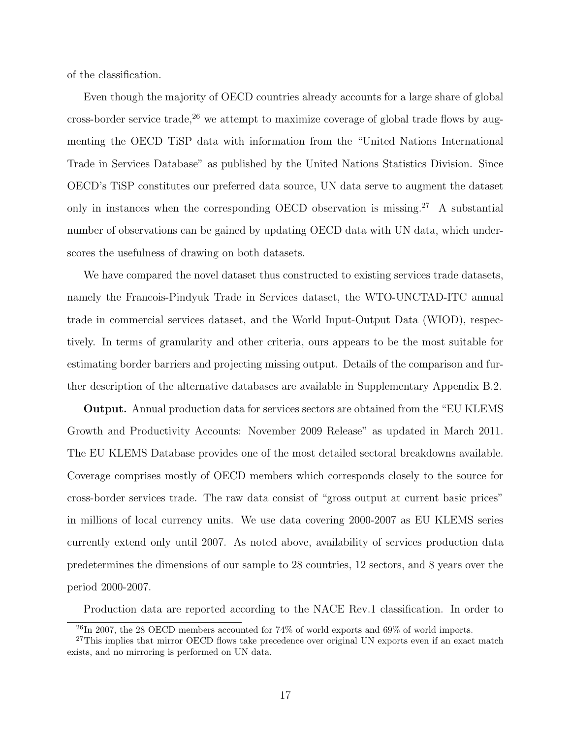of the classification.

Even though the majority of OECD countries already accounts for a large share of global cross-border service trade,[26] we attempt to maximize coverage of global trade flows by augmenting the OECD TiSP data with information from the "United Nations International Trade in Services Database" as published by the United Nations Statistics Division. Since OECD's TiSP constitutes our preferred data source, UN data serve to augment the dataset only in instances when the corresponding OECD observation is missing.[27] A substantial number of observations can be gained by updating OECD data with UN data, which underscores the usefulness of drawing on both datasets.

We have compared the novel dataset thus constructed to existing services trade datasets, namely the Francois-Pindyuk Trade in Services dataset, the WTO-UNCTAD-ITC annual trade in commercial services dataset, and the World Input-Output Data (WIOD), respectively. In terms of granularity and other criteria, ours appears to be the most suitable for estimating border barriers and projecting missing output. Details of the comparison and further description of the alternative databases are available in Supplementary Appendix B.2.

**Output.** Annual production data for services sectors are obtained from the "EU KLEMS Growth and Productivity Accounts: November 2009 Release" as updated in March 2011. The EU KLEMS Database provides one of the most detailed sectoral breakdowns available. Coverage comprises mostly of OECD members which corresponds closely to the source for cross-border services trade. The raw data consist of "gross output at current basic prices" in millions of local currency units. We use data covering 2000-2007 as EU KLEMS series currently extend only until 2007. As noted above, availability of services production data predetermines the dimensions of our sample to 28 countries, 12 sectors, and 8 years over the period 2000-2007.

Production data are reported according to the NACE Rev.1 classification. In order to

[26] In 2007, the 28 OECD members accounted for 74% of world exports and 69% of world imports.

[27] This implies that mirror OECD flows take precedence over original UN exports even if an exact match exists, and no mirroring is performed on UN data.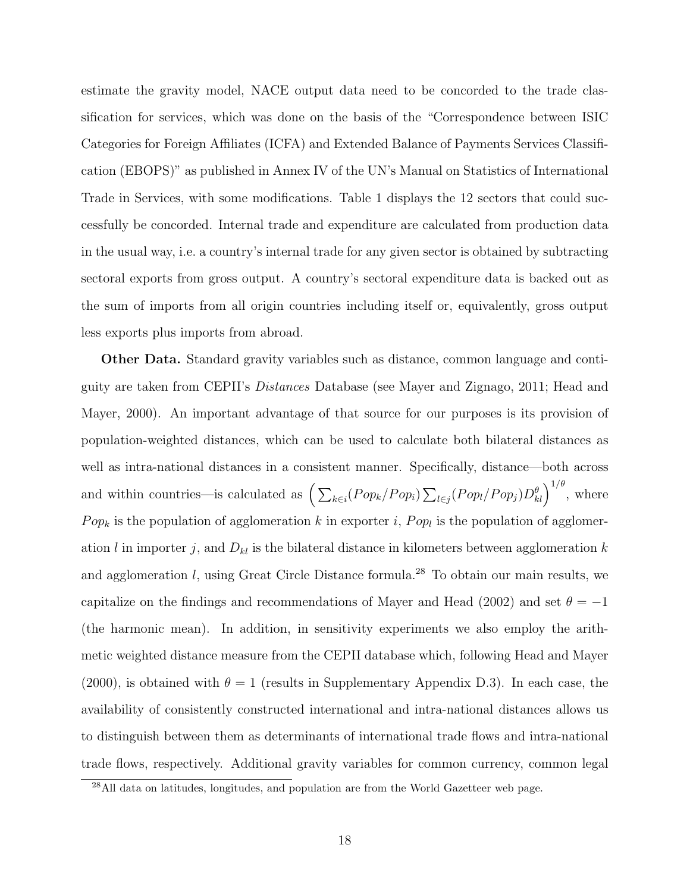estimate the gravity model, NACE output data need to be concorded to the trade classification for services, which was done on the basis of the "Correspondence between ISIC Categories for Foreign Affiliates (ICFA) and Extended Balance of Payments Services Classification (EBOPS)" as published in Annex IV of the UN's Manual on Statistics of International Trade in Services, with some modifications. Table 1 displays the 12 sectors that could successfully be concorded. Internal trade and expenditure are calculated from production data in the usual way, i.e. a country's internal trade for any given sector is obtained by subtracting sectoral exports from gross output. A country's sectoral expenditure data is backed out as the sum of imports from all origin countries including itself or, equivalently, gross output less exports plus imports from abroad.

**Other Data.** Standard gravity variables such as distance, common language and contiguity are taken from CEPII's *Distances* Database (see Mayer and Zignago, 2011; Head and Mayer, 2000). An important advantage of that source for our purposes is its provision of population-weighted distances, which can be used to calculate both bilateral distances as well as intra-national distances in a consistent manner. Specifically, distance—both across and within countries—is calculated as $\left(\sum_{k \in i}(Pop_k/Pop_i)\sum_{l \in j}(Pop_l/Pop_j)D_{kl}^{\theta}\right)^{1/\theta}$, where $Pop_k$ is the population of agglomeration $k$ in exporter $i$, $Pop_l$ is the population of agglomeration $l$ in importer $j$, and $D_{kl}$ is the bilateral distance in kilometers between agglomeration $k$ and agglomeration $l$, using Great Circle Distance formula.[28] To obtain our main results, we capitalize on the findings and recommendations of Mayer and Head (2002) and set $\theta = -1$ (the harmonic mean). In addition, in sensitivity experiments we also employ the arithmetic weighted distance measure from the CEPII database which, following Head and Mayer (2000), is obtained with $\theta = 1$ (results in Supplementary Appendix D.3). In each case, the availability of consistently constructed international and intra-national distances allows us to distinguish between them as determinants of international trade flows and intra-national trade flows, respectively. Additional gravity variables for common currency, common legal

[28] All data on latitudes, longitudes, and population are from the World Gazetteer web page.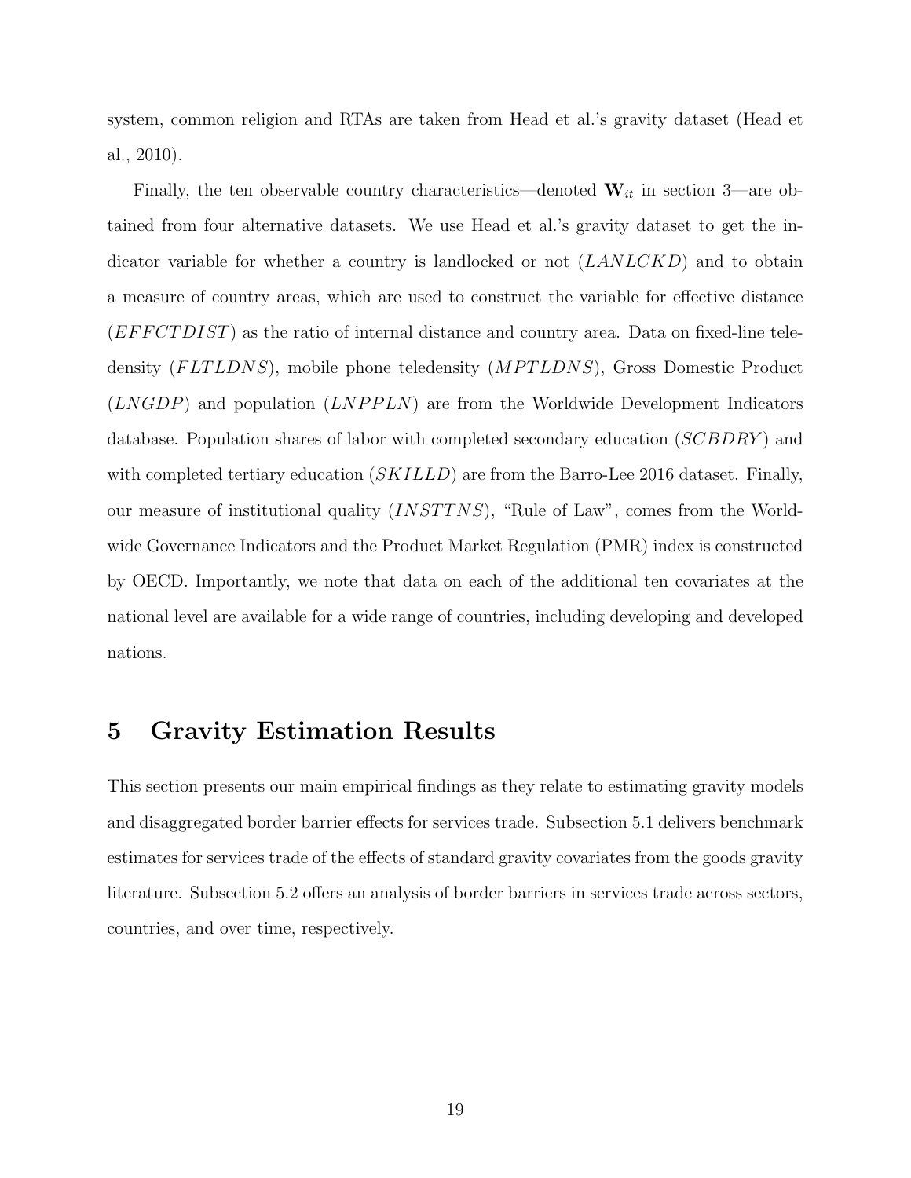system, common religion and RTAs are taken from Head et al.'s gravity dataset (Head et al., 2010).

Finally, the ten observable country characteristics—denoted $\mathbf{W}_{it}$ in section 3—are obtained from four alternative datasets. We use Head et al.'s gravity dataset to get the indicator variable for whether a country is landlocked or not ($LANLCKD$) and to obtain a measure of country areas, which are used to construct the variable for effective distance ($EFFCTDIST$) as the ratio of internal distance and country area. Data on fixed-line teledensity ($FLTLDNS$), mobile phone teledensity ($MPTLDNS$), Gross Domestic Product ($LNGDP$) and population ($LNPPLN$) are from the Worldwide Development Indicators database. Population shares of labor with completed secondary education ($SCBDRY$) and with completed tertiary education ($SKILLD$) are from the Barro-Lee 2016 dataset. Finally, our measure of institutional quality ($INSTTNS$), "Rule of Law", comes from the Worldwide Governance Indicators and the Product Market Regulation (PMR) index is constructed by OECD. Importantly, we note that data on each of the additional ten covariates at the national level are available for a wide range of countries, including developing and developed nations.

# 5 Gravity Estimation Results

This section presents our main empirical findings as they relate to estimating gravity models and disaggregated border barrier effects for services trade. Subsection 5.1 delivers benchmark estimates for services trade of the effects of standard gravity covariates from the goods gravity literature. Subsection 5.2 offers an analysis of border barriers in services trade across sectors, countries, and over time, respectively.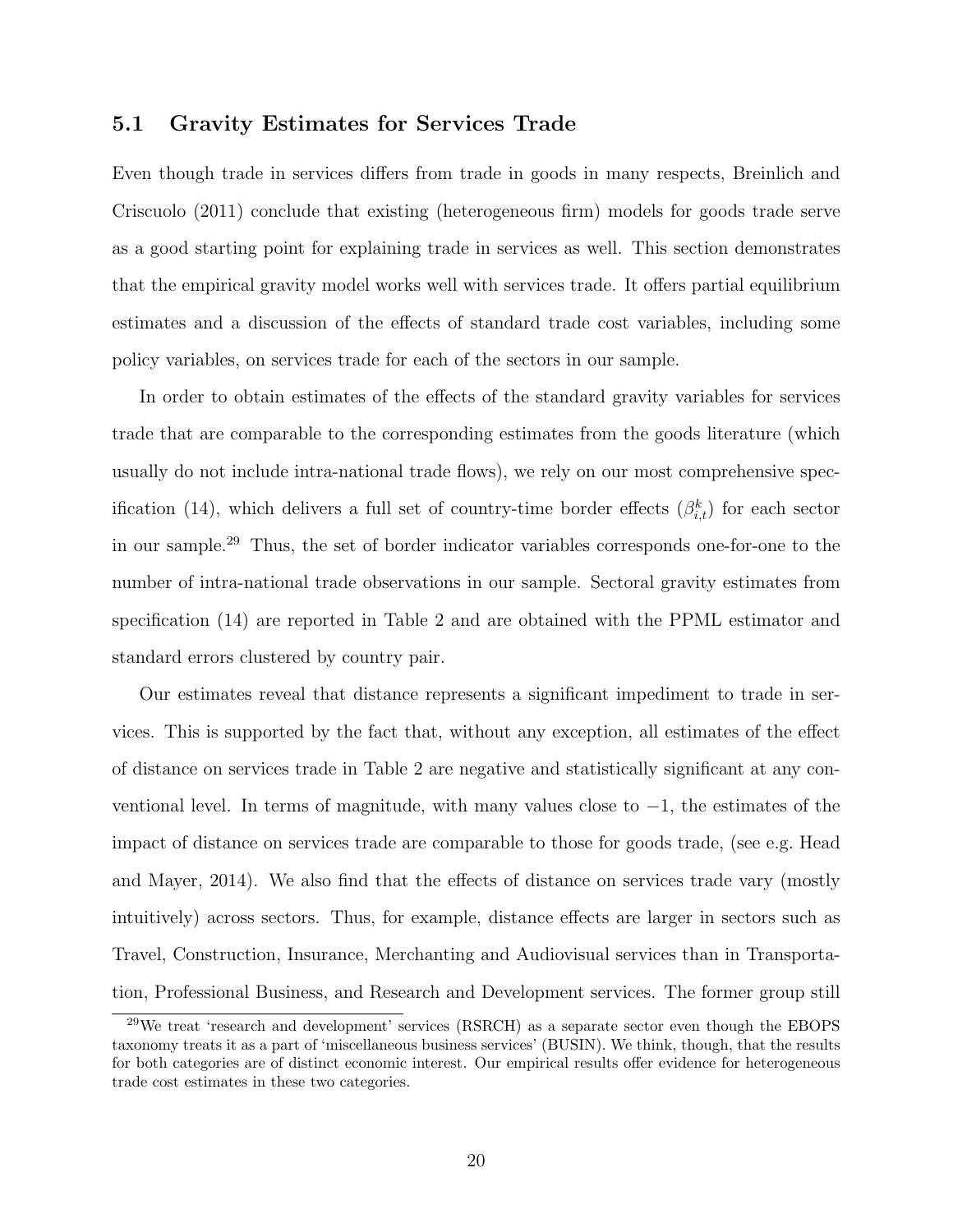## 5.1 Gravity Estimates for Services Trade

Even though trade in services differs from trade in goods in many respects, Breinlich and Criscuolo (2011) conclude that existing (heterogeneous firm) models for goods trade serve as a good starting point for explaining trade in services as well. This section demonstrates that the empirical gravity model works well with services trade. It offers partial equilibrium estimates and a discussion of the effects of standard trade cost variables, including some policy variables, on services trade for each of the sectors in our sample.

In order to obtain estimates of the effects of the standard gravity variables for services trade that are comparable to the corresponding estimates from the goods literature (which usually do not include intra-national trade flows), we rely on our most comprehensive specification (14), which delivers a full set of country-time border effects ($\beta^k_{i,t}$) for each sector in our sample.[29] Thus, the set of border indicator variables corresponds one-for-one to the number of intra-national trade observations in our sample. Sectoral gravity estimates from specification (14) are reported in Table 2 and are obtained with the PPML estimator and standard errors clustered by country pair.

Our estimates reveal that distance represents a significant impediment to trade in services. This is supported by the fact that, without any exception, all estimates of the effect of distance on services trade in Table 2 are negative and statistically significant at any conventional level. In terms of magnitude, with many values close to $-1$, the estimates of the impact of distance on services trade are comparable to those for goods trade, (see e.g. Head and Mayer, 2014). We also find that the effects of distance on services trade vary (mostly intuitively) across sectors. Thus, for example, distance effects are larger in sectors such as Travel, Construction, Insurance, Merchanting and Audiovisual services than in Transportation, Professional Business, and Research and Development services. The former group still

[29] We treat 'research and development' services (RSRCH) as a separate sector even though the EBOPS taxonomy treats it as a part of 'miscellaneous business services' (BUSIN). We think, though, that the results for both categories are of distinct economic interest. Our empirical results offer evidence for heterogeneous trade cost estimates in these two categories.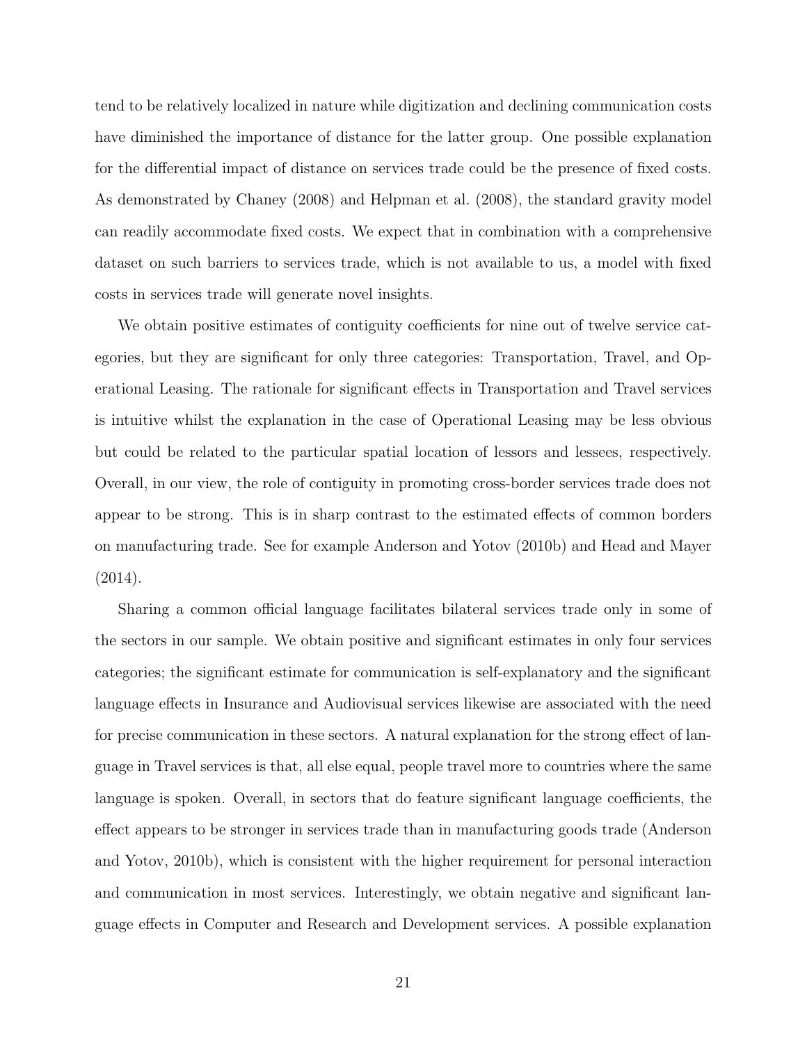tend to be relatively localized in nature while digitization and declining communication costs have diminished the importance of distance for the latter group. One possible explanation for the differential impact of distance on services trade could be the presence of fixed costs. As demonstrated by Chaney (2008) and Helpman et al. (2008), the standard gravity model can readily accommodate fixed costs. We expect that in combination with a comprehensive dataset on such barriers to services trade, which is not available to us, a model with fixed costs in services trade will generate novel insights.

We obtain positive estimates of contiguity coefficients for nine out of twelve service categories, but they are significant for only three categories: Transportation, Travel, and Operational Leasing. The rationale for significant effects in Transportation and Travel services is intuitive whilst the explanation in the case of Operational Leasing may be less obvious but could be related to the particular spatial location of lessors and lessees, respectively. Overall, in our view, the role of contiguity in promoting cross-border services trade does not appear to be strong. This is in sharp contrast to the estimated effects of common borders on manufacturing trade. See for example Anderson and Yotov (2010b) and Head and Mayer (2014).

Sharing a common official language facilitates bilateral services trade only in some of the sectors in our sample. We obtain positive and significant estimates in only four services categories; the significant estimate for communication is self-explanatory and the significant language effects in Insurance and Audiovisual services likewise are associated with the need for precise communication in these sectors. A natural explanation for the strong effect of language in Travel services is that, all else equal, people travel more to countries where the same language is spoken. Overall, in sectors that do feature significant language coefficients, the effect appears to be stronger in services trade than in manufacturing goods trade (Anderson and Yotov, 2010b), which is consistent with the higher requirement for personal interaction and communication in most services. Interestingly, we obtain negative and significant language effects in Computer and Research and Development services. A possible explanation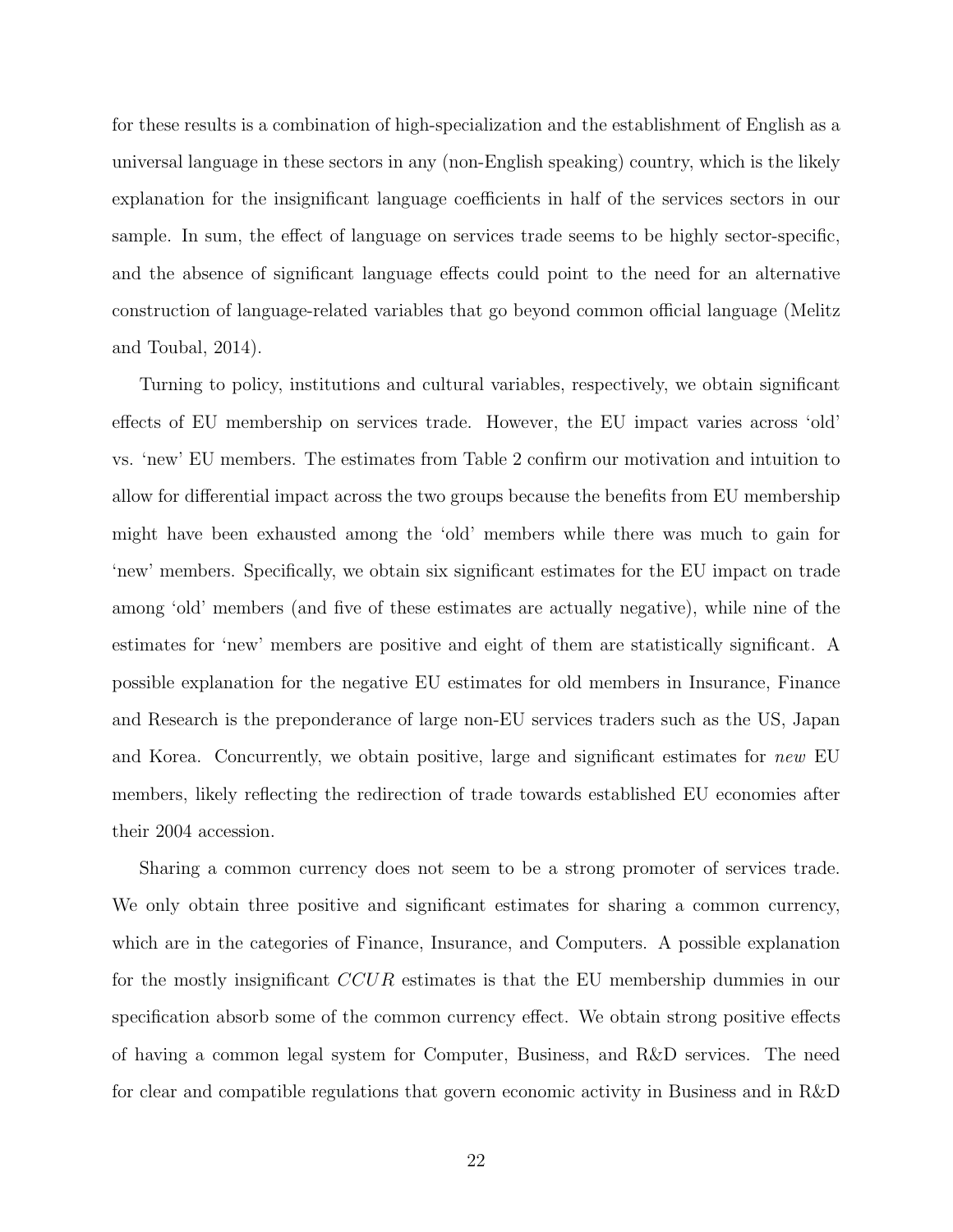for these results is a combination of high-specialization and the establishment of English as a universal language in these sectors in any (non-English speaking) country, which is the likely explanation for the insignificant language coefficients in half of the services sectors in our sample. In sum, the effect of language on services trade seems to be highly sector-specific, and the absence of significant language effects could point to the need for an alternative construction of language-related variables that go beyond common official language (Melitz and Toubal, 2014).

Turning to policy, institutions and cultural variables, respectively, we obtain significant effects of EU membership on services trade. However, the EU impact varies across 'old' vs. 'new' EU members. The estimates from Table 2 confirm our motivation and intuition to allow for differential impact across the two groups because the benefits from EU membership might have been exhausted among the 'old' members while there was much to gain for 'new' members. Specifically, we obtain six significant estimates for the EU impact on trade among 'old' members (and five of these estimates are actually negative), while nine of the estimates for 'new' members are positive and eight of them are statistically significant. A possible explanation for the negative EU estimates for old members in Insurance, Finance and Research is the preponderance of large non-EU services traders such as the US, Japan and Korea. Concurrently, we obtain positive, large and significant estimates for *new* EU members, likely reflecting the redirection of trade towards established EU economies after their 2004 accession.

Sharing a common currency does not seem to be a strong promoter of services trade. We only obtain three positive and significant estimates for sharing a common currency, which are in the categories of Finance, Insurance, and Computers. A possible explanation for the mostly insignificant $CCUR$ estimates is that the EU membership dummies in our specification absorb some of the common currency effect. We obtain strong positive effects of having a common legal system for Computer, Business, and R&D services. The need for clear and compatible regulations that govern economic activity in Business and in R&D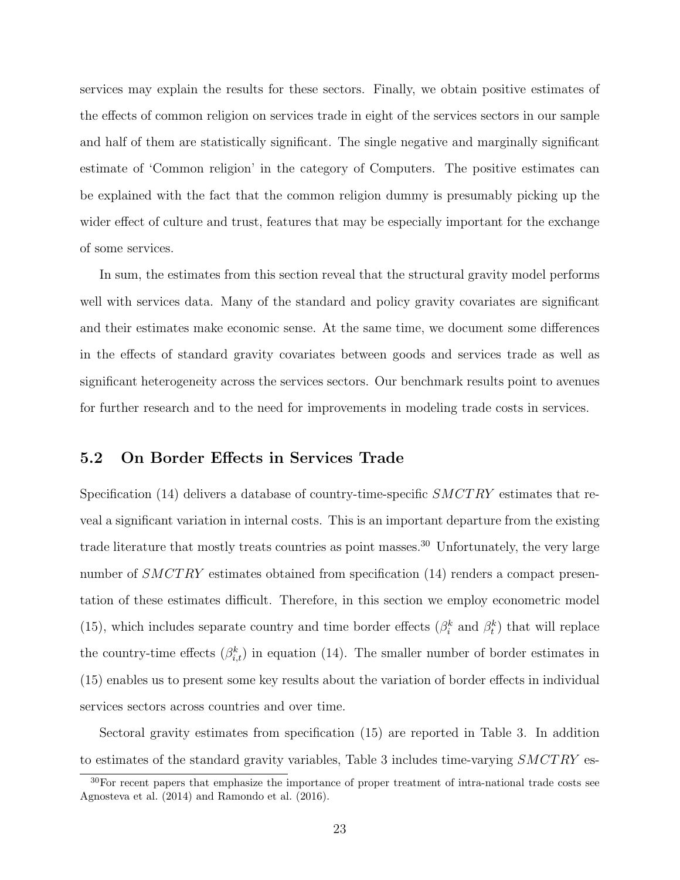services may explain the results for these sectors. Finally, we obtain positive estimates of the effects of common religion on services trade in eight of the services sectors in our sample and half of them are statistically significant. The single negative and marginally significant estimate of 'Common religion' in the category of Computers. The positive estimates can be explained with the fact that the common religion dummy is presumably picking up the wider effect of culture and trust, features that may be especially important for the exchange of some services.

In sum, the estimates from this section reveal that the structural gravity model performs well with services data. Many of the standard and policy gravity covariates are significant and their estimates make economic sense. At the same time, we document some differences in the effects of standard gravity covariates between goods and services trade as well as significant heterogeneity across the services sectors. Our benchmark results point to avenues for further research and to the need for improvements in modeling trade costs in services.

## 5.2 On Border Effects in Services Trade

Specification (14) delivers a database of country-time-specific $SMCTRY$ estimates that reveal a significant variation in internal costs. This is an important departure from the existing trade literature that mostly treats countries as point masses.[30] Unfortunately, the very large number of $SMCTRY$ estimates obtained from specification (14) renders a compact presentation of these estimates difficult. Therefore, in this section we employ econometric model (15), which includes separate country and time border effects ($\beta_i^k$ and $\beta_t^k$) that will replace the country-time effects ($\beta_{i,t}^k$) in equation (14). The smaller number of border estimates in (15) enables us to present some key results about the variation of border effects in individual services sectors across countries and over time.

Sectoral gravity estimates from specification (15) are reported in Table 3. In addition to estimates of the standard gravity variables, Table 3 includes time-varying $SMCTRY$ es-

[30] For recent papers that emphasize the importance of proper treatment of intra-national trade costs see Agnosteva et al. (2014) and Ramondo et al. (2016).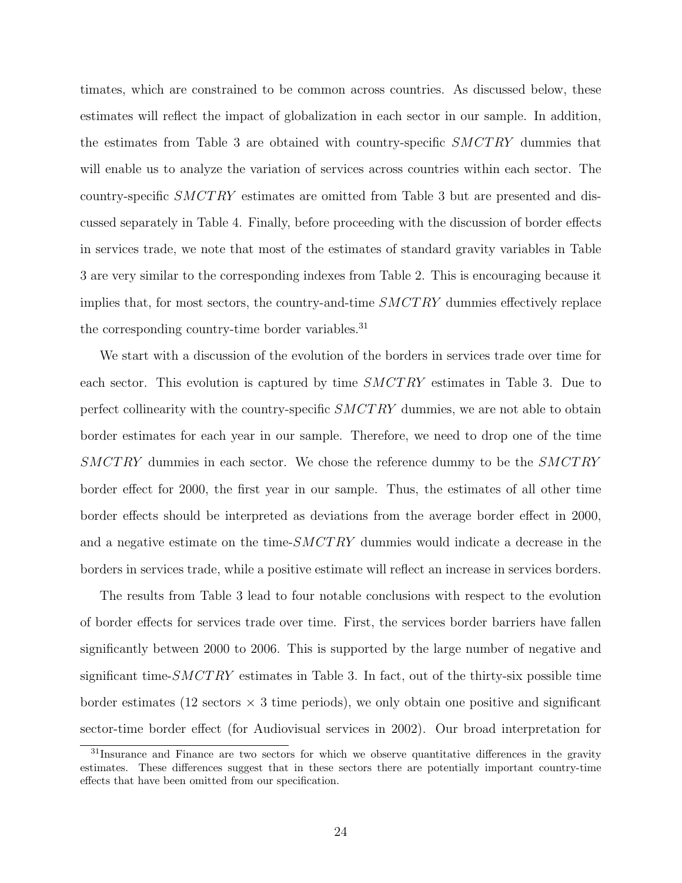timates, which are constrained to be common across countries. As discussed below, these estimates will reflect the impact of globalization in each sector in our sample. In addition, the estimates from Table 3 are obtained with country-specific $SMCTRY$ dummies that will enable us to analyze the variation of services across countries within each sector. The country-specific $SMCTRY$ estimates are omitted from Table 3 but are presented and discussed separately in Table 4. Finally, before proceeding with the discussion of border effects in services trade, we note that most of the estimates of standard gravity variables in Table 3 are very similar to the corresponding indexes from Table 2. This is encouraging because it implies that, for most sectors, the country-and-time $SMCTRY$ dummies effectively replace the corresponding country-time border variables.[31]

We start with a discussion of the evolution of the borders in services trade over time for each sector. This evolution is captured by time $SMCTRY$ estimates in Table 3. Due to perfect collinearity with the country-specific $SMCTRY$ dummies, we are not able to obtain border estimates for each year in our sample. Therefore, we need to drop one of the time $SMCTRY$ dummies in each sector. We chose the reference dummy to be the $SMCTRY$ border effect for 2000, the first year in our sample. Thus, the estimates of all other time border effects should be interpreted as deviations from the average border effect in 2000, and a negative estimate on the time-$SMCTRY$ dummies would indicate a decrease in the borders in services trade, while a positive estimate will reflect an increase in services borders.

The results from Table 3 lead to four notable conclusions with respect to the evolution of border effects for services trade over time. First, the services border barriers have fallen significantly between 2000 to 2006. This is supported by the large number of negative and significant time-$SMCTRY$ estimates in Table 3. In fact, out of the thirty-six possible time border estimates (12 sectors $\times$ 3 time periods), we only obtain one positive and significant sector-time border effect (for Audiovisual services in 2002). Our broad interpretation for

[31] Insurance and Finance are two sectors for which we observe quantitative differences in the gravity estimates. These differences suggest that in these sectors there are potentially important country-time effects that have been omitted from our specification.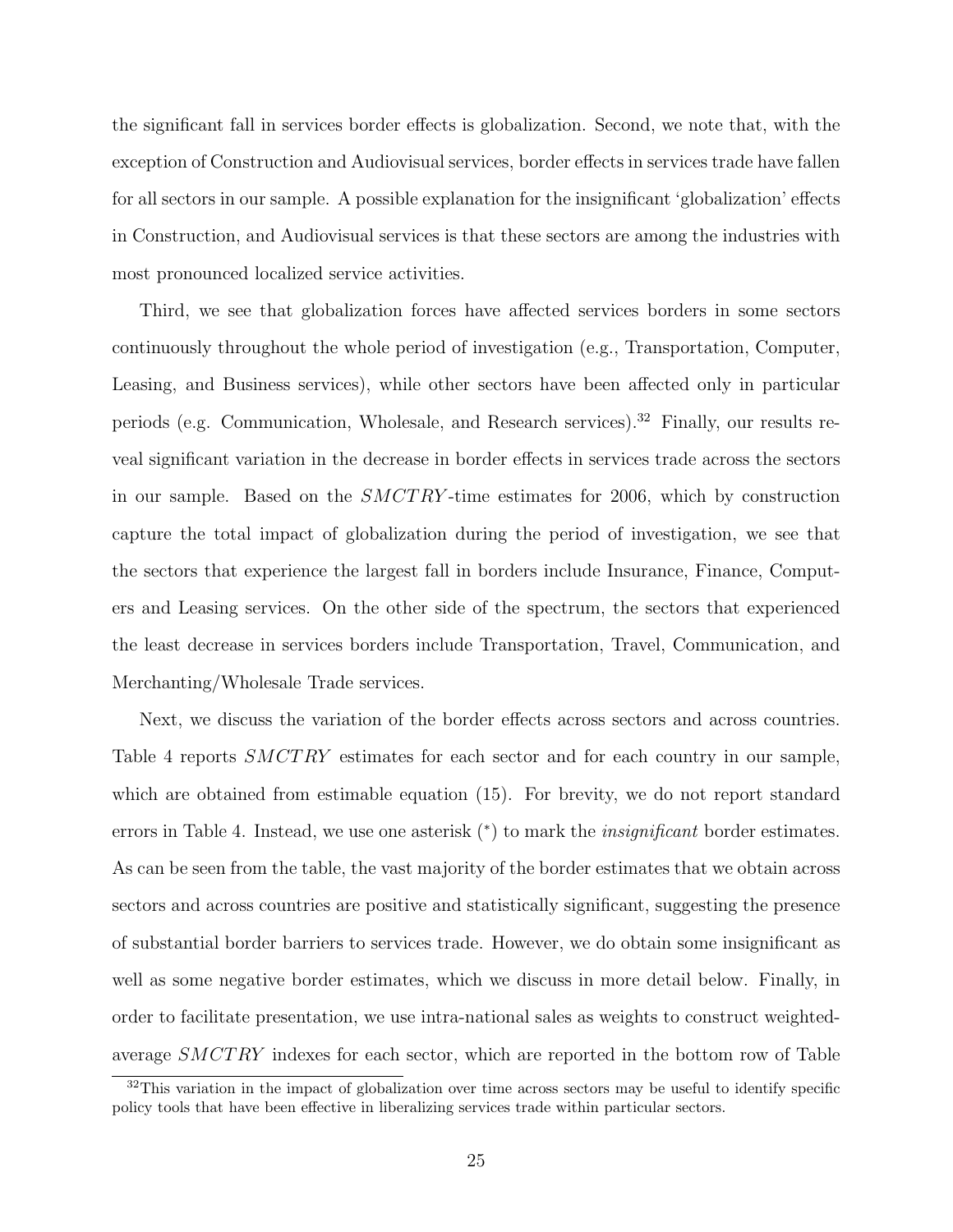the significant fall in services border effects is globalization. Second, we note that, with the exception of Construction and Audiovisual services, border effects in services trade have fallen for all sectors in our sample. A possible explanation for the insignificant 'globalization' effects in Construction, and Audiovisual services is that these sectors are among the industries with most pronounced localized service activities.

Third, we see that globalization forces have affected services borders in some sectors continuously throughout the whole period of investigation (e.g., Transportation, Computer, Leasing, and Business services), while other sectors have been affected only in particular periods (e.g. Communication, Wholesale, and Research services).[32] Finally, our results reveal significant variation in the decrease in border effects in services trade across the sectors in our sample. Based on the *SMCTRY*-time estimates for 2006, which by construction capture the total impact of globalization during the period of investigation, we see that the sectors that experience the largest fall in borders include Insurance, Finance, Computers and Leasing services. On the other side of the spectrum, the sectors that experienced the least decrease in services borders include Transportation, Travel, Communication, and Merchanting/Wholesale Trade services.

Next, we discuss the variation of the border effects across sectors and across countries. Table 4 reports *SMCTRY* estimates for each sector and for each country in our sample, which are obtained from estimable equation (15). For brevity, we do not report standard errors in Table 4. Instead, we use one asterisk (*) to mark the *insignificant* border estimates. As can be seen from the table, the vast majority of the border estimates that we obtain across sectors and across countries are positive and statistically significant, suggesting the presence of substantial border barriers to services trade. However, we do obtain some insignificant as well as some negative border estimates, which we discuss in more detail below. Finally, in order to facilitate presentation, we use intra-national sales as weights to construct weighted-average *SMCTRY* indexes for each sector, which are reported in the bottom row of Table

[32] This variation in the impact of globalization over time across sectors may be useful to identify specific policy tools that have been effective in liberalizing services trade within particular sectors.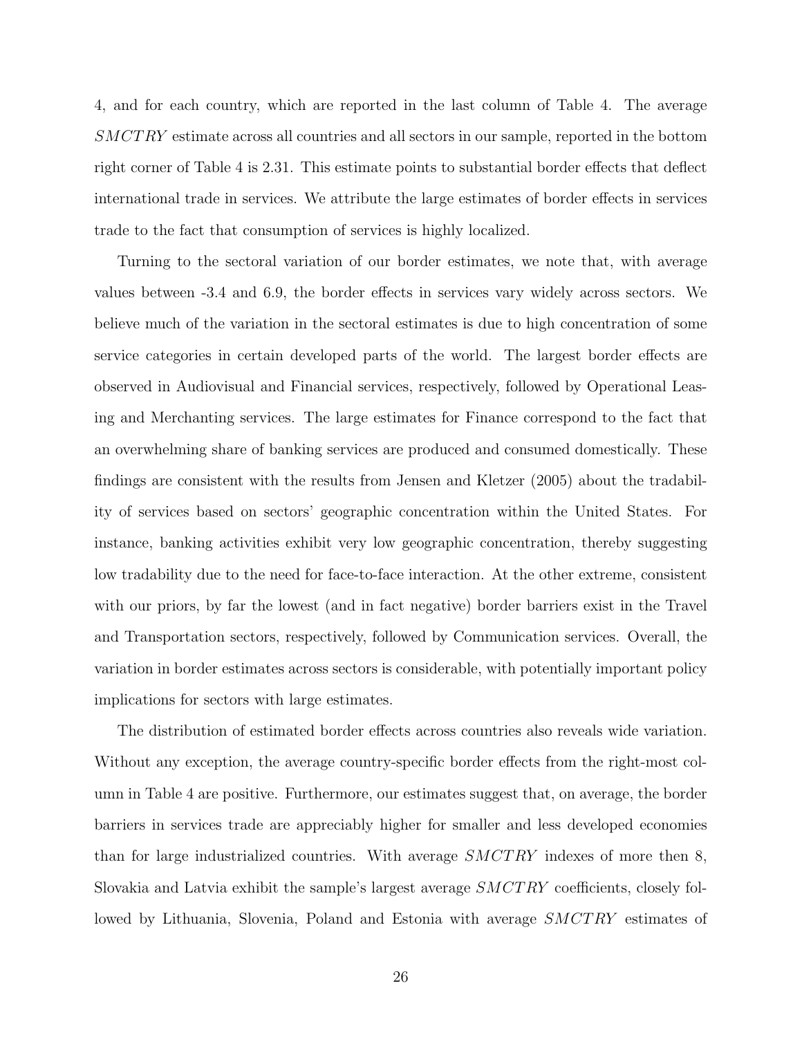4, and for each country, which are reported in the last column of Table 4. The average $SMCTRY$ estimate across all countries and all sectors in our sample, reported in the bottom right corner of Table 4 is 2.31. This estimate points to substantial border effects that deflect international trade in services. We attribute the large estimates of border effects in services trade to the fact that consumption of services is highly localized.

Turning to the sectoral variation of our border estimates, we note that, with average values between -3.4 and 6.9, the border effects in services vary widely across sectors. We believe much of the variation in the sectoral estimates is due to high concentration of some service categories in certain developed parts of the world. The largest border effects are observed in Audiovisual and Financial services, respectively, followed by Operational Leasing and Merchanting services. The large estimates for Finance correspond to the fact that an overwhelming share of banking services are produced and consumed domestically. These findings are consistent with the results from Jensen and Kletzer (2005) about the tradability of services based on sectors' geographic concentration within the United States. For instance, banking activities exhibit very low geographic concentration, thereby suggesting low tradability due to the need for face-to-face interaction. At the other extreme, consistent with our priors, by far the lowest (and in fact negative) border barriers exist in the Travel and Transportation sectors, respectively, followed by Communication services. Overall, the variation in border estimates across sectors is considerable, with potentially important policy implications for sectors with large estimates.

The distribution of estimated border effects across countries also reveals wide variation. Without any exception, the average country-specific border effects from the right-most column in Table 4 are positive. Furthermore, our estimates suggest that, on average, the border barriers in services trade are appreciably higher for smaller and less developed economies than for large industrialized countries. With average $SMCTRY$ indexes of more then 8, Slovakia and Latvia exhibit the sample's largest average $SMCTRY$ coefficients, closely followed by Lithuania, Slovenia, Poland and Estonia with average $SMCTRY$ estimates of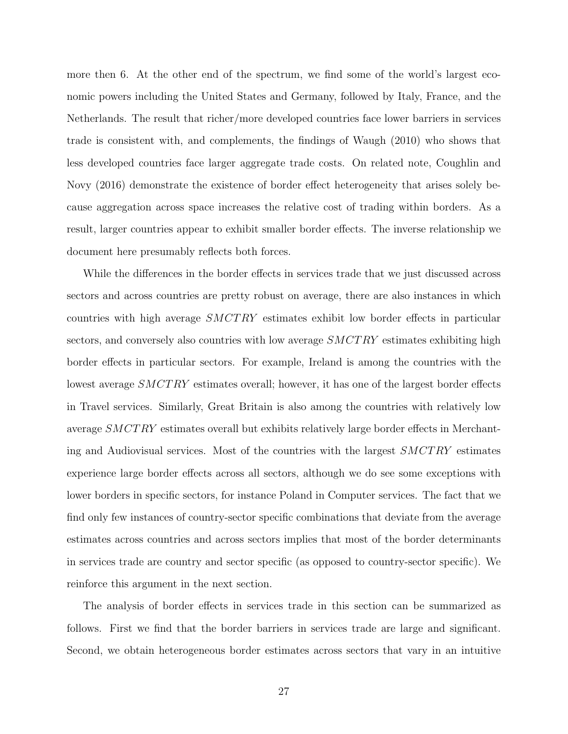more then 6. At the other end of the spectrum, we find some of the world's largest economic powers including the United States and Germany, followed by Italy, France, and the Netherlands. The result that richer/more developed countries face lower barriers in services trade is consistent with, and complements, the findings of Waugh (2010) who shows that less developed countries face larger aggregate trade costs. On related note, Coughlin and Novy (2016) demonstrate the existence of border effect heterogeneity that arises solely because aggregation across space increases the relative cost of trading within borders. As a result, larger countries appear to exhibit smaller border effects. The inverse relationship we document here presumably reflects both forces.

While the differences in the border effects in services trade that we just discussed across sectors and across countries are pretty robust on average, there are also instances in which countries with high average $SMCTRY$ estimates exhibit low border effects in particular sectors, and conversely also countries with low average $SMCTRY$ estimates exhibiting high border effects in particular sectors. For example, Ireland is among the countries with the lowest average $SMCTRY$ estimates overall; however, it has one of the largest border effects in Travel services. Similarly, Great Britain is also among the countries with relatively low average $SMCTRY$ estimates overall but exhibits relatively large border effects in Merchanting and Audiovisual services. Most of the countries with the largest $SMCTRY$ estimates experience large border effects across all sectors, although we do see some exceptions with lower borders in specific sectors, for instance Poland in Computer services. The fact that we find only few instances of country-sector specific combinations that deviate from the average estimates across countries and across sectors implies that most of the border determinants in services trade are country and sector specific (as opposed to country-sector specific). We reinforce this argument in the next section.

The analysis of border effects in services trade in this section can be summarized as follows. First we find that the border barriers in services trade are large and significant. Second, we obtain heterogeneous border estimates across sectors that vary in an intuitive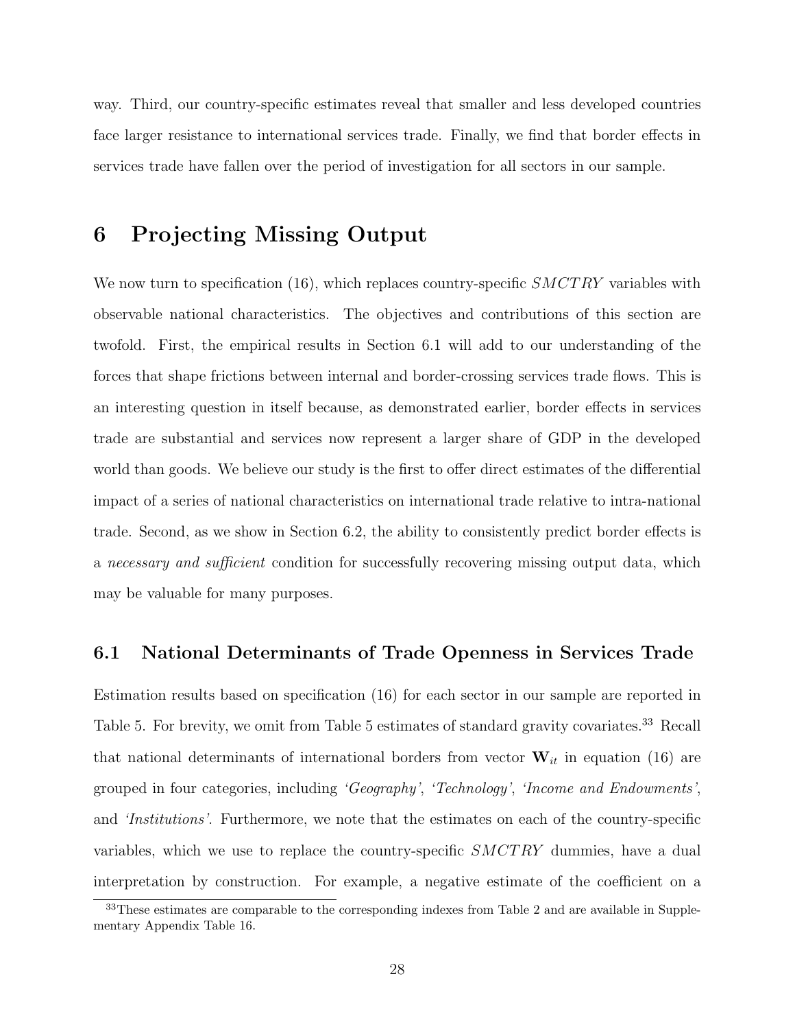way. Third, our country-specific estimates reveal that smaller and less developed countries face larger resistance to international services trade. Finally, we find that border effects in services trade have fallen over the period of investigation for all sectors in our sample.

# 6 Projecting Missing Output

We now turn to specification (16), which replaces country-specific $SMCTRY$ variables with observable national characteristics. The objectives and contributions of this section are twofold. First, the empirical results in Section 6.1 will add to our understanding of the forces that shape frictions between internal and border-crossing services trade flows. This is an interesting question in itself because, as demonstrated earlier, border effects in services trade are substantial and services now represent a larger share of GDP in the developed world than goods. We believe our study is the first to offer direct estimates of the differential impact of a series of national characteristics on international trade relative to intra-national trade. Second, as we show in Section 6.2, the ability to consistently predict border effects is a *necessary and sufficient* condition for successfully recovering missing output data, which may be valuable for many purposes.

## 6.1 National Determinants of Trade Openness in Services Trade

Estimation results based on specification (16) for each sector in our sample are reported in Table 5. For brevity, we omit from Table 5 estimates of standard gravity covariates.[33] Recall that national determinants of international borders from vector $\mathbf{W}_{it}$ in equation (16) are grouped in four categories, including *'Geography'*, *'Technology'*, *'Income and Endowments'*, and *'Institutions'*. Furthermore, we note that the estimates on each of the country-specific variables, which we use to replace the country-specific $SMCTRY$ dummies, have a dual interpretation by construction. For example, a negative estimate of the coefficient on a

[33] These estimates are comparable to the corresponding indexes from Table 2 and are available in Supplementary Appendix Table 16.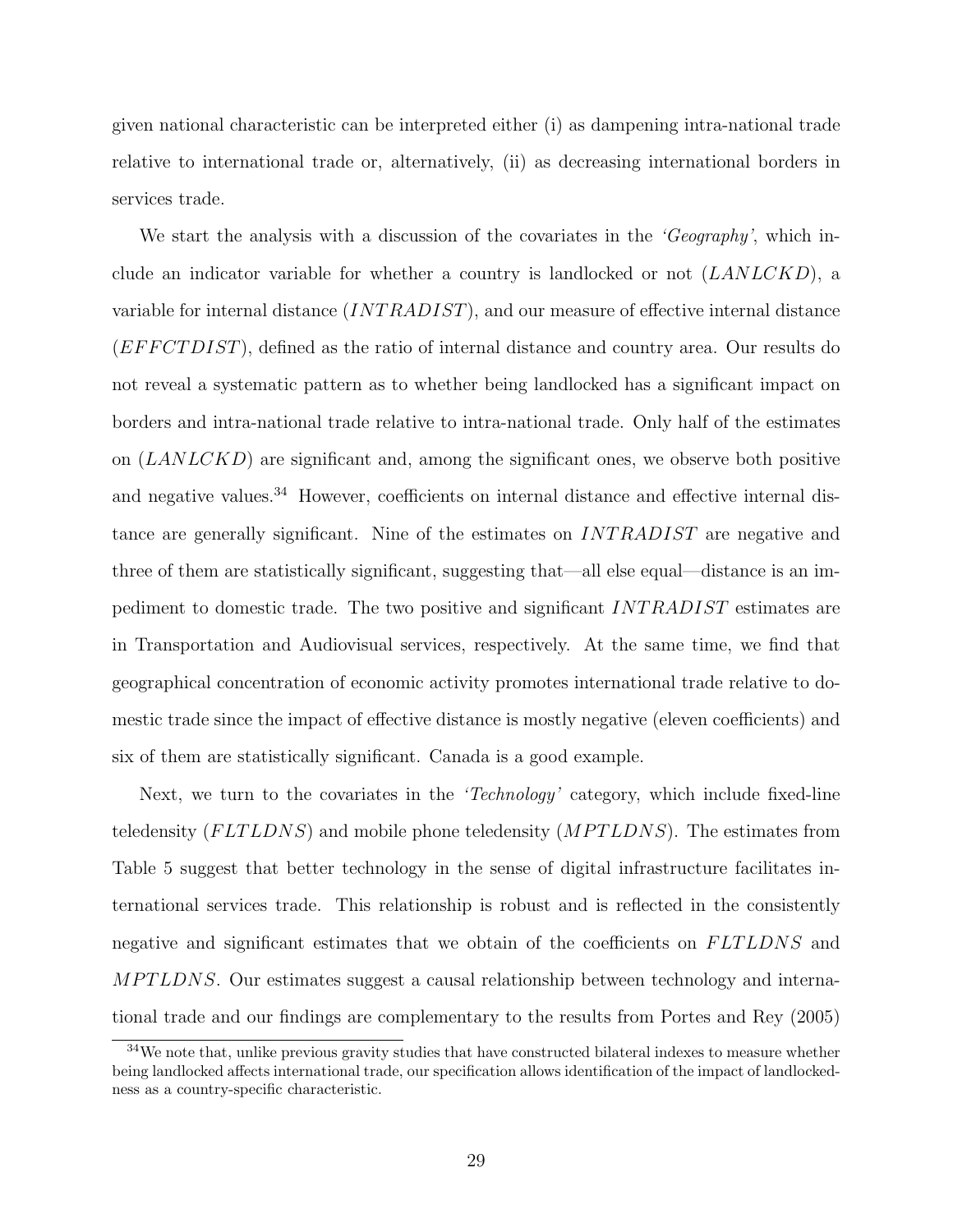given national characteristic can be interpreted either (i) as dampening intra-national trade relative to international trade or, alternatively, (ii) as decreasing international borders in services trade.

We start the analysis with a discussion of the covariates in the *'Geography'*, which include an indicator variable for whether a country is landlocked or not ($LANLCKD$), a variable for internal distance ($INTRADIST$), and our measure of effective internal distance ($EFFCTDIST$), defined as the ratio of internal distance and country area. Our results do not reveal a systematic pattern as to whether being landlocked has a significant impact on borders and intra-national trade relative to intra-national trade. Only half of the estimates on ($LANLCKD$) are significant and, among the significant ones, we observe both positive and negative values.[34] However, coefficients on internal distance and effective internal distance are generally significant. Nine of the estimates on $INTRADIST$ are negative and three of them are statistically significant, suggesting that—all else equal—distance is an impediment to domestic trade. The two positive and significant $INTRADIST$ estimates are in Transportation and Audiovisual services, respectively. At the same time, we find that geographical concentration of economic activity promotes international trade relative to domestic trade since the impact of effective distance is mostly negative (eleven coefficients) and six of them are statistically significant. Canada is a good example.

Next, we turn to the covariates in the *'Technology'* category, which include fixed-line teledensity ($FLTLDNS$) and mobile phone teledensity ($MPTLDNS$). The estimates from Table 5 suggest that better technology in the sense of digital infrastructure facilitates international services trade. This relationship is robust and is reflected in the consistently negative and significant estimates that we obtain of the coefficients on $FLTLDNS$ and $MPTLDNS$. Our estimates suggest a causal relationship between technology and international trade and our findings are complementary to the results from Portes and Rey (2005)

[34] We note that, unlike previous gravity studies that have constructed bilateral indexes to measure whether being landlocked affects international trade, our specification allows identification of the impact of landlockedness as a country-specific characteristic.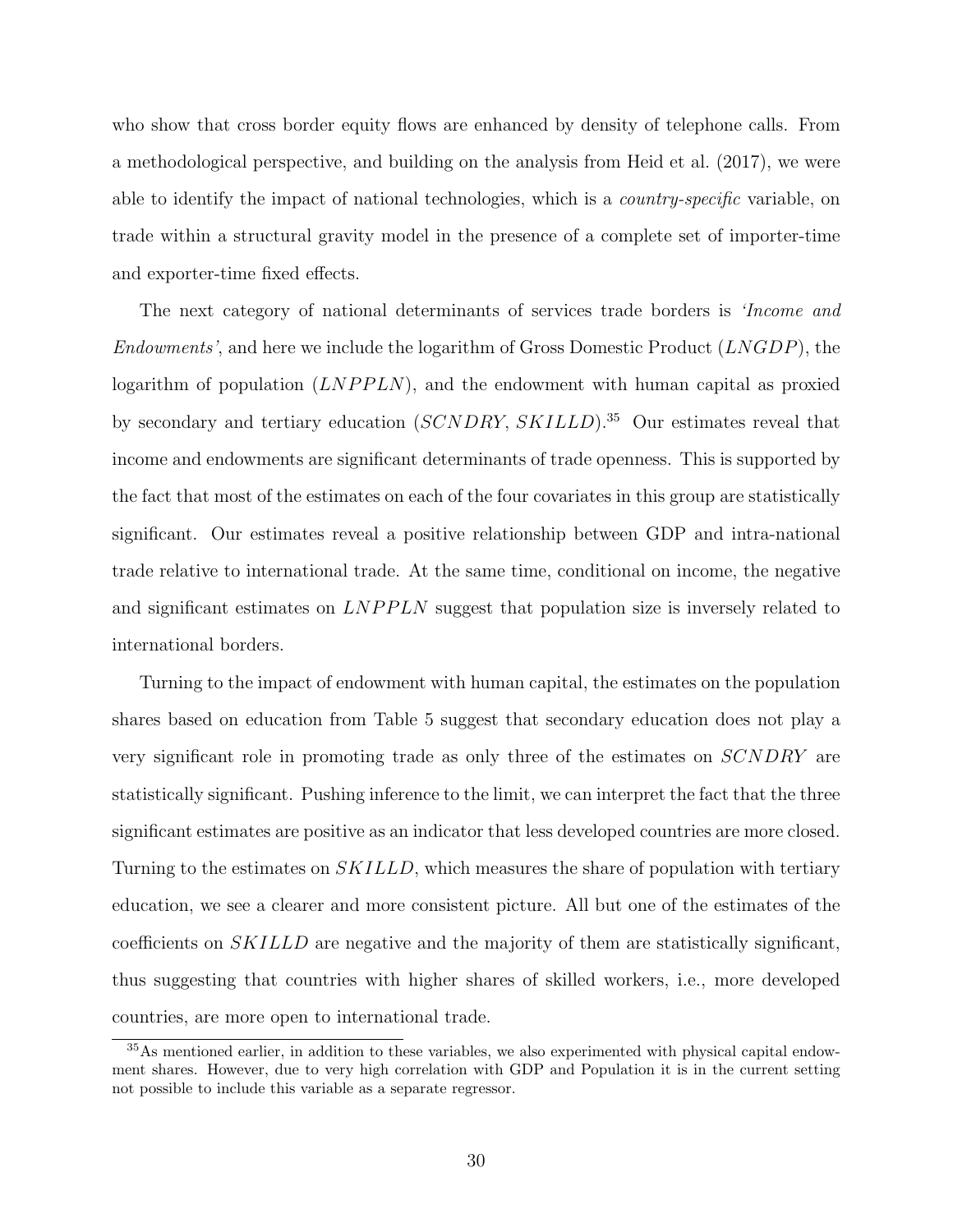who show that cross border equity flows are enhanced by density of telephone calls. From a methodological perspective, and building on the analysis from Heid et al. (2017), we were able to identify the impact of national technologies, which is a *country-specific* variable, on trade within a structural gravity model in the presence of a complete set of importer-time and exporter-time fixed effects.

The next category of national determinants of services trade borders is *'Income and Endowments'*, and here we include the logarithm of Gross Domestic Product ($LNGDP$), the logarithm of population ($LNPPLN$), and the endowment with human capital as proxied by secondary and tertiary education ($SCNDRY$, $SKILLD$).[35] Our estimates reveal that income and endowments are significant determinants of trade openness. This is supported by the fact that most of the estimates on each of the four covariates in this group are statistically significant. Our estimates reveal a positive relationship between GDP and intra-national trade relative to international trade. At the same time, conditional on income, the negative and significant estimates on $LNPPLN$ suggest that population size is inversely related to international borders.

Turning to the impact of endowment with human capital, the estimates on the population shares based on education from Table 5 suggest that secondary education does not play a very significant role in promoting trade as only three of the estimates on $SCNDRY$ are statistically significant. Pushing inference to the limit, we can interpret the fact that the three significant estimates are positive as an indicator that less developed countries are more closed. Turning to the estimates on $SKILLD$, which measures the share of population with tertiary education, we see a clearer and more consistent picture. All but one of the estimates of the coefficients on $SKILLD$ are negative and the majority of them are statistically significant, thus suggesting that countries with higher shares of skilled workers, i.e., more developed countries, are more open to international trade.

[35] As mentioned earlier, in addition to these variables, we also experimented with physical capital endowment shares. However, due to very high correlation with GDP and Population it is in the current setting not possible to include this variable as a separate regressor.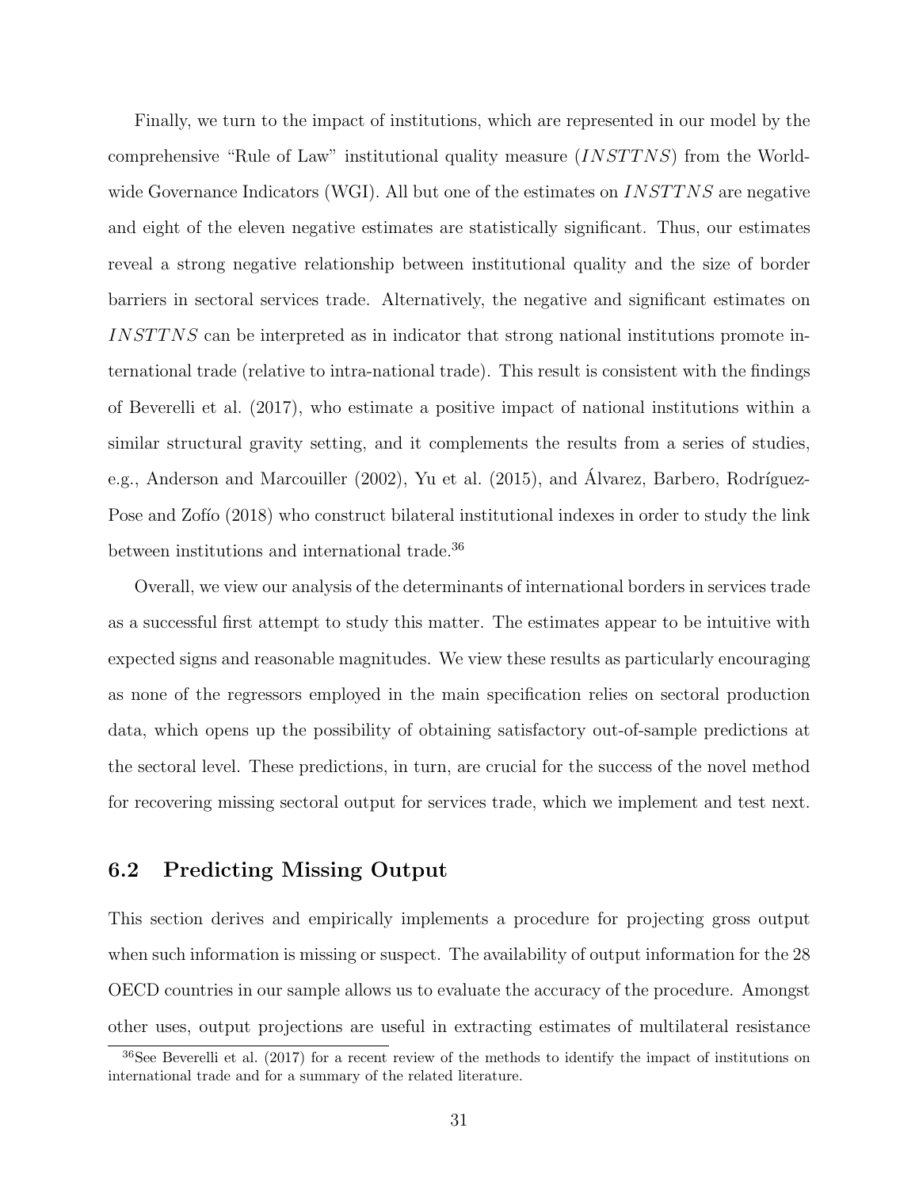Finally, we turn to the impact of institutions, which are represented in our model by the comprehensive "Rule of Law" institutional quality measure ($INSTTNS$) from the Worldwide Governance Indicators (WGI). All but one of the estimates on $INSTTNS$ are negative and eight of the eleven negative estimates are statistically significant. Thus, our estimates reveal a strong negative relationship between institutional quality and the size of border barriers in sectoral services trade. Alternatively, the negative and significant estimates on $INSTTNS$ can be interpreted as in indicator that strong national institutions promote international trade (relative to intra-national trade). This result is consistent with the findings of Beverelli et al. (2017), who estimate a positive impact of national institutions within a similar structural gravity setting, and it complements the results from a series of studies, e.g., Anderson and Marcouiller (2002), Yu et al. (2015), and Álvarez, Barbero, Rodríguez-Pose and Zofío (2018) who construct bilateral institutional indexes in order to study the link between institutions and international trade.[36]

Overall, we view our analysis of the determinants of international borders in services trade as a successful first attempt to study this matter. The estimates appear to be intuitive with expected signs and reasonable magnitudes. We view these results as particularly encouraging as none of the regressors employed in the main specification relies on sectoral production data, which opens up the possibility of obtaining satisfactory out-of-sample predictions at the sectoral level. These predictions, in turn, are crucial for the success of the novel method for recovering missing sectoral output for services trade, which we implement and test next.

## 6.2 Predicting Missing Output

This section derives and empirically implements a procedure for projecting gross output when such information is missing or suspect. The availability of output information for the 28 OECD countries in our sample allows us to evaluate the accuracy of the procedure. Amongst other uses, output projections are useful in extracting estimates of multilateral resistance

[36]See Beverelli et al. (2017) for a recent review of the methods to identify the impact of institutions on international trade and for a summary of the related literature.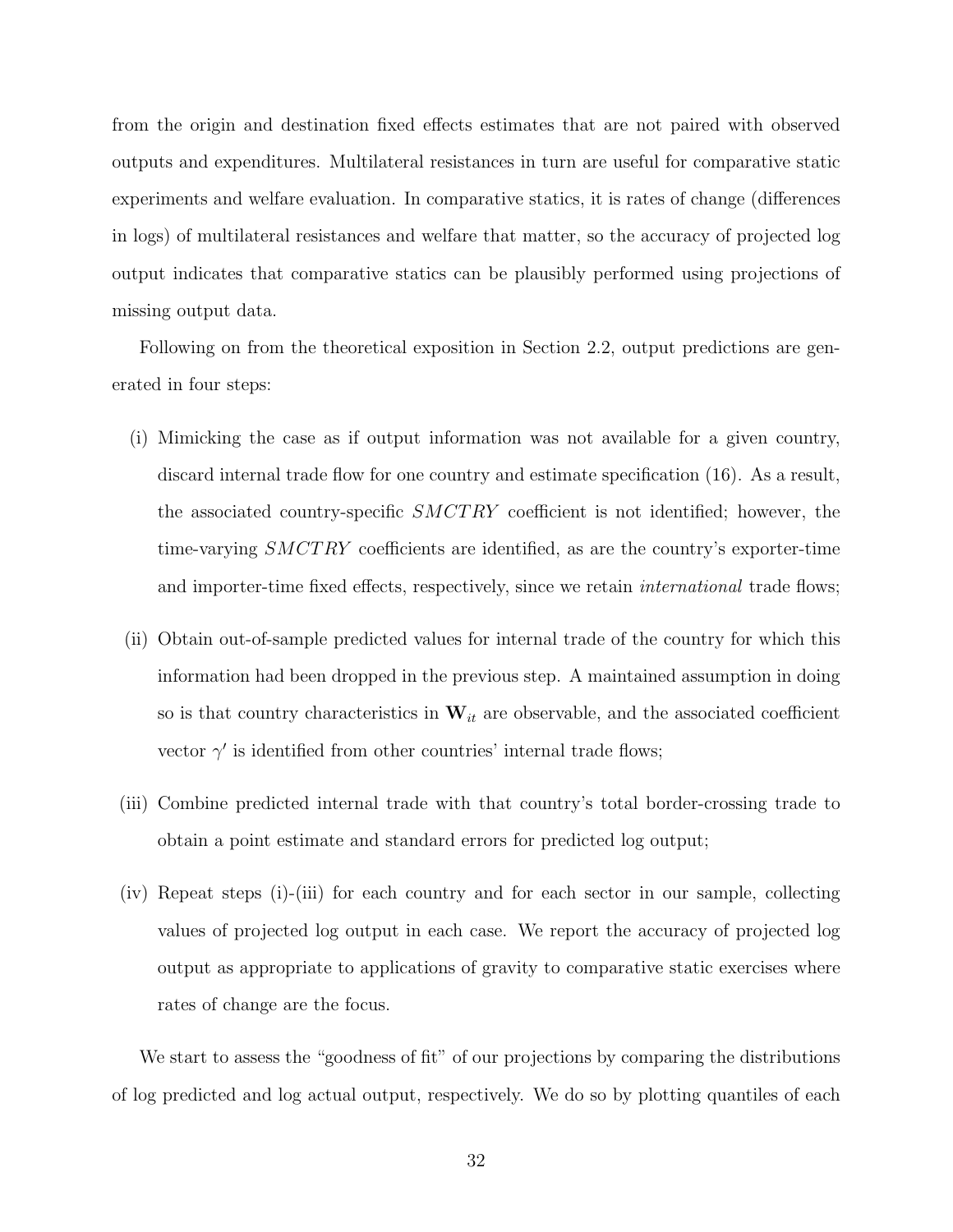from the origin and destination fixed effects estimates that are not paired with observed outputs and expenditures. Multilateral resistances in turn are useful for comparative static experiments and welfare evaluation. In comparative statics, it is rates of change (differences in logs) of multilateral resistances and welfare that matter, so the accuracy of projected log output indicates that comparative statics can be plausibly performed using projections of missing output data.

Following on from the theoretical exposition in Section 2.2, output predictions are generated in four steps:

(i) Mimicking the case as if output information was not available for a given country, discard internal trade flow for one country and estimate specification (16). As a result, the associated country-specific $SMCTRY$ coefficient is not identified; however, the time-varying $SMCTRY$ coefficients are identified, as are the country's exporter-time and importer-time fixed effects, respectively, since we retain *international* trade flows;

(ii) Obtain out-of-sample predicted values for internal trade of the country for which this information had been dropped in the previous step. A maintained assumption in doing so is that country characteristics in $\mathbf{W}_{it}$ are observable, and the associated coefficient vector $\gamma'$ is identified from other countries' internal trade flows;

(iii) Combine predicted internal trade with that country's total border-crossing trade to obtain a point estimate and standard errors for predicted log output;

(iv) Repeat steps (i)-(iii) for each country and for each sector in our sample, collecting values of projected log output in each case. We report the accuracy of projected log output as appropriate to applications of gravity to comparative static exercises where rates of change are the focus.

We start to assess the "goodness of fit" of our projections by comparing the distributions of log predicted and log actual output, respectively. We do so by plotting quantiles of each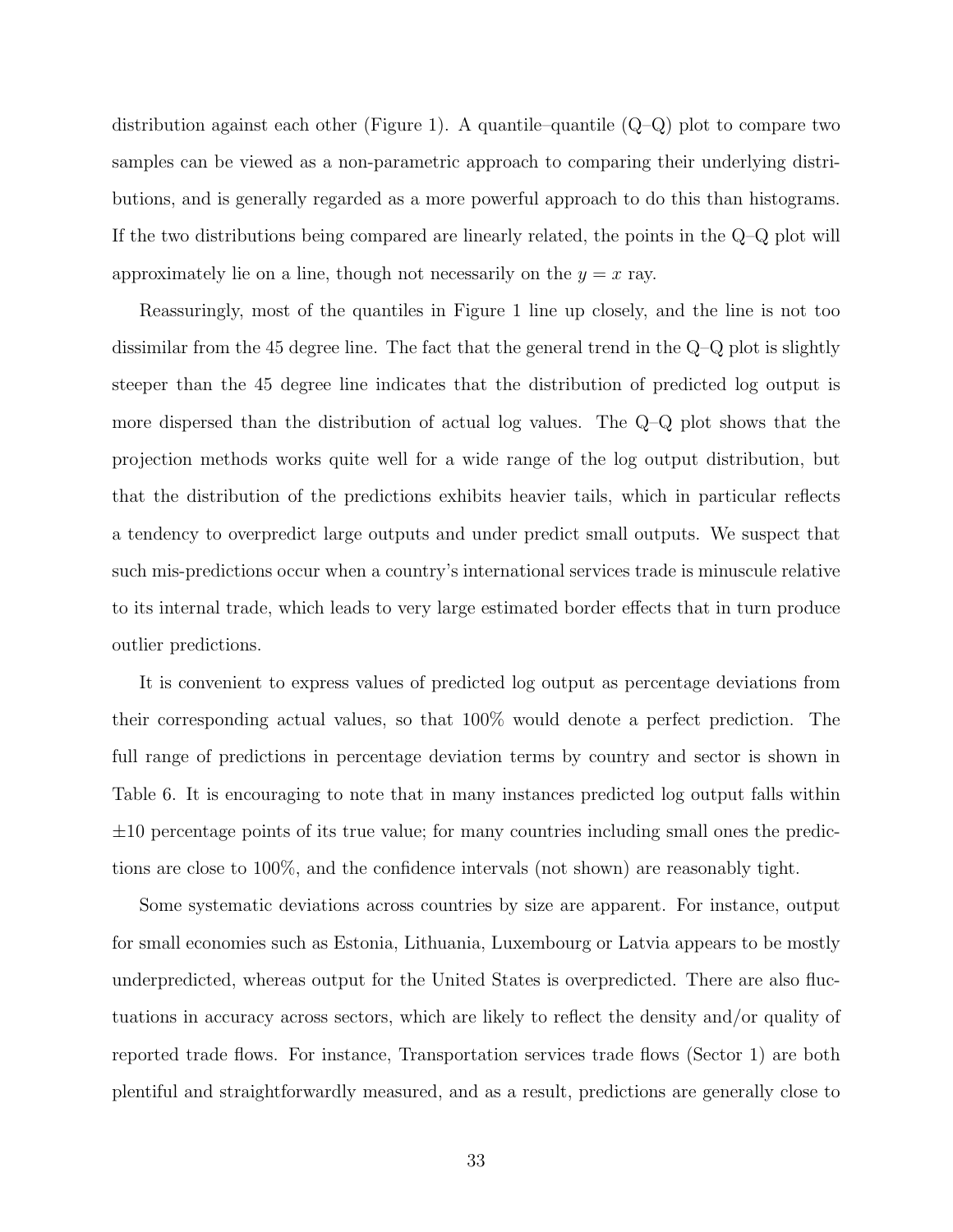distribution against each other (Figure 1). A quantile–quantile (Q–Q) plot to compare two samples can be viewed as a non-parametric approach to comparing their underlying distributions, and is generally regarded as a more powerful approach to do this than histograms. If the two distributions being compared are linearly related, the points in the Q–Q plot will approximately lie on a line, though not necessarily on the $y = x$ ray.

Reassuringly, most of the quantiles in Figure 1 line up closely, and the line is not too dissimilar from the 45 degree line. The fact that the general trend in the Q–Q plot is slightly steeper than the 45 degree line indicates that the distribution of predicted log output is more dispersed than the distribution of actual log values. The Q–Q plot shows that the projection methods works quite well for a wide range of the log output distribution, but that the distribution of the predictions exhibits heavier tails, which in particular reflects a tendency to overpredict large outputs and under predict small outputs. We suspect that such mis-predictions occur when a country's international services trade is minuscule relative to its internal trade, which leads to very large estimated border effects that in turn produce outlier predictions.

It is convenient to express values of predicted log output as percentage deviations from their corresponding actual values, so that 100% would denote a perfect prediction. The full range of predictions in percentage deviation terms by country and sector is shown in Table 6. It is encouraging to note that in many instances predicted log output falls within $\pm 10$ percentage points of its true value; for many countries including small ones the predictions are close to 100%, and the confidence intervals (not shown) are reasonably tight.

Some systematic deviations across countries by size are apparent. For instance, output for small economies such as Estonia, Lithuania, Luxembourg or Latvia appears to be mostly underpredicted, whereas output for the United States is overpredicted. There are also fluctuations in accuracy across sectors, which are likely to reflect the density and/or quality of reported trade flows. For instance, Transportation services trade flows (Sector 1) are both plentiful and straightforwardly measured, and as a result, predictions are generally close to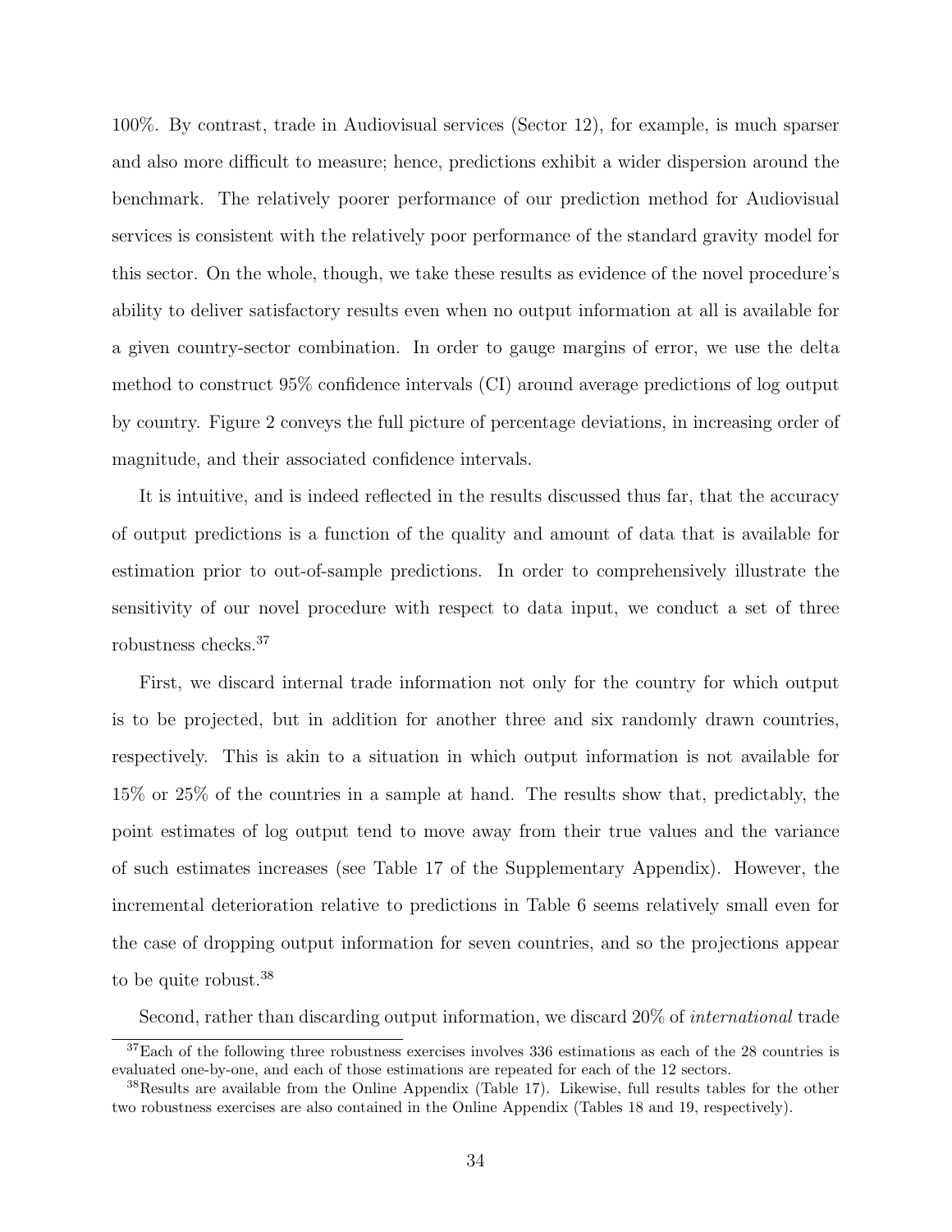100%. By contrast, trade in Audiovisual services (Sector 12), for example, is much sparser and also more difficult to measure; hence, predictions exhibit a wider dispersion around the benchmark. The relatively poorer performance of our prediction method for Audiovisual services is consistent with the relatively poor performance of the standard gravity model for this sector. On the whole, though, we take these results as evidence of the novel procedure's ability to deliver satisfactory results even when no output information at all is available for a given country-sector combination. In order to gauge margins of error, we use the delta method to construct 95% confidence intervals (CI) around average predictions of log output by country. Figure 2 conveys the full picture of percentage deviations, in increasing order of magnitude, and their associated confidence intervals.

It is intuitive, and is indeed reflected in the results discussed thus far, that the accuracy of output predictions is a function of the quality and amount of data that is available for estimation prior to out-of-sample predictions. In order to comprehensively illustrate the sensitivity of our novel procedure with respect to data input, we conduct a set of three robustness checks.[37]

First, we discard internal trade information not only for the country for which output is to be projected, but in addition for another three and six randomly drawn countries, respectively. This is akin to a situation in which output information is not available for 15% or 25% of the countries in a sample at hand. The results show that, predictably, the point estimates of log output tend to move away from their true values and the variance of such estimates increases (see Table 17 of the Supplementary Appendix). However, the incremental deterioration relative to predictions in Table 6 seems relatively small even for the case of dropping output information for seven countries, and so the projections appear to be quite robust.[38]

Second, rather than discarding output information, we discard 20% of *international* trade

[37]Each of the following three robustness exercises involves 336 estimations as each of the 28 countries is evaluated one-by-one, and each of those estimations are repeated for each of the 12 sectors.

[38]Results are available from the Online Appendix (Table 17). Likewise, full results tables for the other two robustness exercises are also contained in the Online Appendix (Tables 18 and 19, respectively).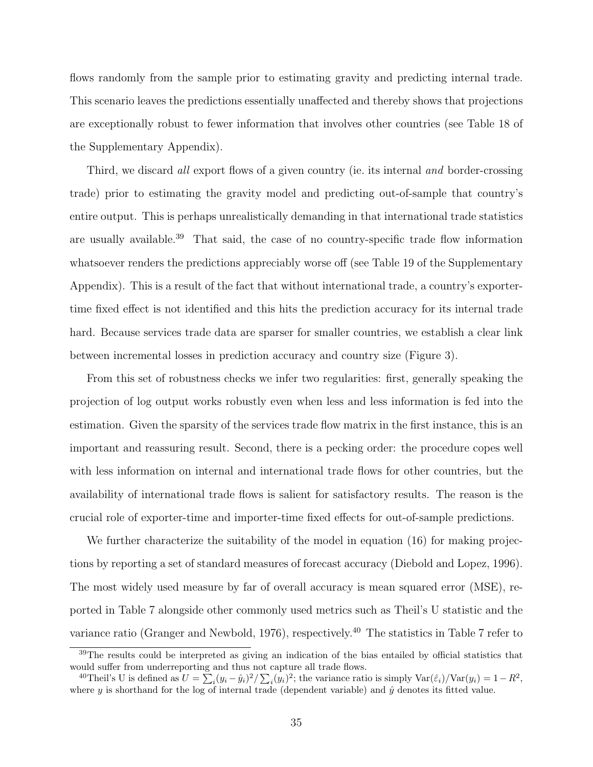flows randomly from the sample prior to estimating gravity and predicting internal trade. This scenario leaves the predictions essentially unaffected and thereby shows that projections are exceptionally robust to fewer information that involves other countries (see Table 18 of the Supplementary Appendix).

Third, we discard *all* export flows of a given country (ie. its internal *and* border-crossing trade) prior to estimating the gravity model and predicting out-of-sample that country's entire output. This is perhaps unrealistically demanding in that international trade statistics are usually available.[39] That said, the case of no country-specific trade flow information whatsoever renders the predictions appreciably worse off (see Table 19 of the Supplementary Appendix). This is a result of the fact that without international trade, a country's exporter-time fixed effect is not identified and this hits the prediction accuracy for its internal trade hard. Because services trade data are sparser for smaller countries, we establish a clear link between incremental losses in prediction accuracy and country size (Figure 3).

From this set of robustness checks we infer two regularities: first, generally speaking the projection of log output works robustly even when less and less information is fed into the estimation. Given the sparsity of the services trade flow matrix in the first instance, this is an important and reassuring result. Second, there is a pecking order: the procedure copes well with less information on internal and international trade flows for other countries, but the availability of international trade flows is salient for satisfactory results. The reason is the crucial role of exporter-time and importer-time fixed effects for out-of-sample predictions.

We further characterize the suitability of the model in equation (16) for making projections by reporting a set of standard measures of forecast accuracy (Diebold and Lopez, 1996). The most widely used measure by far of overall accuracy is mean squared error (MSE), reported in Table 7 alongside other commonly used metrics such as Theil's U statistic and the variance ratio (Granger and Newbold, 1976), respectively.[40] The statistics in Table 7 refer to

[39] The results could be interpreted as giving an indication of the bias entailed by official statistics that would suffer from underreporting and thus not capture all trade flows.

[40] Theil's U is defined as $U = \sum_i (y_i - \hat{y}_i)^2 / \sum_i (y_i)^2$; the variance ratio is simply $\text{Var}(\hat{\varepsilon}_i)/\text{Var}(y_i) = 1 - R^2$, where $y$ is shorthand for the log of internal trade (dependent variable) and $\hat{y}$ denotes its fitted value.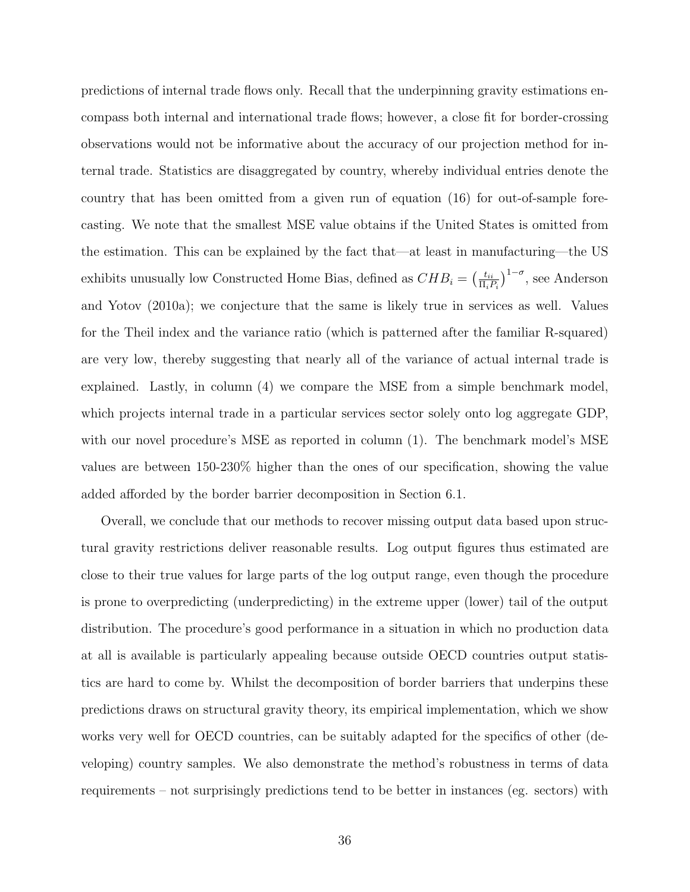predictions of internal trade flows only. Recall that the underpinning gravity estimations encompass both internal and international trade flows; however, a close fit for border-crossing observations would not be informative about the accuracy of our projection method for internal trade. Statistics are disaggregated by country, whereby individual entries denote the country that has been omitted from a given run of equation (16) for out-of-sample forecasting. We note that the smallest MSE value obtains if the United States is omitted from the estimation. This can be explained by the fact that—at least in manufacturing—the US exhibits unusually low Constructed Home Bias, defined as $CHB_i = \left(\frac{t_{ii}}{\Pi_i P_i}\right)^{1-\sigma}$, see Anderson and Yotov (2010a); we conjecture that the same is likely true in services as well. Values for the Theil index and the variance ratio (which is patterned after the familiar R-squared) are very low, thereby suggesting that nearly all of the variance of actual internal trade is explained. Lastly, in column (4) we compare the MSE from a simple benchmark model, which projects internal trade in a particular services sector solely onto log aggregate GDP, with our novel procedure's MSE as reported in column (1). The benchmark model's MSE values are between 150-230% higher than the ones of our specification, showing the value added afforded by the border barrier decomposition in Section 6.1.

Overall, we conclude that our methods to recover missing output data based upon structural gravity restrictions deliver reasonable results. Log output figures thus estimated are close to their true values for large parts of the log output range, even though the procedure is prone to overpredicting (underpredicting) in the extreme upper (lower) tail of the output distribution. The procedure's good performance in a situation in which no production data at all is available is particularly appealing because outside OECD countries output statistics are hard to come by. Whilst the decomposition of border barriers that underpins these predictions draws on structural gravity theory, its empirical implementation, which we show works very well for OECD countries, can be suitably adapted for the specifics of other (developing) country samples. We also demonstrate the method's robustness in terms of data requirements – not surprisingly predictions tend to be better in instances (eg. sectors) with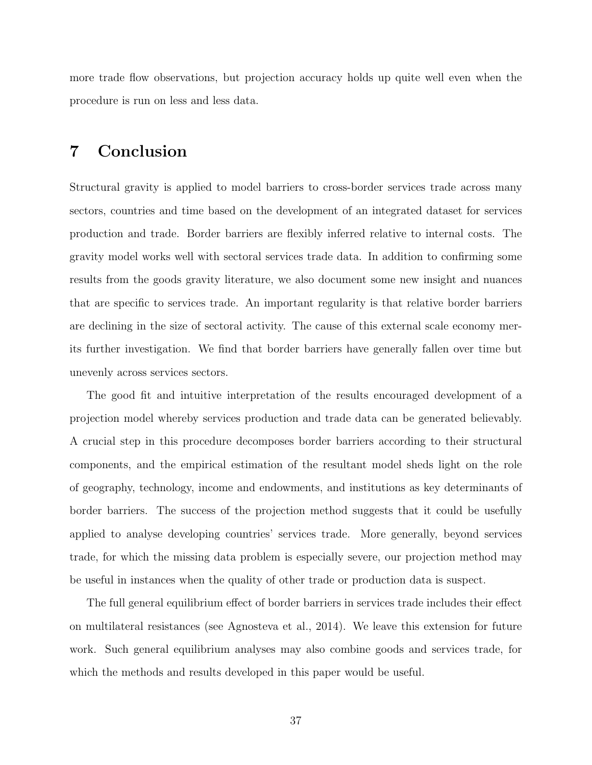more trade flow observations, but projection accuracy holds up quite well even when the procedure is run on less and less data.

# 7 Conclusion

Structural gravity is applied to model barriers to cross-border services trade across many sectors, countries and time based on the development of an integrated dataset for services production and trade. Border barriers are flexibly inferred relative to internal costs. The gravity model works well with sectoral services trade data. In addition to confirming some results from the goods gravity literature, we also document some new insight and nuances that are specific to services trade. An important regularity is that relative border barriers are declining in the size of sectoral activity. The cause of this external scale economy merits further investigation. We find that border barriers have generally fallen over time but unevenly across services sectors.

The good fit and intuitive interpretation of the results encouraged development of a projection model whereby services production and trade data can be generated believably. A crucial step in this procedure decomposes border barriers according to their structural components, and the empirical estimation of the resultant model sheds light on the role of geography, technology, income and endowments, and institutions as key determinants of border barriers. The success of the projection method suggests that it could be usefully applied to analyse developing countries' services trade. More generally, beyond services trade, for which the missing data problem is especially severe, our projection method may be useful in instances when the quality of other trade or production data is suspect.

The full general equilibrium effect of border barriers in services trade includes their effect on multilateral resistances (see Agnosteva et al., 2014). We leave this extension for future work. Such general equilibrium analyses may also combine goods and services trade, for which the methods and results developed in this paper would be useful.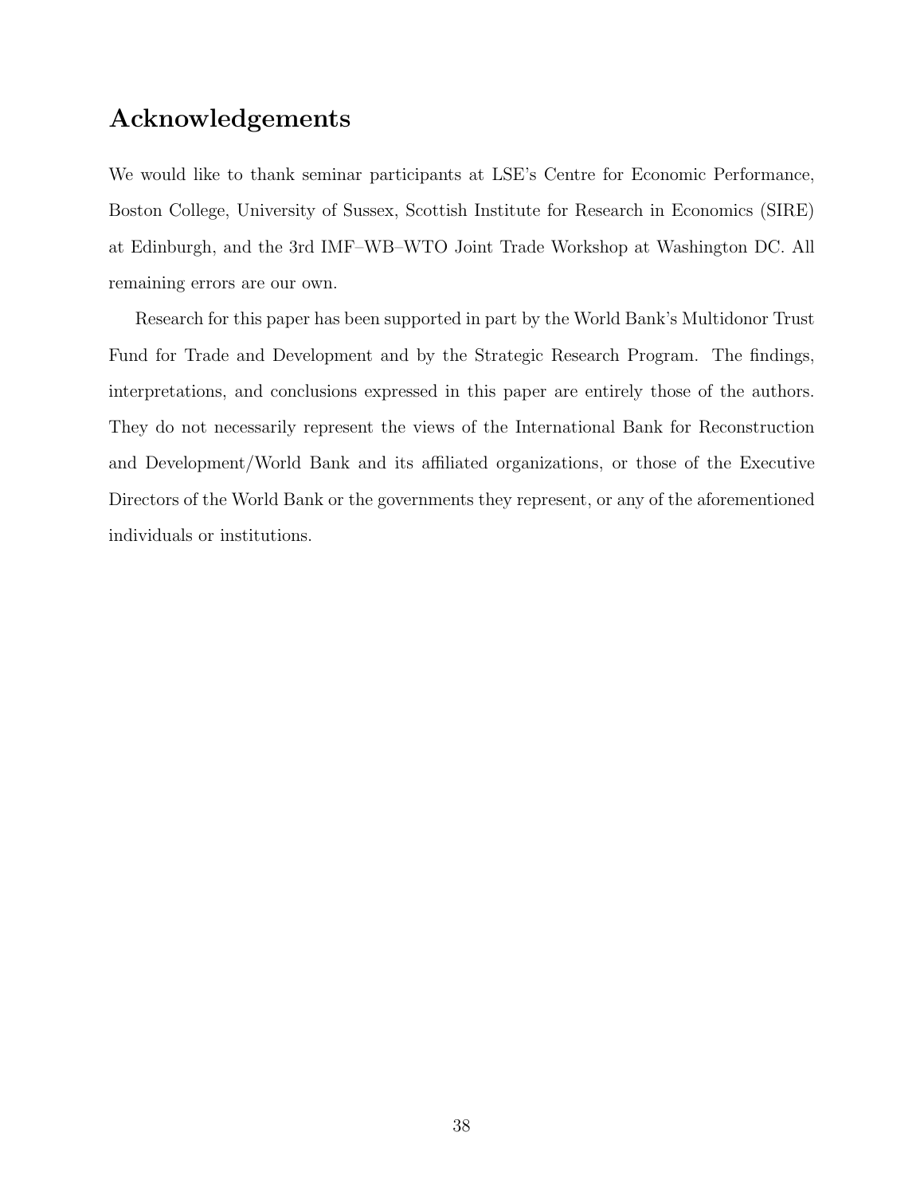## Acknowledgements

We would like to thank seminar participants at LSE's Centre for Economic Performance, Boston College, University of Sussex, Scottish Institute for Research in Economics (SIRE) at Edinburgh, and the 3rd IMF–WB–WTO Joint Trade Workshop at Washington DC. All remaining errors are our own.

Research for this paper has been supported in part by the World Bank's Multidonor Trust Fund for Trade and Development and by the Strategic Research Program. The findings, interpretations, and conclusions expressed in this paper are entirely those of the authors. They do not necessarily represent the views of the International Bank for Reconstruction and Development/World Bank and its affiliated organizations, or those of the Executive Directors of the World Bank or the governments they represent, or any of the aforementioned individuals or institutions.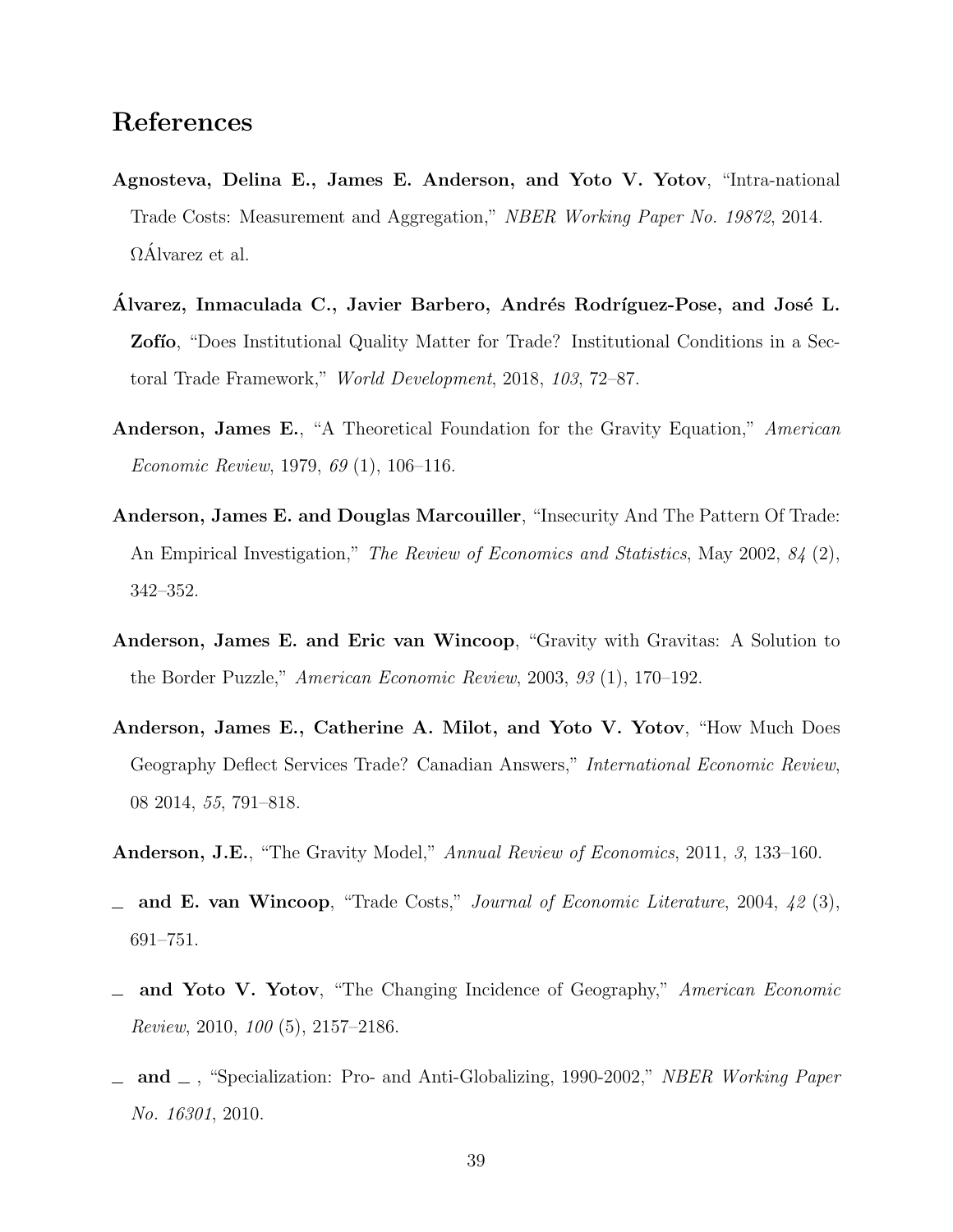## References

**Agnosteva, Delina E., James E. Anderson, and Yoto V. Yotov**, "Intra-national Trade Costs: Measurement and Aggregation," *NBER Working Paper No. 19872*, 2014. ΩÁlvarez et al.

**Álvarez, Inmaculada C., Javier Barbero, Andrés Rodríguez-Pose, and José L. Zofío**, "Does Institutional Quality Matter for Trade? Institutional Conditions in a Sectoral Trade Framework," *World Development*, 2018, *103*, 72–87.

**Anderson, James E.**, "A Theoretical Foundation for the Gravity Equation," *American Economic Review*, 1979, *69* (1), 106–116.

**Anderson, James E. and Douglas Marcouiller**, "Insecurity And The Pattern Of Trade: An Empirical Investigation," *The Review of Economics and Statistics*, May 2002, *84* (2), 342–352.

**Anderson, James E. and Eric van Wincoop**, "Gravity with Gravitas: A Solution to the Border Puzzle," *American Economic Review*, 2003, *93* (1), 170–192.

**Anderson, James E., Catherine A. Milot, and Yoto V. Yotov**, "How Much Does Geography Deflect Services Trade? Canadian Answers," *International Economic Review*, 08 2014, *55*, 791–818.

**Anderson, J.E.**, "The Gravity Model," *Annual Review of Economics*, 2011, *3*, 133–160.

_ **and E. van Wincoop**, "Trade Costs," *Journal of Economic Literature*, 2004, *42* (3), 691–751.

_ **and Yoto V. Yotov**, "The Changing Incidence of Geography," *American Economic Review*, 2010, *100* (5), 2157–2186.

_ **and** _ , "Specialization: Pro- and Anti-Globalizing, 1990-2002," *NBER Working Paper No. 16301*, 2010.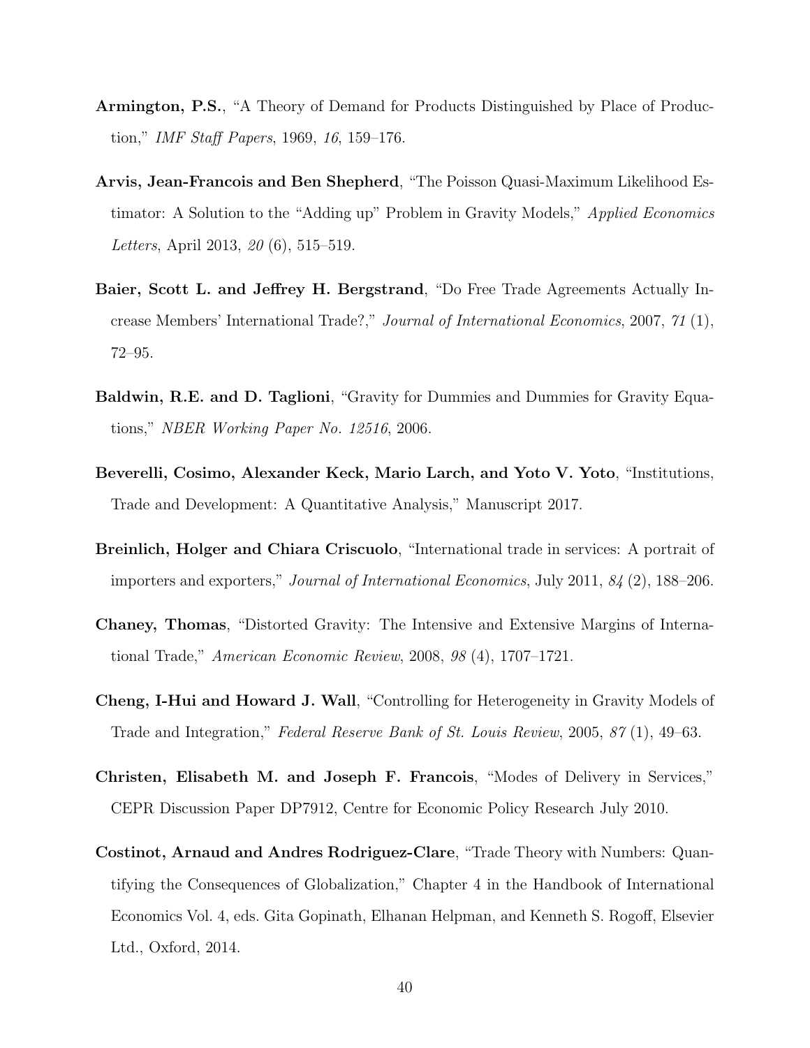**Armington, P.S.**, "A Theory of Demand for Products Distinguished by Place of Production," *IMF Staff Papers*, 1969, *16*, 159–176.

**Arvis, Jean-Francois and Ben Shepherd**, "The Poisson Quasi-Maximum Likelihood Estimator: A Solution to the "Adding up" Problem in Gravity Models," *Applied Economics Letters*, April 2013, *20* (6), 515–519.

**Baier, Scott L. and Jeffrey H. Bergstrand**, "Do Free Trade Agreements Actually Increase Members' International Trade?," *Journal of International Economics*, 2007, *71* (1), 72–95.

**Baldwin, R.E. and D. Taglioni**, "Gravity for Dummies and Dummies for Gravity Equations," *NBER Working Paper No. 12516*, 2006.

**Beverelli, Cosimo, Alexander Keck, Mario Larch, and Yoto V. Yoto**, "Institutions, Trade and Development: A Quantitative Analysis," Manuscript 2017.

**Breinlich, Holger and Chiara Criscuolo**, "International trade in services: A portrait of importers and exporters," *Journal of International Economics*, July 2011, *84* (2), 188–206.

**Chaney, Thomas**, "Distorted Gravity: The Intensive and Extensive Margins of International Trade," *American Economic Review*, 2008, *98* (4), 1707–1721.

**Cheng, I-Hui and Howard J. Wall**, "Controlling for Heterogeneity in Gravity Models of Trade and Integration," *Federal Reserve Bank of St. Louis Review*, 2005, *87* (1), 49–63.

**Christen, Elisabeth M. and Joseph F. Francois**, "Modes of Delivery in Services," CEPR Discussion Paper DP7912, Centre for Economic Policy Research July 2010.

**Costinot, Arnaud and Andres Rodriguez-Clare**, "Trade Theory with Numbers: Quantifying the Consequences of Globalization," Chapter 4 in the Handbook of International Economics Vol. 4, eds. Gita Gopinath, Elhanan Helpman, and Kenneth S. Rogoff, Elsevier Ltd., Oxford, 2014.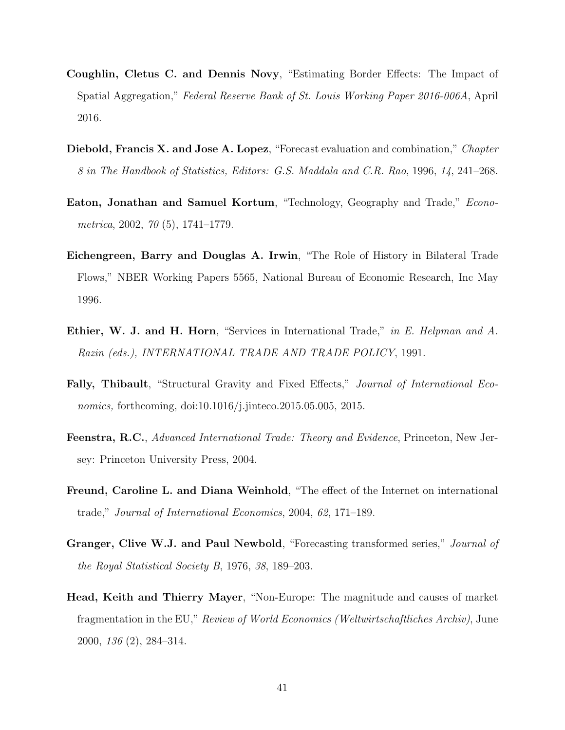**Coughlin, Cletus C. and Dennis Novy**, "Estimating Border Effects: The Impact of Spatial Aggregation," *Federal Reserve Bank of St. Louis Working Paper 2016-006A*, April 2016.

**Diebold, Francis X. and Jose A. Lopez**, "Forecast evaluation and combination," *Chapter 8 in The Handbook of Statistics, Editors: G.S. Maddala and C.R. Rao*, 1996, *14*, 241–268.

**Eaton, Jonathan and Samuel Kortum**, "Technology, Geography and Trade," *Econometrica*, 2002, *70* (5), 1741–1779.

**Eichengreen, Barry and Douglas A. Irwin**, "The Role of History in Bilateral Trade Flows," NBER Working Papers 5565, National Bureau of Economic Research, Inc May 1996.

**Ethier, W. J. and H. Horn**, "Services in International Trade," *in E. Helpman and A. Razin (eds.), INTERNATIONAL TRADE AND TRADE POLICY*, 1991.

**Fally, Thibault**, "Structural Gravity and Fixed Effects," *Journal of International Economics,* forthcoming, doi:10.1016/j.jinteco.2015.05.005, 2015.

**Feenstra, R.C.**, *Advanced International Trade: Theory and Evidence*, Princeton, New Jersey: Princeton University Press, 2004.

**Freund, Caroline L. and Diana Weinhold**, "The effect of the Internet on international trade," *Journal of International Economics*, 2004, *62*, 171–189.

**Granger, Clive W.J. and Paul Newbold**, "Forecasting transformed series," *Journal of the Royal Statistical Society B*, 1976, *38*, 189–203.

**Head, Keith and Thierry Mayer**, "Non-Europe: The magnitude and causes of market fragmentation in the EU," *Review of World Economics (Weltwirtschaftliches Archiv)*, June 2000, *136* (2), 284–314.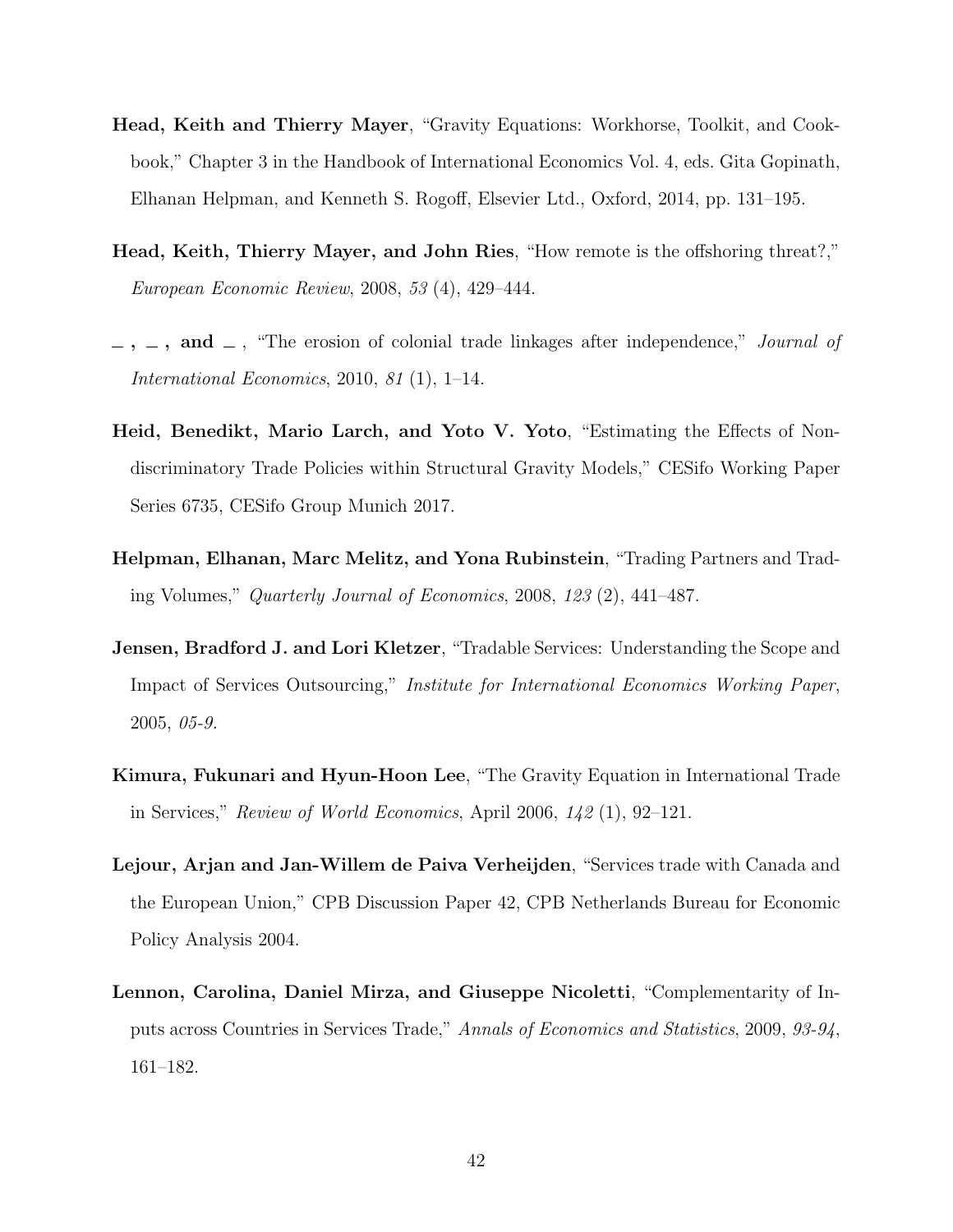**Head, Keith and Thierry Mayer**, "Gravity Equations: Workhorse, Toolkit, and Cookbook," Chapter 3 in the Handbook of International Economics Vol. 4, eds. Gita Gopinath, Elhanan Helpman, and Kenneth S. Rogoff, Elsevier Ltd., Oxford, 2014, pp. 131–195.

**Head, Keith, Thierry Mayer, and John Ries**, "How remote is the offshoring threat?," *European Economic Review*, 2008, *53* (4), 429–444.

**_ , _ , and _** , "The erosion of colonial trade linkages after independence," *Journal of International Economics*, 2010, *81* (1), 1–14.

**Heid, Benedikt, Mario Larch, and Yoto V. Yoto**, "Estimating the Effects of Non-discriminatory Trade Policies within Structural Gravity Models," CESifo Working Paper Series 6735, CESifo Group Munich 2017.

**Helpman, Elhanan, Marc Melitz, and Yona Rubinstein**, "Trading Partners and Trading Volumes," *Quarterly Journal of Economics*, 2008, *123* (2), 441–487.

**Jensen, Bradford J. and Lori Kletzer**, "Tradable Services: Understanding the Scope and Impact of Services Outsourcing," *Institute for International Economics Working Paper*, 2005, *05-9*.

**Kimura, Fukunari and Hyun-Hoon Lee**, "The Gravity Equation in International Trade in Services," *Review of World Economics*, April 2006, *142* (1), 92–121.

**Lejour, Arjan and Jan-Willem de Paiva Verheijden**, "Services trade with Canada and the European Union," CPB Discussion Paper 42, CPB Netherlands Bureau for Economic Policy Analysis 2004.

**Lennon, Carolina, Daniel Mirza, and Giuseppe Nicoletti**, "Complementarity of Inputs across Countries in Services Trade," *Annals of Economics and Statistics*, 2009, *93-94*, 161–182.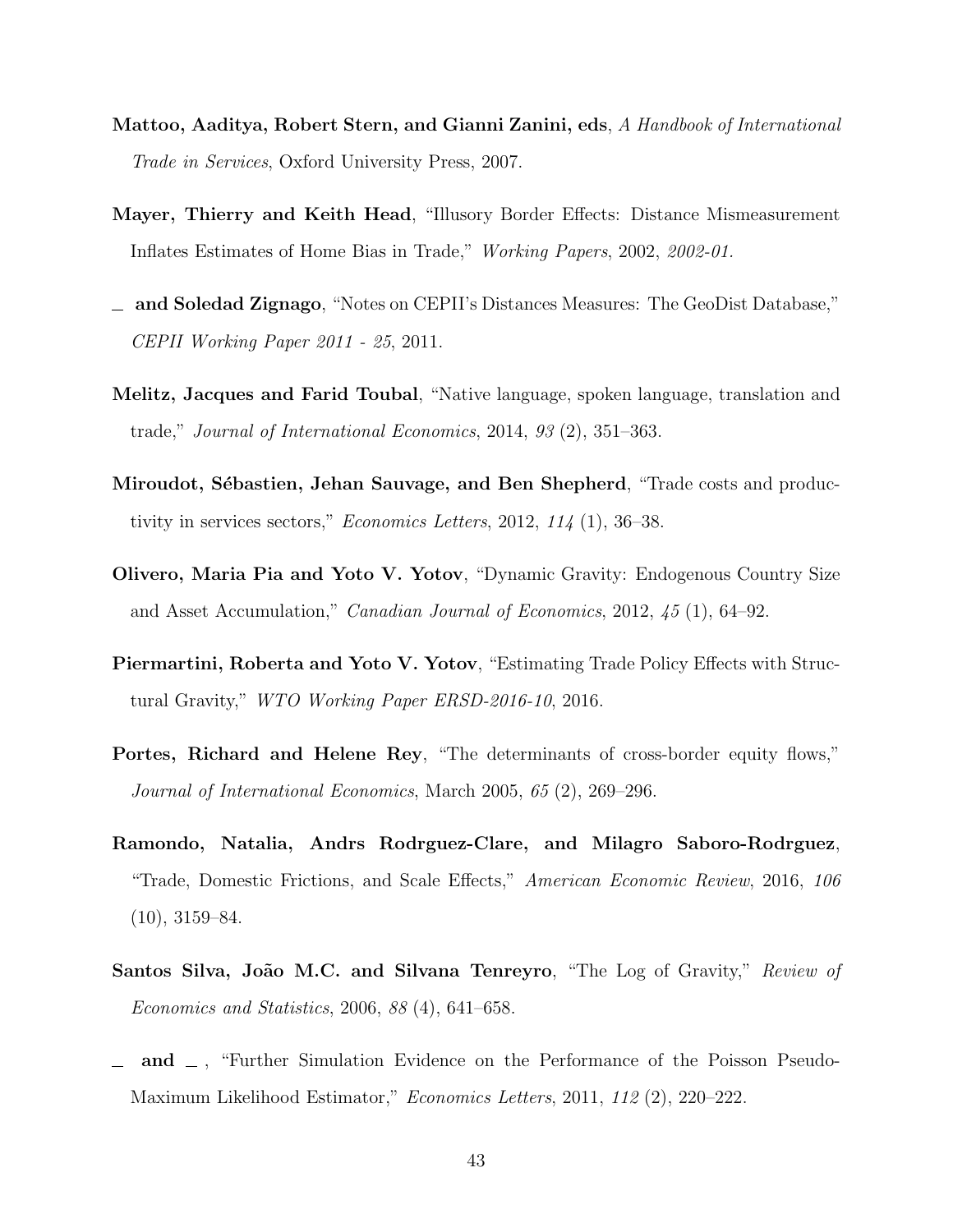**Mattoo, Aaditya, Robert Stern, and Gianni Zanini, eds**, *A Handbook of International Trade in Services*, Oxford University Press, 2007.

**Mayer, Thierry and Keith Head**, "Illusory Border Effects: Distance Mismeasurement Inflates Estimates of Home Bias in Trade," *Working Papers*, 2002, *2002-01.*

_ **and Soledad Zignago**, "Notes on CEPII's Distances Measures: The GeoDist Database," *CEPII Working Paper 2011 - 25*, 2011.

**Melitz, Jacques and Farid Toubal**, "Native language, spoken language, translation and trade," *Journal of International Economics*, 2014, *93* (2), 351–363.

**Miroudot, Sébastien, Jehan Sauvage, and Ben Shepherd**, "Trade costs and productivity in services sectors," *Economics Letters*, 2012, *114* (1), 36–38.

**Olivero, Maria Pia and Yoto V. Yotov**, "Dynamic Gravity: Endogenous Country Size and Asset Accumulation," *Canadian Journal of Economics*, 2012, *45* (1), 64–92.

**Piermartini, Roberta and Yoto V. Yotov**, "Estimating Trade Policy Effects with Structural Gravity," *WTO Working Paper ERSD-2016-10*, 2016.

**Portes, Richard and Helene Rey**, "The determinants of cross-border equity flows," *Journal of International Economics*, March 2005, *65* (2), 269–296.

**Ramondo, Natalia, Andrs Rodrguez-Clare, and Milagro Saboro-Rodrguez**, "Trade, Domestic Frictions, and Scale Effects," *American Economic Review*, 2016, *106* (10), 3159–84.

**Santos Silva, João M.C. and Silvana Tenreyro**, "The Log of Gravity," *Review of Economics and Statistics*, 2006, *88* (4), 641–658.

_ **and** _ , "Further Simulation Evidence on the Performance of the Poisson Pseudo-Maximum Likelihood Estimator," *Economics Letters*, 2011, *112* (2), 220–222.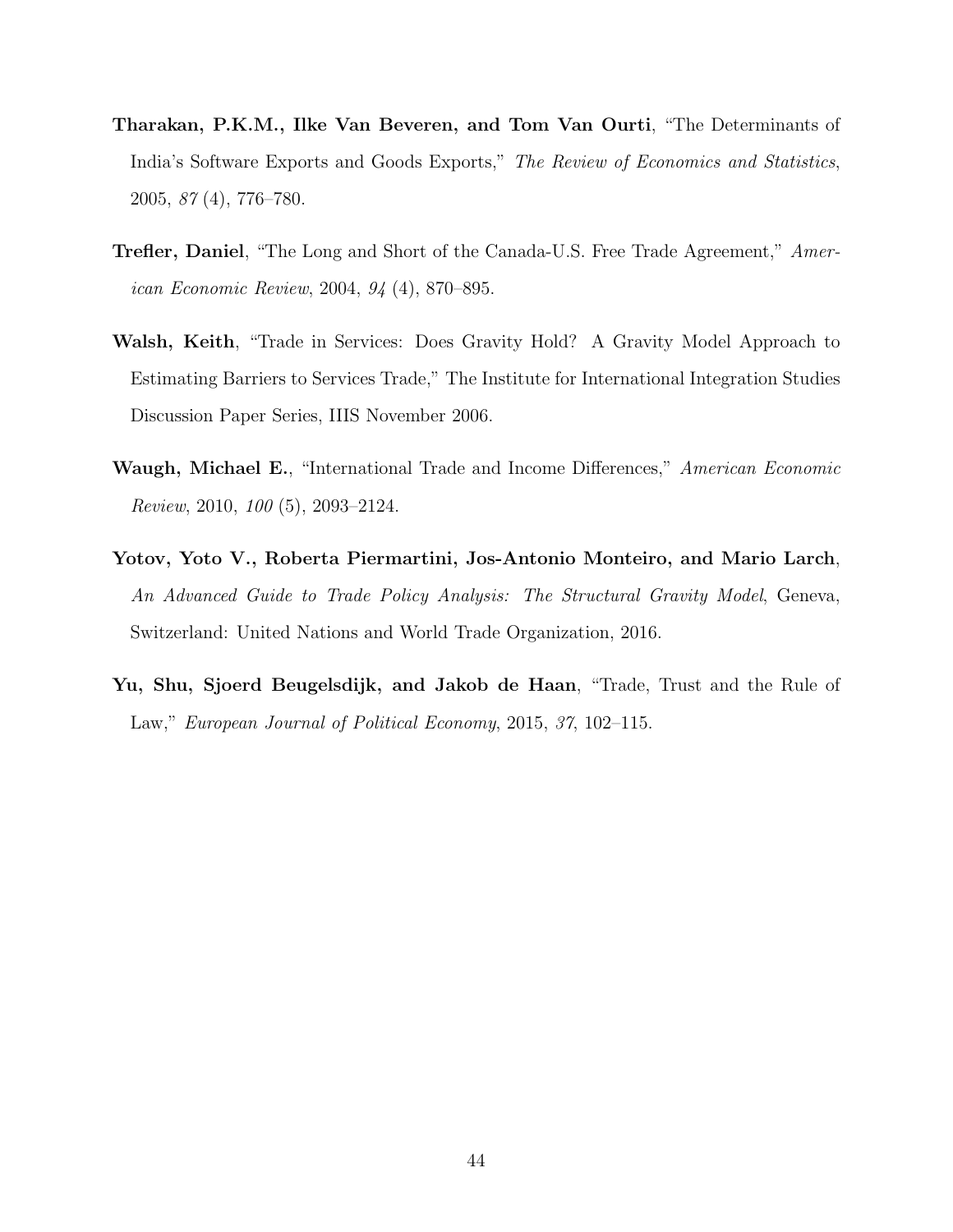**Tharakan, P.K.M., Ilke Van Beveren, and Tom Van Ourti**, "The Determinants of India's Software Exports and Goods Exports," *The Review of Economics and Statistics*, 2005, *87* (4), 776–780.

**Trefler, Daniel**, "The Long and Short of the Canada-U.S. Free Trade Agreement," *American Economic Review*, 2004, *94* (4), 870–895.

**Walsh, Keith**, "Trade in Services: Does Gravity Hold? A Gravity Model Approach to Estimating Barriers to Services Trade," The Institute for International Integration Studies Discussion Paper Series, IIIS November 2006.

**Waugh, Michael E.**, "International Trade and Income Differences," *American Economic Review*, 2010, *100* (5), 2093–2124.

**Yotov, Yoto V., Roberta Piermartini, Jos-Antonio Monteiro, and Mario Larch**, *An Advanced Guide to Trade Policy Analysis: The Structural Gravity Model*, Geneva, Switzerland: United Nations and World Trade Organization, 2016.

**Yu, Shu, Sjoerd Beugelsdijk, and Jakob de Haan**, "Trade, Trust and the Rule of Law," *European Journal of Political Economy*, 2015, *37*, 102–115.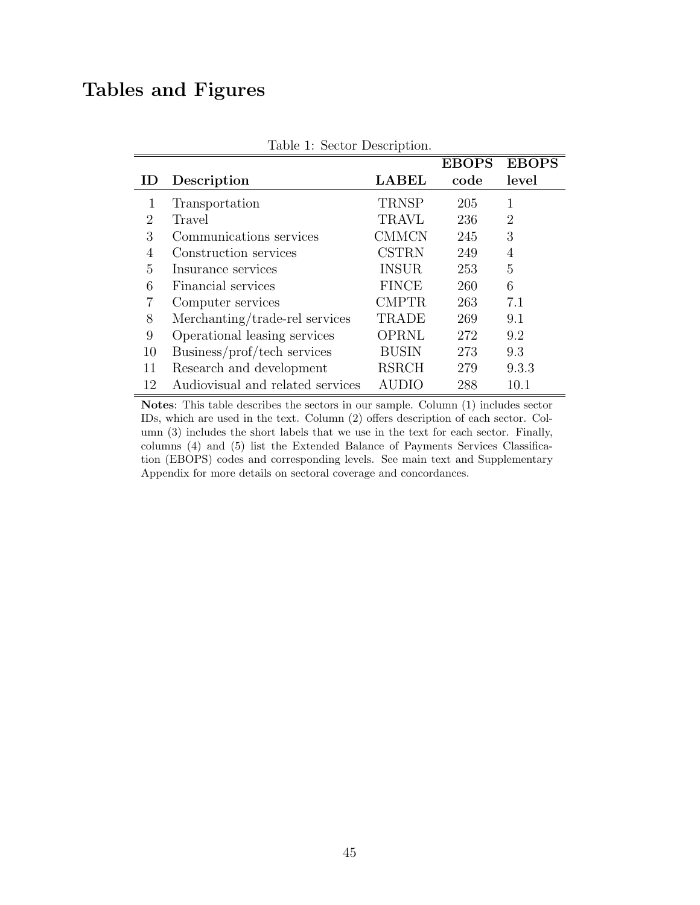# Tables and Figures

Table 1: Sector Description.

| ID | Description | LABEL | EBOPS code | EBOPS level |
|---|---|---|---|---|
| 1 | Transportation | TRNSP | 205 | 1 |
| 2 | Travel | TRAVL | 236 | 2 |
| 3 | Communications services | CMMCN | 245 | 3 |
| 4 | Construction services | CSTRN | 249 | 4 |
| 5 | Insurance services | INSUR | 253 | 5 |
| 6 | Financial services | FINCE | 260 | 6 |
| 7 | Computer services | CMPTR | 263 | 7.1 |
| 8 | Merchanting/trade-rel services | TRADE | 269 | 9.1 |
| 9 | Operational leasing services | OPRNL | 272 | 9.2 |
| 10 | Business/prof/tech services | BUSIN | 273 | 9.3 |
| 11 | Research and development | RSRCH | 279 | 9.3.3 |
| 12 | Audiovisual and related services | AUDIO | 288 | 10.1 |

**Notes**: This table describes the sectors in our sample. Column (1) includes sector IDs, which are used in the text. Column (2) offers description of each sector. Column (3) includes the short labels that we use in the text for each sector. Finally, columns (4) and (5) list the Extended Balance of Payments Services Classification (EBOPS) codes and corresponding levels. See main text and Supplementary Appendix for more details on sectoral coverage and concordances.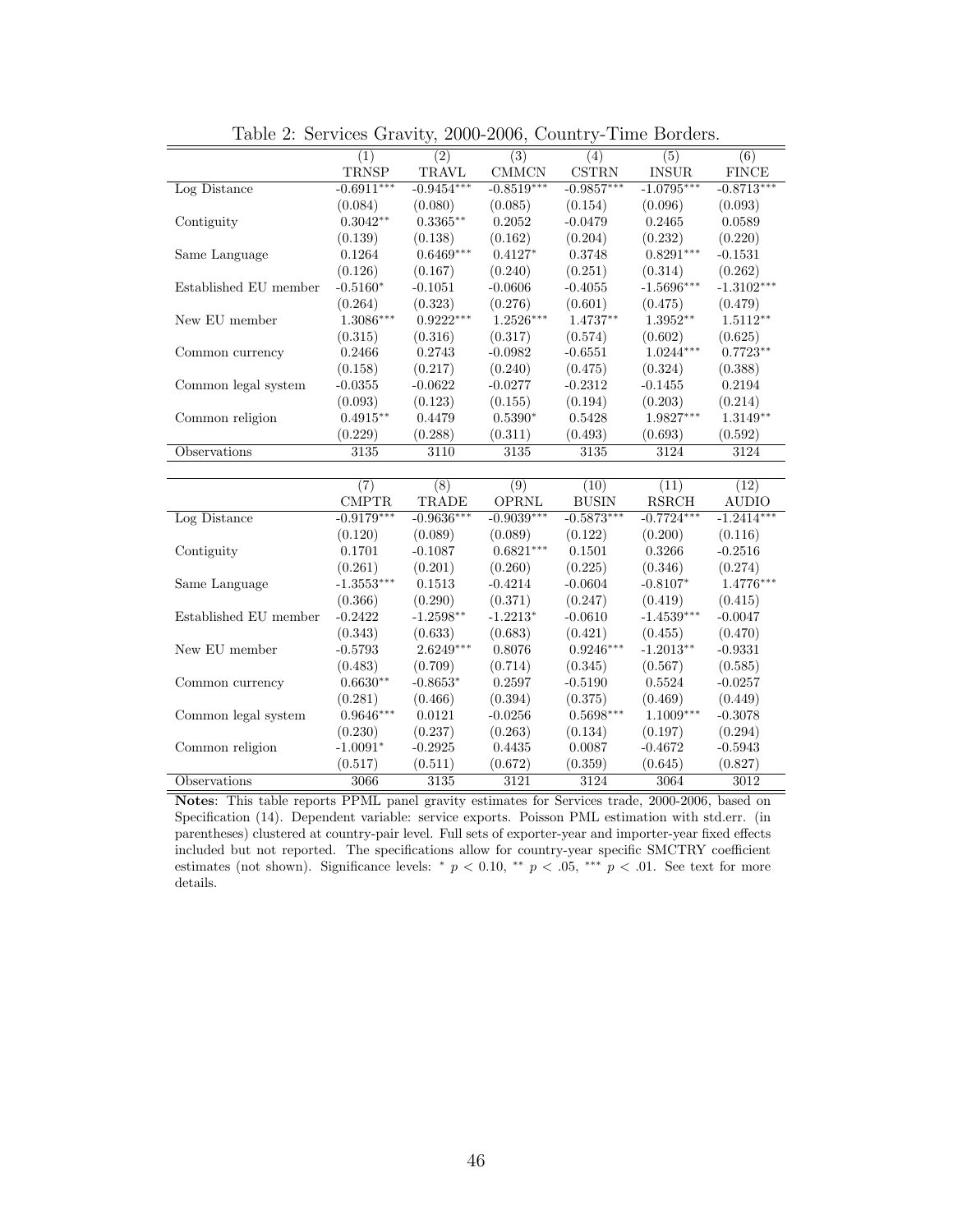Table 2: Services Gravity, 2000-2006, Country-Time Borders.

| | (1) | (2) | (3) | (4) | (5) | (6) |
|---|---|---|---|---|---|---|
| | TRNSP | TRAVL | CMMCN | CSTRN | INSUR | FINCE |
| Log Distance | -0.6911*** | -0.9454*** | -0.8519*** | -0.9857*** | -1.0795*** | -0.8713*** |
| | (0.084) | (0.080) | (0.085) | (0.154) | (0.096) | (0.093) |
| Contiguity | 0.3042** | 0.3365** | 0.2052 | -0.0479 | 0.2465 | 0.0589 |
| | (0.139) | (0.138) | (0.162) | (0.204) | (0.232) | (0.220) |
| Same Language | 0.1264 | 0.6469*** | 0.4127* | 0.3748 | 0.8291*** | -0.1531 |
| | (0.126) | (0.167) | (0.240) | (0.251) | (0.314) | (0.262) |
| Established EU member | -0.5160* | -0.1051 | -0.0606 | -0.4055 | -1.5696*** | -1.3102*** |
| | (0.264) | (0.323) | (0.276) | (0.601) | (0.475) | (0.479) |
| New EU member | 1.3086*** | 0.9222*** | 1.2526*** | 1.4737** | 1.3952** | 1.5112** |
| | (0.315) | (0.316) | (0.317) | (0.574) | (0.602) | (0.625) |
| Common currency | 0.2466 | 0.2743 | -0.0982 | -0.6551 | 1.0244*** | 0.7723** |
| | (0.158) | (0.217) | (0.240) | (0.475) | (0.324) | (0.388) |
| Common legal system | -0.0355 | -0.0622 | -0.0277 | -0.2312 | -0.1455 | 0.2194 |
| | (0.093) | (0.123) | (0.155) | (0.194) | (0.203) | (0.214) |
| Common religion | 0.4915** | 0.4479 | 0.5390* | 0.5428 | 1.9827*** | 1.3149** |
| | (0.229) | (0.288) | (0.311) | (0.493) | (0.693) | (0.592) |
| Observations | 3135 | 3110 | 3135 | 3135 | 3124 | 3124 |

| | (7) | (8) | (9) | (10) | (11) | (12) |
|---|---|---|---|---|---|---|
| | CMPTR | TRADE | OPRNL | BUSIN | RSRCH | AUDIO |
| Log Distance | -0.9179*** | -0.9636*** | -0.9039*** | -0.5873*** | -0.7724*** | -1.2414*** |
| | (0.120) | (0.089) | (0.089) | (0.122) | (0.200) | (0.116) |
| Contiguity | 0.1701 | -0.1087 | 0.6821*** | 0.1501 | 0.3266 | -0.2516 |
| | (0.261) | (0.201) | (0.260) | (0.225) | (0.346) | (0.274) |
| Same Language | -1.3553*** | 0.1513 | -0.4214 | -0.0604 | -0.8107* | 1.4776*** |
| | (0.366) | (0.290) | (0.371) | (0.247) | (0.419) | (0.415) |
| Established EU member | -0.2422 | -1.2598** | -1.2213* | -0.0610 | -1.4539*** | -0.0047 |
| | (0.343) | (0.633) | (0.683) | (0.421) | (0.455) | (0.470) |
| New EU member | -0.5793 | 2.6249*** | 0.8076 | 0.9246*** | -1.2013** | -0.9331 |
| | (0.483) | (0.709) | (0.714) | (0.345) | (0.567) | (0.585) |
| Common currency | 0.6630** | -0.8653* | 0.2597 | -0.5190 | 0.5524 | -0.0257 |
| | (0.281) | (0.466) | (0.394) | (0.375) | (0.469) | (0.449) |
| Common legal system | 0.9646*** | 0.0121 | -0.0256 | 0.5698*** | 1.1009*** | -0.3078 |
| | (0.230) | (0.237) | (0.263) | (0.134) | (0.197) | (0.294) |
| Common religion | -1.0091* | -0.2925 | 0.4435 | 0.0087 | -0.4672 | -0.5943 |
| | (0.517) | (0.511) | (0.672) | (0.359) | (0.645) | (0.827) |
| Observations | 3066 | 3135 | 3121 | 3124 | 3064 | 3012 |

**Notes**: This table reports PPML panel gravity estimates for Services trade, 2000-2006, based on Specification (14). Dependent variable: service exports. Poisson PML estimation with std.err. (in parentheses) clustered at country-pair level. Full sets of exporter-year and importer-year fixed effects included but not reported. The specifications allow for country-year specific SMCTRY coefficient estimates (not shown). Significance levels: * $p < 0.10$, ** $p < .05$, *** $p < .01$. See text for more details.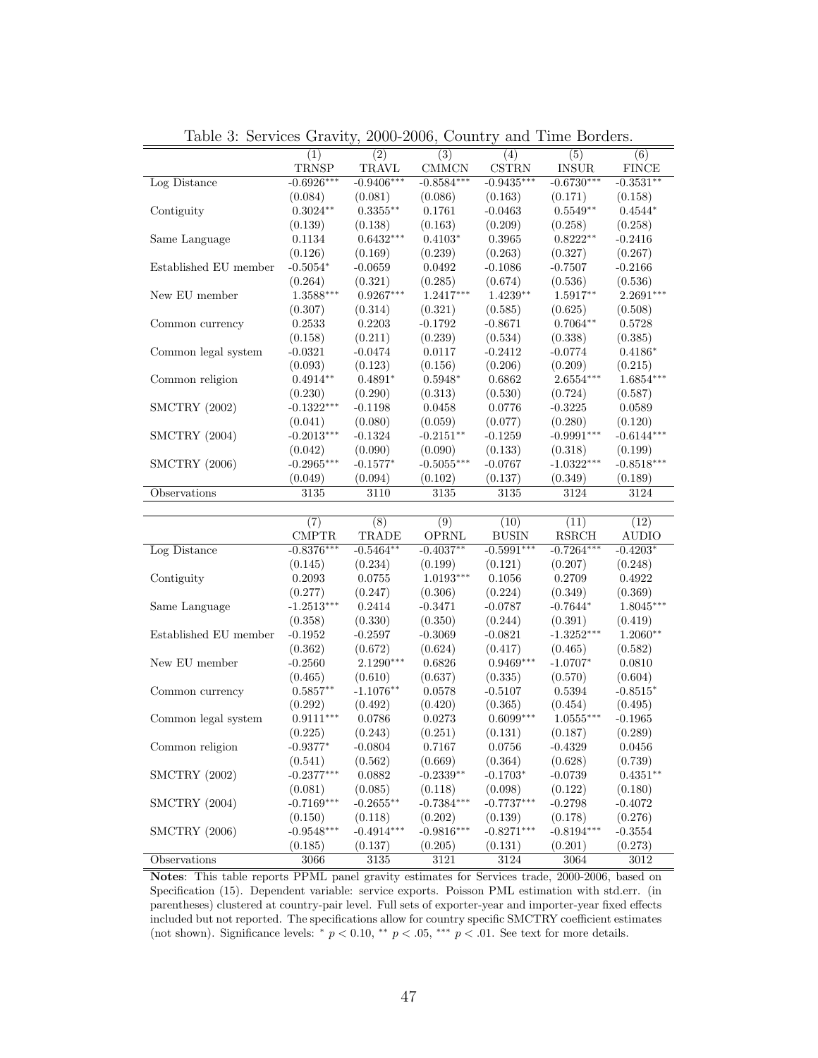Table 3: Services Gravity, 2000-2006, Country and Time Borders.

| | (1) TRNSP | (2) TRAVL | (3) CMMCN | (4) CSTRN | (5) INSUR | (6) FINCE |
|---|---|---|---|---|---|---|
| Log Distance | -0.6926*** | -0.9406*** | -0.8584*** | -0.9435*** | -0.6730*** | -0.3531** |
| | (0.084) | (0.081) | (0.086) | (0.163) | (0.171) | (0.158) |
| Contiguity | 0.3024** | 0.3355** | 0.1761 | -0.0463 | 0.5549** | 0.4544* |
| | (0.139) | (0.138) | (0.163) | (0.209) | (0.258) | (0.258) |
| Same Language | 0.1134 | 0.6432*** | 0.4103* | 0.3965 | 0.8222** | -0.2416 |
| | (0.126) | (0.169) | (0.239) | (0.263) | (0.327) | (0.267) |
| Established EU member | -0.5054* | -0.0659 | 0.0492 | -0.1086 | -0.7507 | -0.2166 |
| | (0.264) | (0.321) | (0.285) | (0.674) | (0.536) | (0.536) |
| New EU member | 1.3588*** | 0.9267*** | 1.2417*** | 1.4239** | 1.5917** | 2.2691*** |
| | (0.307) | (0.314) | (0.321) | (0.585) | (0.625) | (0.508) |
| Common currency | 0.2533 | 0.2203 | -0.1792 | -0.8671 | 0.7064** | 0.5728 |
| | (0.158) | (0.211) | (0.239) | (0.534) | (0.338) | (0.385) |
| Common legal system | -0.0321 | -0.0474 | 0.0117 | -0.2412 | -0.0774 | 0.4186* |
| | (0.093) | (0.123) | (0.156) | (0.206) | (0.209) | (0.215) |
| Common religion | 0.4914** | 0.4891* | 0.5948* | 0.6862 | 2.6554*** | 1.6854*** |
| | (0.230) | (0.290) | (0.313) | (0.530) | (0.724) | (0.587) |
| SMCTRY (2002) | -0.1322*** | -0.1198 | 0.0458 | 0.0776 | -0.3225 | 0.0589 |
| | (0.041) | (0.080) | (0.059) | (0.077) | (0.280) | (0.120) |
| SMCTRY (2004) | -0.2013*** | -0.1324 | -0.2151** | -0.1259 | -0.9991*** | -0.6144*** |
| | (0.042) | (0.090) | (0.090) | (0.133) | (0.318) | (0.199) |
| SMCTRY (2006) | -0.2965*** | -0.1577* | -0.5055*** | -0.0767 | -1.0322*** | -0.8518*** |
| | (0.049) | (0.094) | (0.102) | (0.137) | (0.349) | (0.189) |
| Observations | 3135 | 3110 | 3135 | 3135 | 3124 | 3124 |

| | (7) CMPTR | (8) TRADE | (9) OPRNL | (10) BUSIN | (11) RSRCH | (12) AUDIO |
|---|---|---|---|---|---|---|
| Log Distance | -0.8376*** | -0.5464** | -0.4037** | -0.5991*** | -0.7264*** | -0.4203* |
| | (0.145) | (0.234) | (0.199) | (0.121) | (0.207) | (0.248) |
| Contiguity | 0.2093 | 0.0755 | 1.0193*** | 0.1056 | 0.2709 | 0.4922 |
| | (0.277) | (0.247) | (0.306) | (0.224) | (0.349) | (0.369) |
| Same Language | -1.2513*** | 0.2414 | -0.3471 | -0.0787 | -0.7644* | 1.8045*** |
| | (0.358) | (0.330) | (0.350) | (0.244) | (0.391) | (0.419) |
| Established EU member | -0.1952 | -0.2597 | -0.3069 | -0.0821 | -1.3252*** | 1.2060** |
| | (0.362) | (0.672) | (0.624) | (0.417) | (0.465) | (0.582) |
| New EU member | -0.2560 | 2.1290*** | 0.6826 | 0.9469*** | -1.0707* | 0.0810 |
| | (0.465) | (0.610) | (0.637) | (0.335) | (0.570) | (0.604) |
| Common currency | 0.5857** | -1.1076** | 0.0578 | -0.5107 | 0.5394 | -0.8515* |
| | (0.292) | (0.492) | (0.420) | (0.365) | (0.454) | (0.495) |
| Common legal system | 0.9111*** | 0.0786 | 0.0273 | 0.6099*** | 1.0555*** | -0.1965 |
| | (0.225) | (0.243) | (0.251) | (0.131) | (0.187) | (0.289) |
| Common religion | -0.9377* | -0.0804 | 0.7167 | 0.0756 | -0.4329 | 0.0456 |
| | (0.541) | (0.562) | (0.669) | (0.364) | (0.628) | (0.739) |
| SMCTRY (2002) | -0.2377*** | 0.0882 | -0.2339** | -0.1703* | -0.0739 | 0.4351** |
| | (0.081) | (0.085) | (0.118) | (0.098) | (0.122) | (0.180) |
| SMCTRY (2004) | -0.7169*** | -0.2655** | -0.7384*** | -0.7737*** | -0.2798 | -0.4072 |
| | (0.150) | (0.118) | (0.202) | (0.139) | (0.178) | (0.276) |
| SMCTRY (2006) | -0.9548*** | -0.4914*** | -0.9816*** | -0.8271*** | -0.8194*** | -0.3554 |
| | (0.185) | (0.137) | (0.205) | (0.131) | (0.201) | (0.273) |
| Observations | 3066 | 3135 | 3121 | 3124 | 3064 | 3012 |

**Notes**: This table reports PPML panel gravity estimates for Services trade, 2000-2006, based on Specification (15). Dependent variable: service exports. Poisson PML estimation with std.err. (in parentheses) clustered at country-pair level. Full sets of exporter-year and importer-year fixed effects included but not reported. The specifications allow for country specific SMCTRY coefficient estimates (not shown). Significance levels: * $p < 0.10$, ** $p < .05$, *** $p < .01$. See text for more details.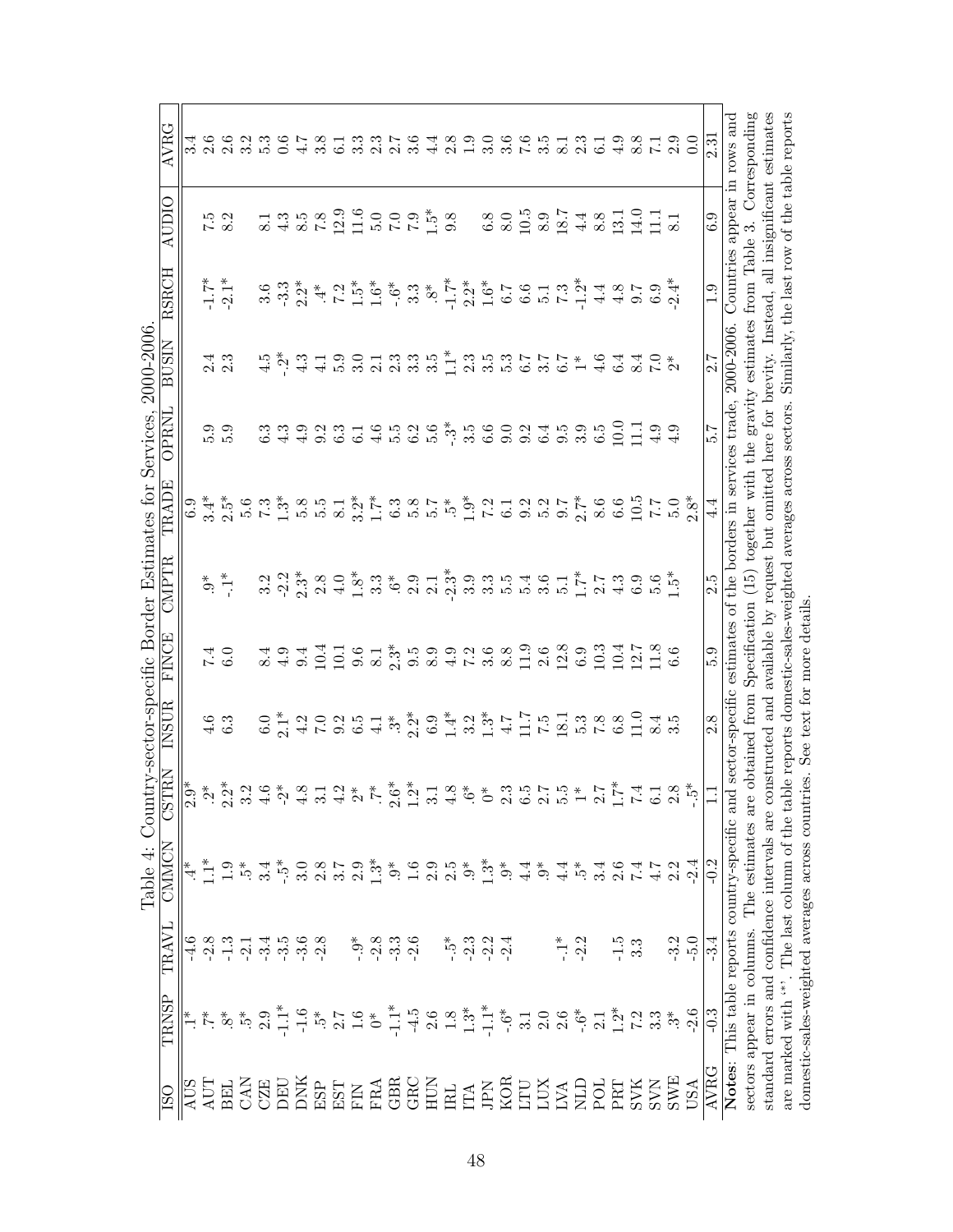Table 4: Country-sector-specific Border Estimates for Services, 2000-2006.

| ISO | TRNSP | TRAVL | CMMCN | CSTRN | INSUR | FINCE | CMPTR | TRADE | OPRNL | BUSIN | RSRCH | AUDIO | AVRG |
|---|---|---|---|---|---|---|---|---|---|---|---|---|---|
| AUS | .1* | -4.6 | .4* | 2.9* | | | | 6.9 | | | | | 3.4 |
| AUT | .7* | -2.8 | 1.1* | .2* | 4.6 | 7.4 | .9* | 3.4* | 5.9 | 2.4 | -1.7* | 7.5 | 2.6 |
| BEL | .8* | -1.3 | 1.9 | 2.2* | 6.3 | 6.0 | -.1* | 2.5* | 5.9 | 2.3 | -2.1* | 8.2 | 2.6 |
| CAN | .5* | -2.1 | .5* | 3.2 | | | | 5.6 | | | | | 3.2 |
| CZE | 2.9 | -3.4 | 3.4 | 4.6 | 6.0 | 8.4 | 3.2 | 7.3 | 6.3 | 4.5 | 3.6 | 8.1 | 5.3 |
| DEU | -1.1* | -3.5 | -.5* | -.2* | 2.1* | 4.9 | -2.2 | 1.3* | 4.3 | -.2* | -3.3 | 4.3 | 0.6 |
| DNK | -1.6 | -3.6 | 3.0 | 4.8 | 4.2 | 9.4 | 2.3* | 5.8 | 4.9 | 4.3 | 2.2* | 8.5 | 4.7 |
| ESP | .5* | -2.8 | 2.8 | 3.1 | 7.0 | 10.4 | 2.8 | 5.5 | 9.2 | 4.1 | .4* | 7.8 | 3.8 |
| EST | 2.7 | | 3.7 | 4.2 | 9.2 | 10.1 | 4.0 | 8.1 | 6.3 | 5.9 | 7.2 | 12.9 | 6.1 |
| FIN | 1.6 | -.9* | 2.9 | .2* | 6.5 | 9.6 | 1.8* | 3.2* | 6.1 | 3.0 | 1.5* | 11.6 | 3.3 |
| FRA | 0* | -2.8 | 1.3* | .7* | 4.1 | 8.1 | 3.3 | 1.7* | 4.6 | 2.1 | 1.6* | 5.0 | 2.3 |
| GBR | -1.1* | -3.3 | .9* | 2.6* | .3* | 2.3* | .6* | 6.3 | 5.5 | 2.3 | -.6* | 7.0 | 2.7 |
| GRC | -4.5 | -2.6 | 1.6 | 1.2* | 2.2* | 9.5 | 2.9 | 5.8 | 6.2 | 3.3 | 3.3 | 7.9 | 3.6 |
| HUN | 2.6 | | 2.9 | 3.1 | 6.9 | 8.9 | 2.1 | 5.7 | 5.6 | 3.5 | .8* | 1.5* | 4.4 |
| IRL | 1.8 | -.5* | 2.5 | 4.8 | 1.4* | 4.9 | -2.3* | .5* | -.3* | 1.1* | -1.7* | 9.8 | 2.8 |
| ITA | 1.3* | -2.3 | .9* | .6* | 3.2 | 7.2 | 3.9 | 1.9* | 3.5 | 2.3 | 2.2* | | 1.9 |
| JPN | -1.1* | -2.2 | 1.3* | 0* | 1.3* | 3.6 | 3.3 | 7.2 | 6.6 | 3.5 | 1.6* | 6.8 | 3.0 |
| KOR | -.6* | -2.4 | .9* | 2.3 | 4.7 | 8.8 | 5.5 | 6.1 | 9.0 | 5.3 | 6.7 | 8.0 | 3.6 |
| LTU | 3.1 | | 4.4 | 6.5 | 11.7 | 11.9 | 5.4 | 9.2 | 9.2 | 6.7 | 6.6 | 10.5 | 7.6 |
| LUX | 2.0 | | .9* | 2.7 | 7.5 | 2.6 | 3.6 | 5.2 | 6.4 | 3.7 | 5.1 | 8.9 | 3.5 |
| LVA | 2.6 | -.1* | 4.4 | 5.5 | 18.1 | 12.8 | 5.1 | 9.7 | 9.5 | 6.7 | 7.3 | 18.7 | 8.1 |
| NLD | -.6* | -2.2 | .5* | 1* | 5.3 | 6.9 | 1.7* | 2.7* | 3.9 | 1* | -1.2* | 4.4 | 2.3 |
| POL | 2.1 | | 3.4 | 2.7 | 7.8 | 10.3 | 2.7 | 8.6 | 6.5 | 4.6 | 4.4 | 8.8 | 6.1 |
| PRT | 1.2* | -1.5 | 2.6 | 1.7* | 6.8 | 10.4 | 4.3 | 6.6 | 10.0 | 6.4 | 4.8 | 13.1 | 4.9 |
| SVK | 7.2 | 3.3 | 7.4 | 7.4 | 11.0 | 12.7 | 6.9 | 10.5 | 11.1 | 8.4 | 9.7 | 14.0 | 8.8 |
| SVN | 3.3 | | 4.7 | 6.1 | 8.4 | 11.8 | 5.6 | 7.7 | 4.9 | 7.0 | 6.9 | 11.1 | 7.1 |
| SWE | .3* | -3.2 | 2.2 | 2.8 | 3.5 | 6.6 | 1.5* | 5.0 | 4.9 | 2* | -2.4* | 8.1 | 2.9 |
| USA | -2.6 | -5.0 | -2.4 | -.5* | | | | 2.8* | | | | | 0.0 |
| AVRG | -0.3 | -3.4 | -0.2 | 1.1 | 2.8 | 5.9 | 2.5 | 4.4 | 5.7 | 2.7 | 1.9 | 6.9 | 2.31 |

**Notes**: This table reports country-specific and sector-specific estimates of the borders in services trade, 2000-2006. Countries appear in rows and sectors appear in columns. The estimates are obtained from Specification (15) together with the gravity estimates from Table 3. Corresponding standard errors and confidence intervals are constructed and available by request but omitted here for brevity. Instead, all insignificant estimates are marked with '*'. The last column of the table reports domestic-sales-weighted averages across sectors. Similarly, the last row of the table reports domestic-sales-weighted averages across countries. See text for more details.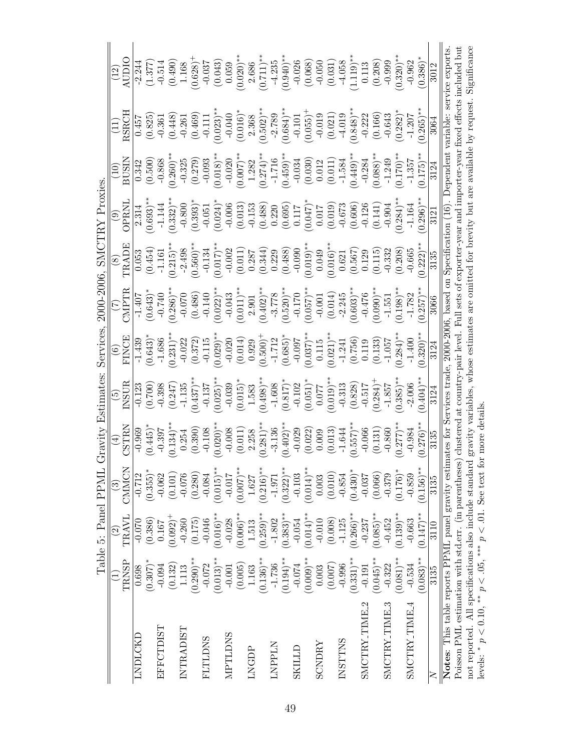Table 5: Panel PPML Gravity Estimates: Services, 2000-2006, SMCTRY Proxies.

| | (1) TRNSP | (2) TRAVL | (3) CMMCN | (4) CSTRN | (5) INSUR | (6) FINCE | (7) CMPTR | (8) TRADE | (9) OPRNL | (10) BUSIN | (11) RSRCH | (12) AUDIO |
|---|---|---|---|---|---|---|---|---|---|---|---|---|
| LNDLCKD | 0.698 | -0.070 | -0.712 | -0.969 | -0.123 | -1.439 | -1.407 | 0.053 | 2.314 | 0.342 | 0.457 | -2.244 |
| | (0.307)* | (0.386) | (0.355)* | (0.445)* | (0.700) | (0.643)* | (0.643)* | (0.454) | (0.693)** | (0.500) | (0.825) | (1.377) |
| EFFCTDIST | -0.094 | 0.167 | -0.062 | -0.397 | -0.398 | -1.686 | -0.740 | -1.161 | -1.144 | -0.868 | -0.361 | -0.514 |
| | (0.132) | (0.092)+ | (0.101) | (0.134)** | (0.247) | (0.231)** | (0.286)** | (0.215)** | (0.332)** | (0.260)** | (0.448) | (0.490) |
| INTRADIST | 1.113 | -0.260 | -0.076 | 0.254 | -1.135 | -0.022 | -0.070 | -2.498 | -0.800 | -0.325 | -0.261 | 1.168 |
| | (0.290)** | (0.175) | (0.280) | (0.390) | (0.437)** | (0.372) | (0.486) | (0.560)** | (0.393)* | (0.279) | (0.469) | (0.628)+ |
| FLTLDNS | -0.072 | -0.046 | -0.084 | -0.108 | -0.137 | -0.115 | -0.140 | -0.134 | -0.051 | -0.093 | -0.111 | -0.037 |
| | (0.013)** | (0.016)** | (0.015)** | (0.020)** | (0.025)** | (0.029)** | (0.022)** | (0.017)** | (0.024)* | (0.018)** | (0.023)** | (0.043) |
| MPTLDNS | -0.001 | -0.028 | -0.017 | -0.008 | -0.039 | -0.020 | -0.043 | -0.002 | -0.006 | -0.020 | -0.040 | 0.059 |
| | (0.005) | (0.006)** | (0.007)** | (0.011) | (0.015)* | (0.014) | (0.011)** | (0.011) | (0.013) | (0.007)** | (0.016)* | (0.020)** |
| LNGDP | 1.163 | 1.513 | 1.627 | 2.258 | 1.583 | 0.929 | 2.901 | 0.287 | -0.153 | 1.282 | 2.368 | 2.686 |
| | (0.136)** | (0.259)** | (0.216)** | (0.281)** | (0.498)** | (0.500)+ | (0.402)** | (0.344) | (0.488) | (0.274)** | (0.502)** | (0.711)** |
| LNPPLN | -1.736 | -1.802 | -1.971 | -3.136 | -1.608 | -1.712 | -3.778 | 0.229 | 0.220 | -1.716 | -2.789 | -4.235 |
| | (0.194)** | (0.383)** | (0.322)** | (0.402)** | (0.817)* | (0.685)* | (0.520)** | (0.488) | (0.695) | (0.459)** | (0.684)** | (0.940)** |
| SKILLD | -0.074 | -0.054 | -0.103 | -0.029 | -0.102 | -0.097 | -0.170 | -0.090 | 0.117 | -0.034 | -0.101 | -0.026 |
| | (0.009)** | (0.014)** | (0.014)** | (0.022) | (0.051)* | (0.037)** | (0.057)** | (0.019)** | (0.047)* | (0.030) | (0.055)+ | (0.068) |
| SCNDRY | 0.003 | -0.010 | 0.003 | 0.009 | 0.077 | 0.115 | -0.001 | 0.049 | 0.017 | 0.012 | -0.019 | -0.050 |
| | (0.007) | (0.008) | (0.010) | (0.013) | (0.019)** | (0.021)** | (0.014) | (0.016)** | (0.019) | (0.011) | (0.021) | (0.031) |
| INSTTNS | -0.996 | -1.125 | -0.854 | -1.644 | -0.313 | -1.241 | -2.245 | 0.621 | -0.673 | -1.584 | -4.019 | -4.058 |
| | (0.331)** | (0.266)** | (0.430)* | (0.557)** | (0.828) | (0.756) | (0.603)** | (0.567) | (0.606) | (0.449)** | (0.848)** | (1.119)** |
| SMCTRY_TIME_2 | -0.191 | -0.237 | -0.037 | -0.066 | -0.517 | 0.119 | -0.476 | 0.129 | -0.126 | -0.284 | -0.222 | 0.113 |
| | (0.045)** | (0.085)** | (0.066) | (0.131) | (0.284)+ | (0.133) | (0.090)** | (0.115) | (0.141) | (0.088)** | (0.166) | (0.208) |
| SMCTRY_TIME_3 | -0.322 | -0.452 | -0.379 | -0.860 | -1.857 | -1.057 | -1.551 | -0.332 | -0.904 | -1.249 | -0.643 | -0.999 |
| | (0.081)** | (0.139)** | (0.176)* | (0.277)** | (0.385)** | (0.284)** | (0.198)** | (0.208) | (0.284)** | (0.170)** | (0.282)* | (0.320)** |
| SMCTRY_TIME_4 | -0.534 | -0.663 | -0.859 | -0.984 | -2.006 | -1.400 | -1.782 | -0.665 | -1.164 | -1.357 | -1.207 | -0.962 |
| | (0.083)** | (0.147)** | (0.156)** | (0.276)** | (0.404)** | (0.320)** | (0.257)** | (0.222)** | (0.296)** | (0.175)** | (0.265)** | (0.386)* |
| $N$ | 3135 | 3110 | 3135 | 3135 | 3124 | 3124 | 3066 | 3135 | 3121 | 3124 | 3064 | 3012 |

**Notes**: This table reports PPML panel gravity estimates for Services trade, 2000-2006, based on Specification (16). Dependent variable: service exports. Poisson PML estimation with std.err. (in parentheses) clustered at country-pair level. Full sets of exporter-year and importer-year fixed effects included but not reported. All specifications also include standard gravity variables, whose estimates are omitted for brevity but are available by request. Significance levels: + $p < 0.10$, * $p < .05$, ** $p < .01$. See text for more details.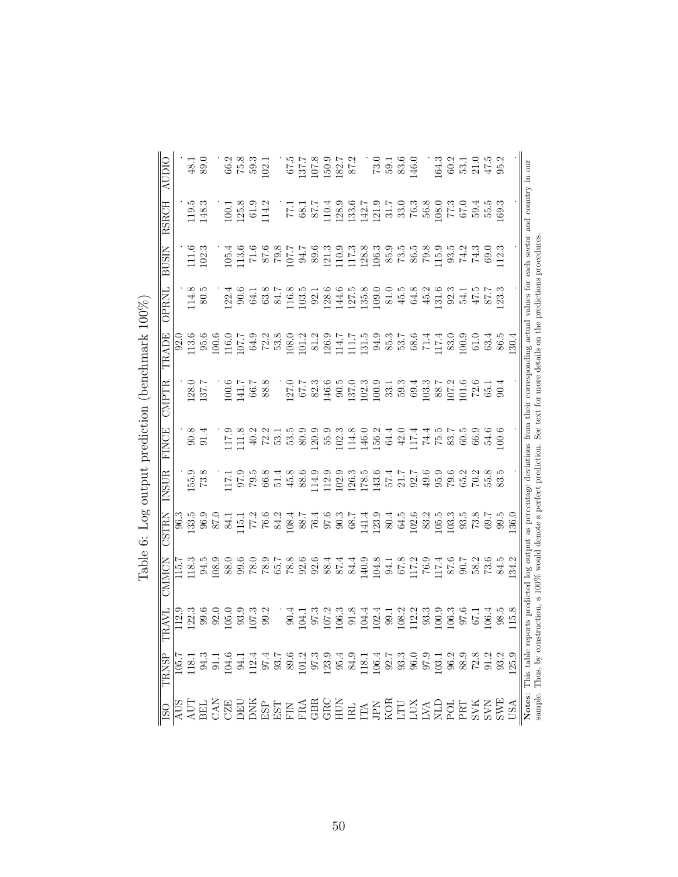# Table 6: Log output prediction (benchmark 100%)

| ISO | TRNSP | TRAVL | CMMCN | CSTRN | INSUR | FINCE | CMPTR | TRADE | OPRNL | BUSIN | RSRCH | AUDIO |
|---|---|---|---|---|---|---|---|---|---|---|---|---|
| AUS | 105.7 | 112.9 | 115.7 | 96.3 | . | . | . | 92.0 | . | . | . | . |
| AUT | 118.1 | 122.3 | 118.3 | 133.5 | 155.9 | 90.8 | 128.0 | 113.6 | 114.8 | 111.6 | 119.5 | 48.1 |
| BEL | 94.3 | 99.6 | 94.5 | 96.9 | 73.8 | 91.4 | 137.7 | 95.6 | 80.5 | 102.3 | 148.3 | 89.0 |
| CAN | 91.1 | 92.0 | 108.9 | 87.0 | . | . | . | 100.6 | . | . | . | . |
| CZE | 104.6 | 105.0 | 88.0 | 84.1 | 117.1 | 117.9 | 100.6 | 116.0 | 122.4 | 105.4 | 100.1 | 66.2 |
| DEU | 94.1 | 93.9 | 99.6 | 115.1 | 97.9 | 111.8 | 141.7 | 107.7 | 90.6 | 113.6 | 125.8 | 75.8 |
| DNK | 112.4 | 107.3 | 78.0 | 77.2 | 79.5 | 40.2 | 66.7 | 64.9 | 64.1 | 71.6 | 61.9 | 59.3 |
| ESP | 97.4 | 99.2 | 78.9 | 76.6 | 66.8 | 72.2 | 88.8 | 72.2 | 63.8 | 87.6 | 114.2 | 102.1 |
| EST | 93.7 | . | 65.7 | 84.2 | 51.4 | 53.1 | . | 53.8 | 84.7 | 79.8 | . | . |
| FIN | 89.6 | 90.4 | 78.8 | 108.4 | 45.8 | 53.5 | 127.0 | 108.0 | 116.8 | 107.7 | 77.1 | 67.5 |
| FRA | 101.2 | 104.1 | 92.6 | 88.7 | 88.6 | 80.9 | 67.7 | 101.2 | 103.5 | 94.7 | 68.1 | 137.7 |
| GBR | 97.3 | 97.3 | 92.6 | 76.4 | 114.9 | 120.9 | 82.3 | 81.2 | 92.1 | 89.6 | 87.7 | 107.8 |
| GRC | 123.9 | 107.2 | 88.4 | 97.6 | 112.9 | 55.9 | 146.6 | 126.9 | 128.6 | 121.3 | 110.4 | 150.9 |
| HUN | 95.4 | 106.3 | 87.4 | 90.3 | 102.9 | 102.3 | 90.5 | 114.7 | 144.6 | 110.9 | 128.9 | 182.7 |
| IRL | 84.9 | 91.8 | 84.4 | 68.7 | 126.3 | 114.8 | 137.0 | 111.7 | 127.5 | 117.3 | 133.6 | 87.2 |
| ITA | 118.1 | 104.4 | 140.9 | 141.4 | 178.5 | 146.0 | 102.3 | 131.5 | 135.8 | 128.8 | 142.7 | . |
| JPN | 106.4 | 102.4 | 104.8 | 123.9 | 143.6 | 156.2 | 100.9 | 94.9 | 109.0 | 106.3 | 121.9 | 73.0 |
| KOR | 92.7 | 99.1 | 94.1 | 80.4 | 57.4 | 64.4 | 33.1 | 85.3 | 81.0 | 85.9 | 31.7 | 59.1 |
| LTU | 93.3 | 108.2 | 67.8 | 64.5 | 21.7 | 42.0 | 59.3 | 53.7 | 45.5 | 73.5 | 33.0 | 83.6 |
| LUX | 96.0 | 112.2 | 117.2 | 102.6 | 92.7 | 117.4 | 69.4 | 68.6 | 64.8 | 86.5 | 76.3 | 146.0 |
| LVA | 97.9 | 93.3 | 76.9 | 83.2 | 49.6 | 74.4 | 103.3 | 71.4 | 45.2 | 79.8 | 56.8 | . |
| NLD | 103.1 | 100.9 | 117.4 | 105.5 | 95.9 | 75.5 | 88.7 | 117.4 | 131.6 | 115.9 | 108.0 | 164.3 |
| POL | 96.2 | 106.3 | 87.6 | 103.3 | 79.6 | 83.7 | 107.2 | 83.0 | 92.3 | 93.5 | 77.3 | 60.2 |
| PRT | 88.9 | 97.6 | 90.7 | 93.5 | 65.2 | 60.5 | 101.6 | 100.9 | 54.1 | 74.2 | 67.0 | 53.1 |
| SVK | 72.8 | 67.1 | 58.2 | 73.8 | 70.2 | 66.9 | 72.6 | 61.0 | 47.5 | 74.3 | 59.4 | 21.0 |
| SVN | 91.2 | 106.4 | 73.6 | 69.7 | 55.8 | 54.6 | 65.1 | 63.4 | 87.7 | 69.0 | 55.5 | 47.5 |
| SWE | 93.2 | 98.5 | 84.5 | 99.5 | 83.5 | 100.6 | 90.4 | 86.5 | 123.3 | 112.3 | 169.3 | 95.2 |
| USA | 125.9 | 115.8 | 134.2 | 136.0 | . | . | . | 130.4 | . | . | . | . |

**Notes**: This table reports predicted log output as percentage deviations from their corresponding actual values for each sector and country in our sample. Thus, by construction, a 100% would denote a perfect prediction. See text for more details on the predictions procedures.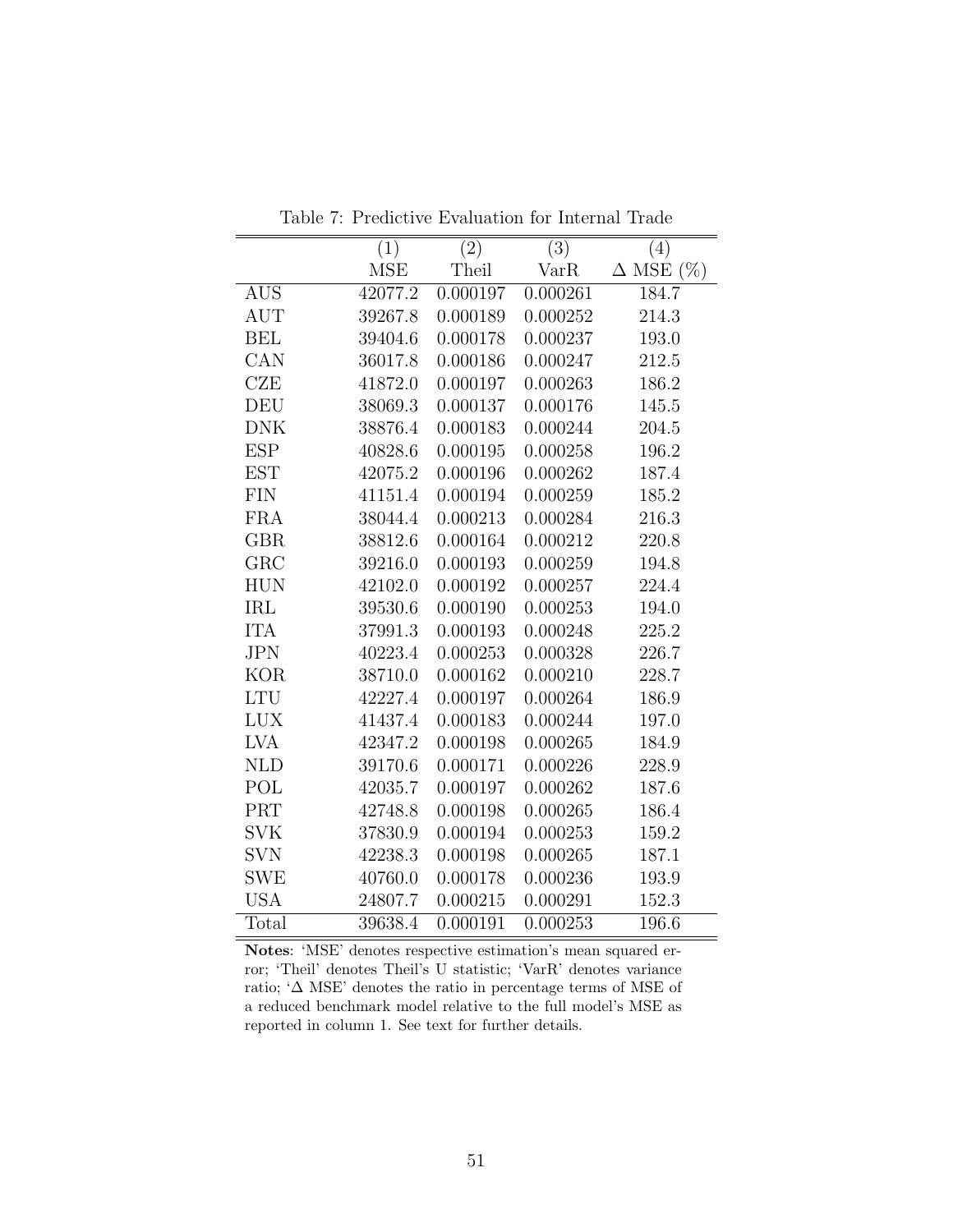Table 7: Predictive Evaluation for Internal Trade

| | (1) | (2) | (3) | (4) |
|---|---|---|---|---|
| | MSE | Theil | VarR | $\Delta$ MSE (%) |
| AUS | 42077.2 | 0.000197 | 0.000261 | 184.7 |
| AUT | 39267.8 | 0.000189 | 0.000252 | 214.3 |
| BEL | 39404.6 | 0.000178 | 0.000237 | 193.0 |
| CAN | 36017.8 | 0.000186 | 0.000247 | 212.5 |
| CZE | 41872.0 | 0.000197 | 0.000263 | 186.2 |
| DEU | 38069.3 | 0.000137 | 0.000176 | 145.5 |
| DNK | 38876.4 | 0.000183 | 0.000244 | 204.5 |
| ESP | 40828.6 | 0.000195 | 0.000258 | 196.2 |
| EST | 42075.2 | 0.000196 | 0.000262 | 187.4 |
| FIN | 41151.4 | 0.000194 | 0.000259 | 185.2 |
| FRA | 38044.4 | 0.000213 | 0.000284 | 216.3 |
| GBR | 38812.6 | 0.000164 | 0.000212 | 220.8 |
| GRC | 39216.0 | 0.000193 | 0.000259 | 194.8 |
| HUN | 42102.0 | 0.000192 | 0.000257 | 224.4 |
| IRL | 39530.6 | 0.000190 | 0.000253 | 194.0 |
| ITA | 37991.3 | 0.000193 | 0.000248 | 225.2 |
| JPN | 40223.4 | 0.000253 | 0.000328 | 226.7 |
| KOR | 38710.0 | 0.000162 | 0.000210 | 228.7 |
| LTU | 42227.4 | 0.000197 | 0.000264 | 186.9 |
| LUX | 41437.4 | 0.000183 | 0.000244 | 197.0 |
| LVA | 42347.2 | 0.000198 | 0.000265 | 184.9 |
| NLD | 39170.6 | 0.000171 | 0.000226 | 228.9 |
| POL | 42035.7 | 0.000197 | 0.000262 | 187.6 |
| PRT | 42748.8 | 0.000198 | 0.000265 | 186.4 |
| SVK | 37830.9 | 0.000194 | 0.000253 | 159.2 |
| SVN | 42238.3 | 0.000198 | 0.000265 | 187.1 |
| SWE | 40760.0 | 0.000178 | 0.000236 | 193.9 |
| USA | 24807.7 | 0.000215 | 0.000291 | 152.3 |
| Total | 39638.4 | 0.000191 | 0.000253 | 196.6 |

**Notes**: 'MSE' denotes respective estimation's mean squared error; 'Theil' denotes Theil's U statistic; 'VarR' denotes variance ratio; '$\Delta$ MSE' denotes the ratio in percentage terms of MSE of a reduced benchmark model relative to the full model's MSE as reported in column 1. See text for further details.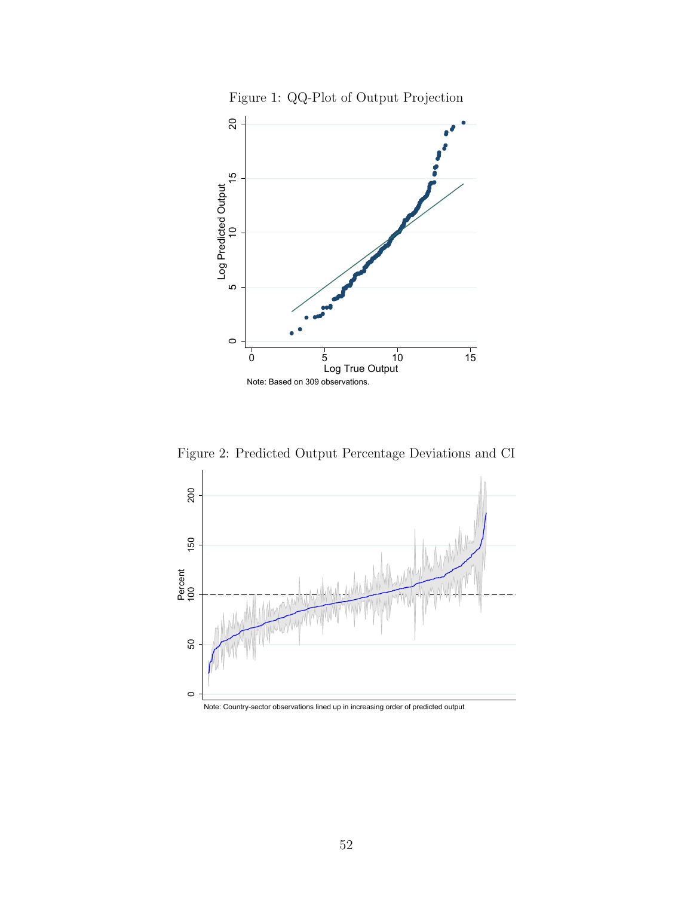Figure 1: QQ-Plot of Output Projection

Note: Based on 309 observations.

Figure 2: Predicted Output Percentage Deviations and CI

Note: Country-sector observations lined up in increasing order of predicted output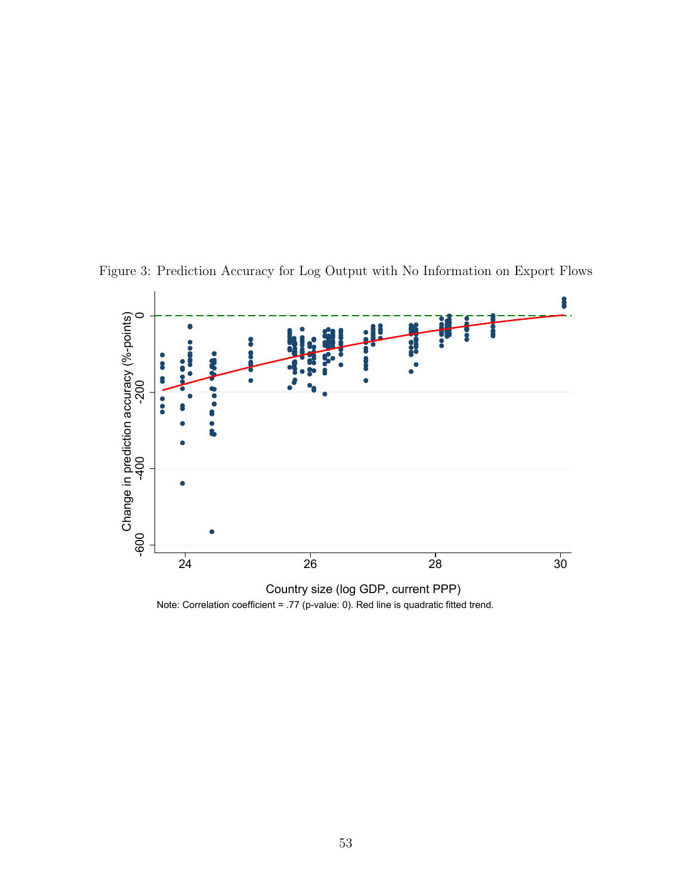Figure 3: Prediction Accuracy for Log Output with No Information on Export Flows

Change in prediction accuracy (%-points)

0

-200

-400

-600

24

26

28

30

Country size (log GDP, current PPP)

Note: Correlation coefficient = .77 (p-value: 0). Red line is quadratic fitted trend.